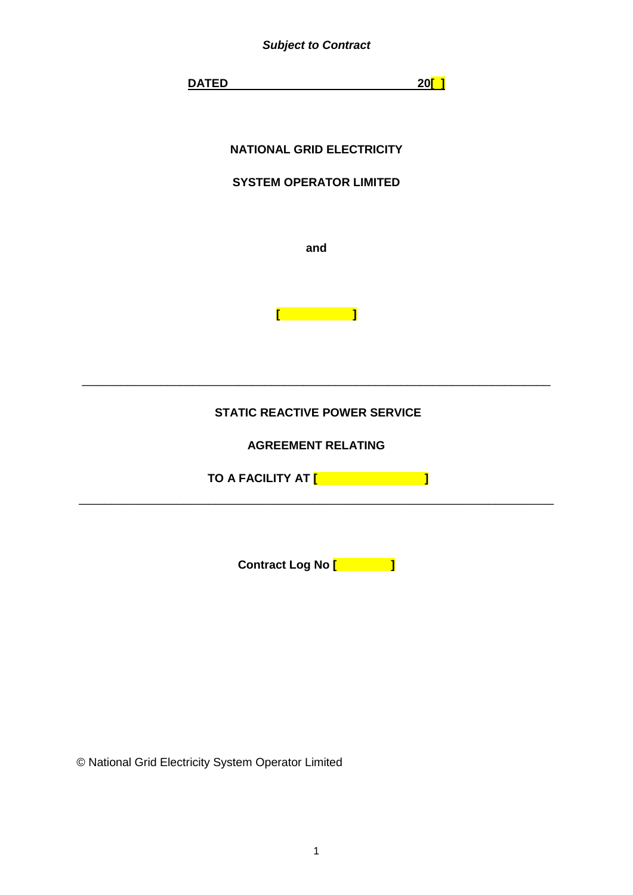***Subject to Contract***

**DATED 20[ ]**

**NATIONAL GRID ELECTRICITY**

**SYSTEM OPERATOR LIMITED**

**and**

**[ ]**

---

**STATIC REACTIVE POWER SERVICE**

**AGREEMENT RELATING**

**TO A FACILITY AT [ ]**

---

**Contract Log No [ ]**

© National Grid Electricity System Operator Limited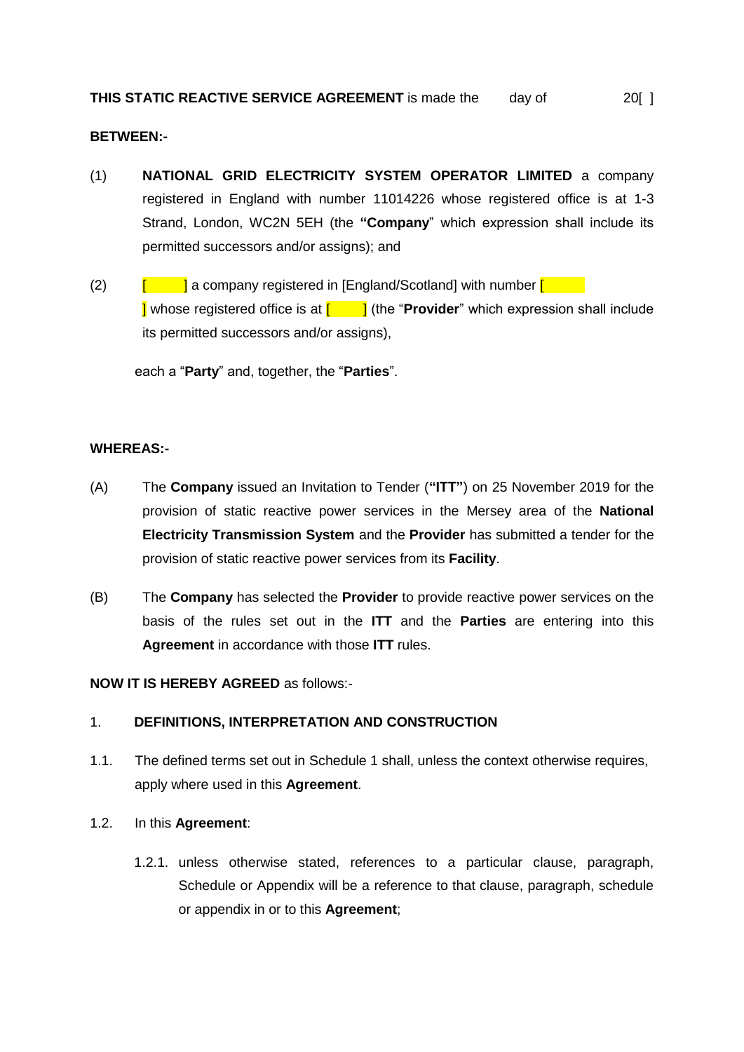**THIS STATIC REACTIVE SERVICE AGREEMENT** is made the day of 20[ ]

**BETWEEN:-**

(1) **NATIONAL GRID ELECTRICITY SYSTEM OPERATOR LIMITED** a company registered in England with number 11014226 whose registered office is at 1-3 Strand, London, WC2N 5EH (the **"Company**" which expression shall include its permitted successors and/or assigns); and

(2) [ ] a company registered in [England/Scotland] with number [ ] whose registered office is at [ ] (the "**Provider**" which expression shall include its permitted successors and/or assigns),

each a "**Party**" and, together, the "**Parties**".

**WHEREAS:-**

(A) The **Company** issued an Invitation to Tender (**"ITT"**) on 25 November 2019 for the provision of static reactive power services in the Mersey area of the **National Electricity Transmission System** and the **Provider** has submitted a tender for the provision of static reactive power services from its **Facility**.

(B) The **Company** has selected the **Provider** to provide reactive power services on the basis of the rules set out in the **ITT** and the **Parties** are entering into this **Agreement** in accordance with those **ITT** rules.

**NOW IT IS HEREBY AGREED** as follows:-

1. **DEFINITIONS, INTERPRETATION AND CONSTRUCTION**

1.1. The defined terms set out in Schedule 1 shall, unless the context otherwise requires, apply where used in this **Agreement**.

1.2. In this **Agreement**:

1.2.1. unless otherwise stated, references to a particular clause, paragraph, Schedule or Appendix will be a reference to that clause, paragraph, schedule or appendix in or to this **Agreement**;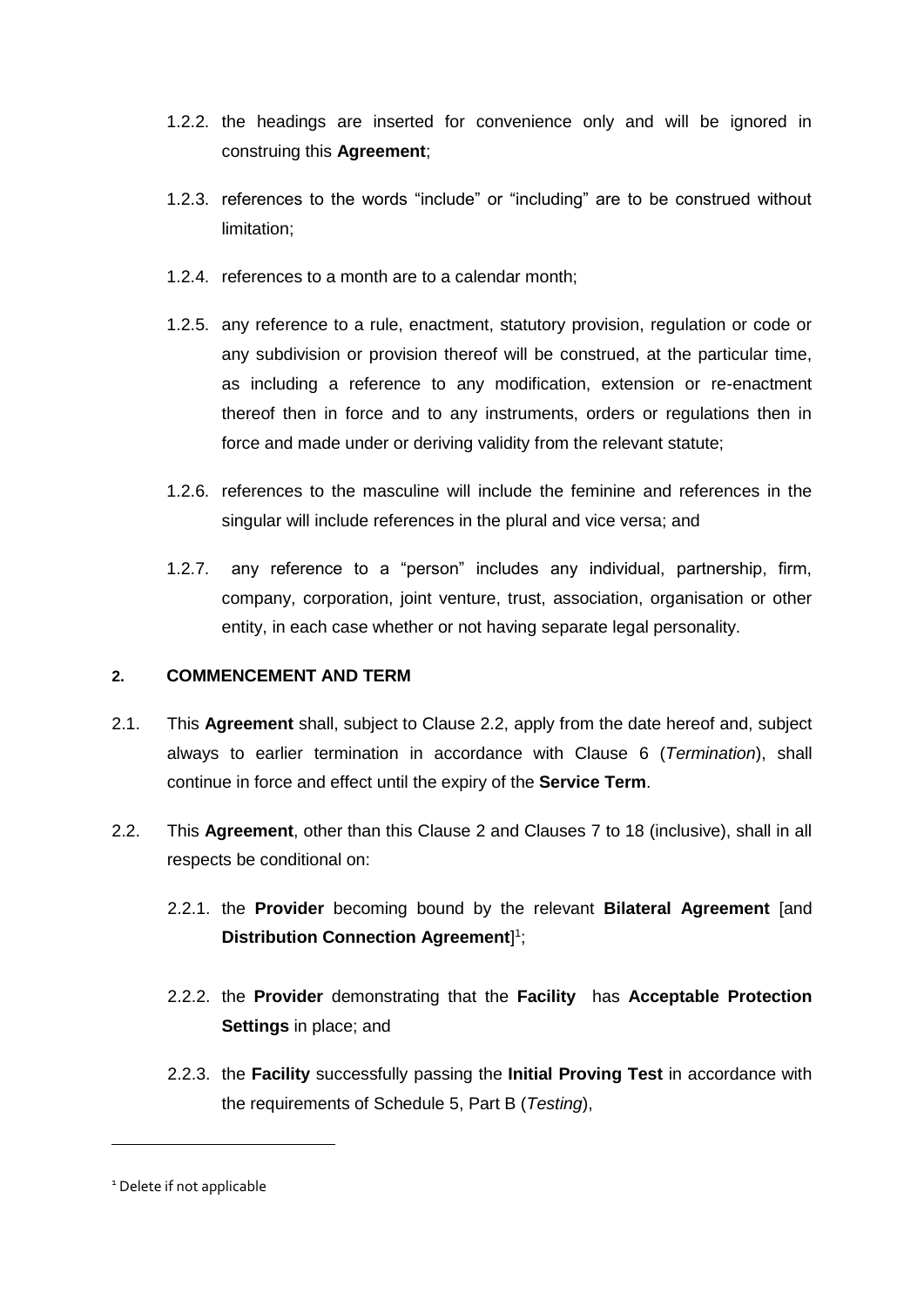1.2.2. the headings are inserted for convenience only and will be ignored in construing this **Agreement**;

1.2.3. references to the words "include" or "including" are to be construed without limitation;

1.2.4. references to a month are to a calendar month;

1.2.5. any reference to a rule, enactment, statutory provision, regulation or code or any subdivision or provision thereof will be construed, at the particular time, as including a reference to any modification, extension or re-enactment thereof then in force and to any instruments, orders or regulations then in force and made under or deriving validity from the relevant statute;

1.2.6. references to the masculine will include the feminine and references in the singular will include references in the plural and vice versa; and

1.2.7. any reference to a "person" includes any individual, partnership, firm, company, corporation, joint venture, trust, association, organisation or other entity, in each case whether or not having separate legal personality.

## 2. COMMENCEMENT AND TERM

2.1. This **Agreement** shall, subject to Clause 2.2, apply from the date hereof and, subject always to earlier termination in accordance with Clause 6 (*Termination*), shall continue in force and effect until the expiry of the **Service Term**.

2.2. This **Agreement**, other than this Clause 2 and Clauses 7 to 18 (inclusive), shall in all respects be conditional on:

2.2.1. the **Provider** becoming bound by the relevant **Bilateral Agreement** [and **Distribution Connection Agreement**][1];

2.2.2. the **Provider** demonstrating that the **Facility** has **Acceptable Protection Settings** in place; and

2.2.3. the **Facility** successfully passing the **Initial Proving Test** in accordance with the requirements of Schedule 5, Part B (*Testing*),

[1] Delete if not applicable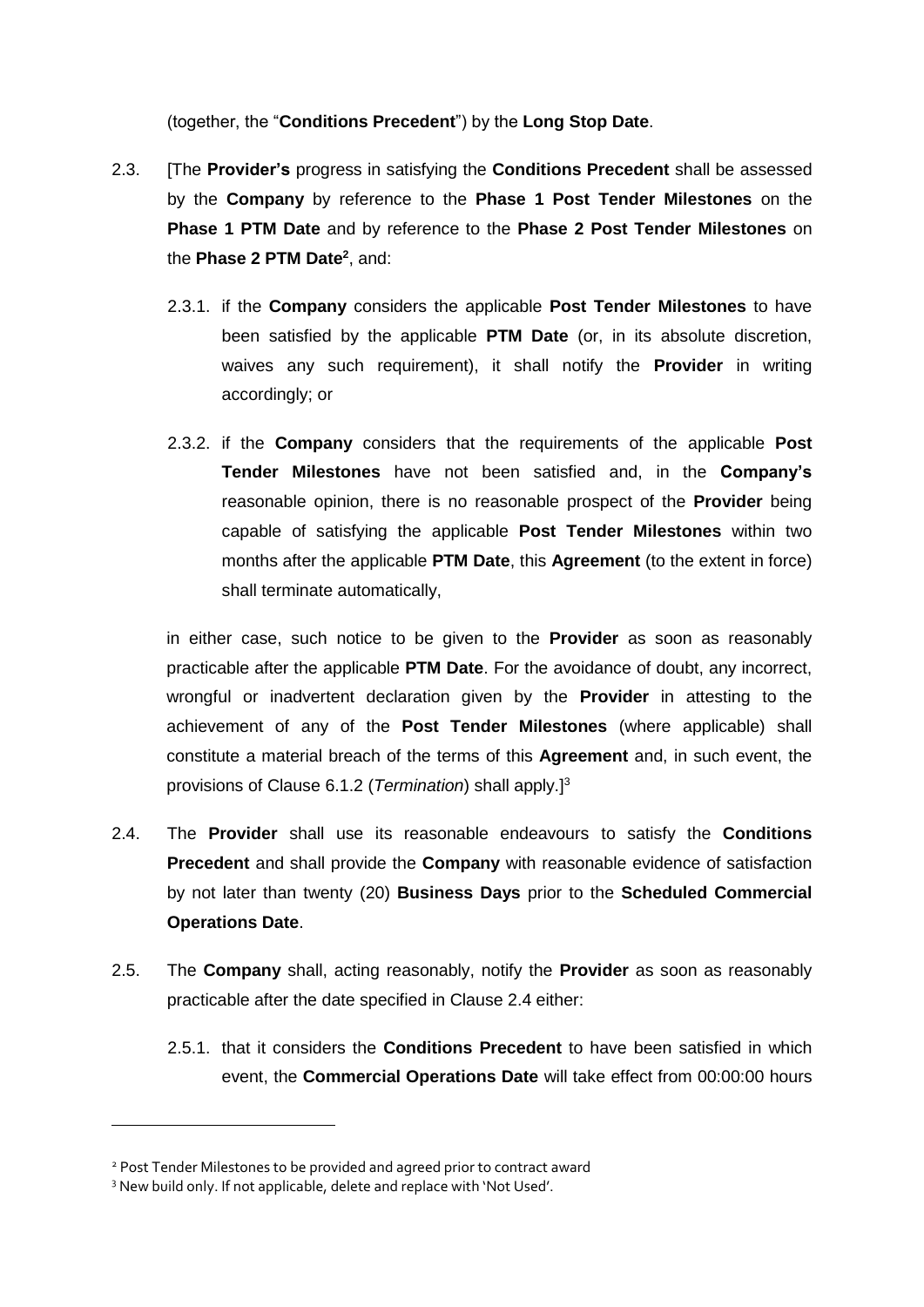(together, the "**Conditions Precedent**") by the **Long Stop Date**.

2.3. [The **Provider's** progress in satisfying the **Conditions Precedent** shall be assessed by the **Company** by reference to the **Phase 1 Post Tender Milestones** on the **Phase 1 PTM Date** and by reference to the **Phase 2 Post Tender Milestones** on the **Phase 2 PTM Date**[2], and:

2.3.1. if the **Company** considers the applicable **Post Tender Milestones** to have been satisfied by the applicable **PTM Date** (or, in its absolute discretion, waives any such requirement), it shall notify the **Provider** in writing accordingly; or

2.3.2. if the **Company** considers that the requirements of the applicable **Post Tender Milestones** have not been satisfied and, in the **Company's** reasonable opinion, there is no reasonable prospect of the **Provider** being capable of satisfying the applicable **Post Tender Milestones** within two months after the applicable **PTM Date**, this **Agreement** (to the extent in force) shall terminate automatically,

in either case, such notice to be given to the **Provider** as soon as reasonably practicable after the applicable **PTM Date**. For the avoidance of doubt, any incorrect, wrongful or inadvertent declaration given by the **Provider** in attesting to the achievement of any of the **Post Tender Milestones** (where applicable) shall constitute a material breach of the terms of this **Agreement** and, in such event, the provisions of Clause 6.1.2 (*Termination*) shall apply.][3]

2.4. The **Provider** shall use its reasonable endeavours to satisfy the **Conditions Precedent** and shall provide the **Company** with reasonable evidence of satisfaction by not later than twenty (20) **Business Days** prior to the **Scheduled Commercial Operations Date**.

2.5. The **Company** shall, acting reasonably, notify the **Provider** as soon as reasonably practicable after the date specified in Clause 2.4 either:

2.5.1. that it considers the **Conditions Precedent** to have been satisfied in which event, the **Commercial Operations Date** will take effect from 00:00:00 hours

---

[2] Post Tender Milestones to be provided and agreed prior to contract award

[3] New build only. If not applicable, delete and replace with 'Not Used'.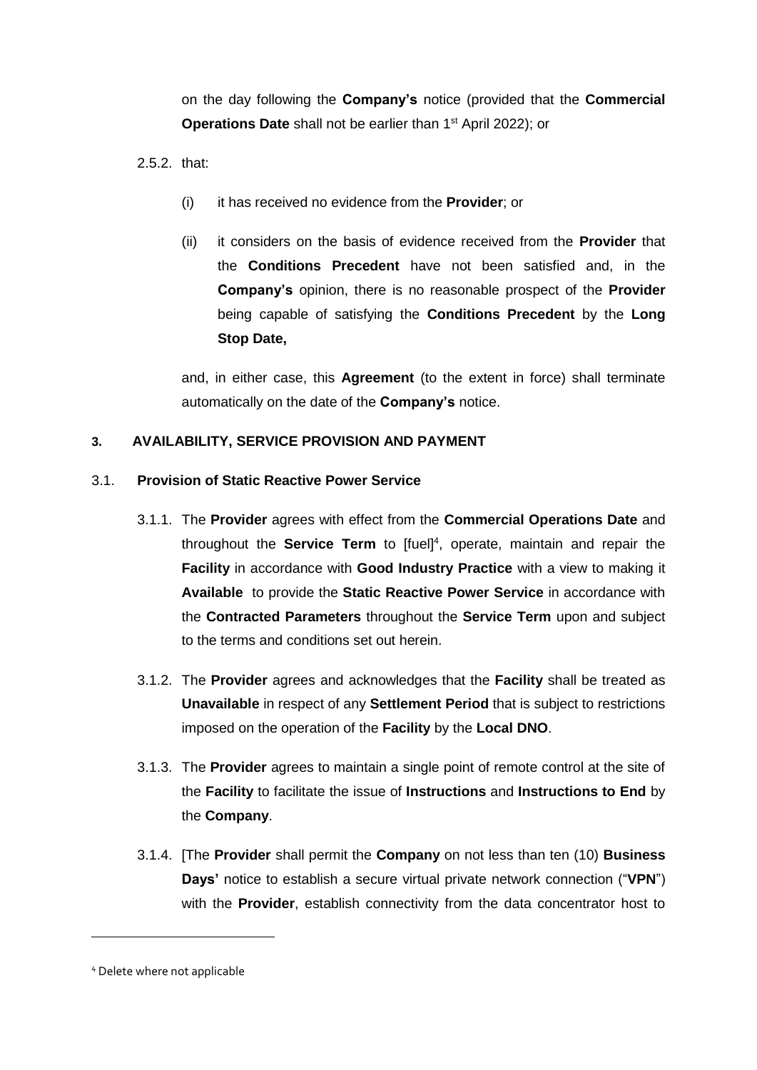on the day following the **Company's** notice (provided that the **Commercial Operations Date** shall not be earlier than 1st April 2022); or

2.5.2. that:

(i) it has received no evidence from the **Provider**; or

(ii) it considers on the basis of evidence received from the **Provider** that the **Conditions Precedent** have not been satisfied and, in the **Company's** opinion, there is no reasonable prospect of the **Provider** being capable of satisfying the **Conditions Precedent** by the **Long Stop Date,**

and, in either case, this **Agreement** (to the extent in force) shall terminate automatically on the date of the **Company's** notice.

## 3. AVAILABILITY, SERVICE PROVISION AND PAYMENT

### 3.1. Provision of Static Reactive Power Service

3.1.1. The **Provider** agrees with effect from the **Commercial Operations Date** and throughout the **Service Term** to [fuel][4], operate, maintain and repair the **Facility** in accordance with **Good Industry Practice** with a view to making it **Available** to provide the **Static Reactive Power Service** in accordance with the **Contracted Parameters** throughout the **Service Term** upon and subject to the terms and conditions set out herein.

3.1.2. The **Provider** agrees and acknowledges that the **Facility** shall be treated as **Unavailable** in respect of any **Settlement Period** that is subject to restrictions imposed on the operation of the **Facility** by the **Local DNO**.

3.1.3. The **Provider** agrees to maintain a single point of remote control at the site of the **Facility** to facilitate the issue of **Instructions** and **Instructions to End** by the **Company**.

3.1.4. [The **Provider** shall permit the **Company** on not less than ten (10) **Business Days'** notice to establish a secure virtual private network connection ("**VPN**") with the **Provider**, establish connectivity from the data concentrator host to

---

[4] Delete where not applicable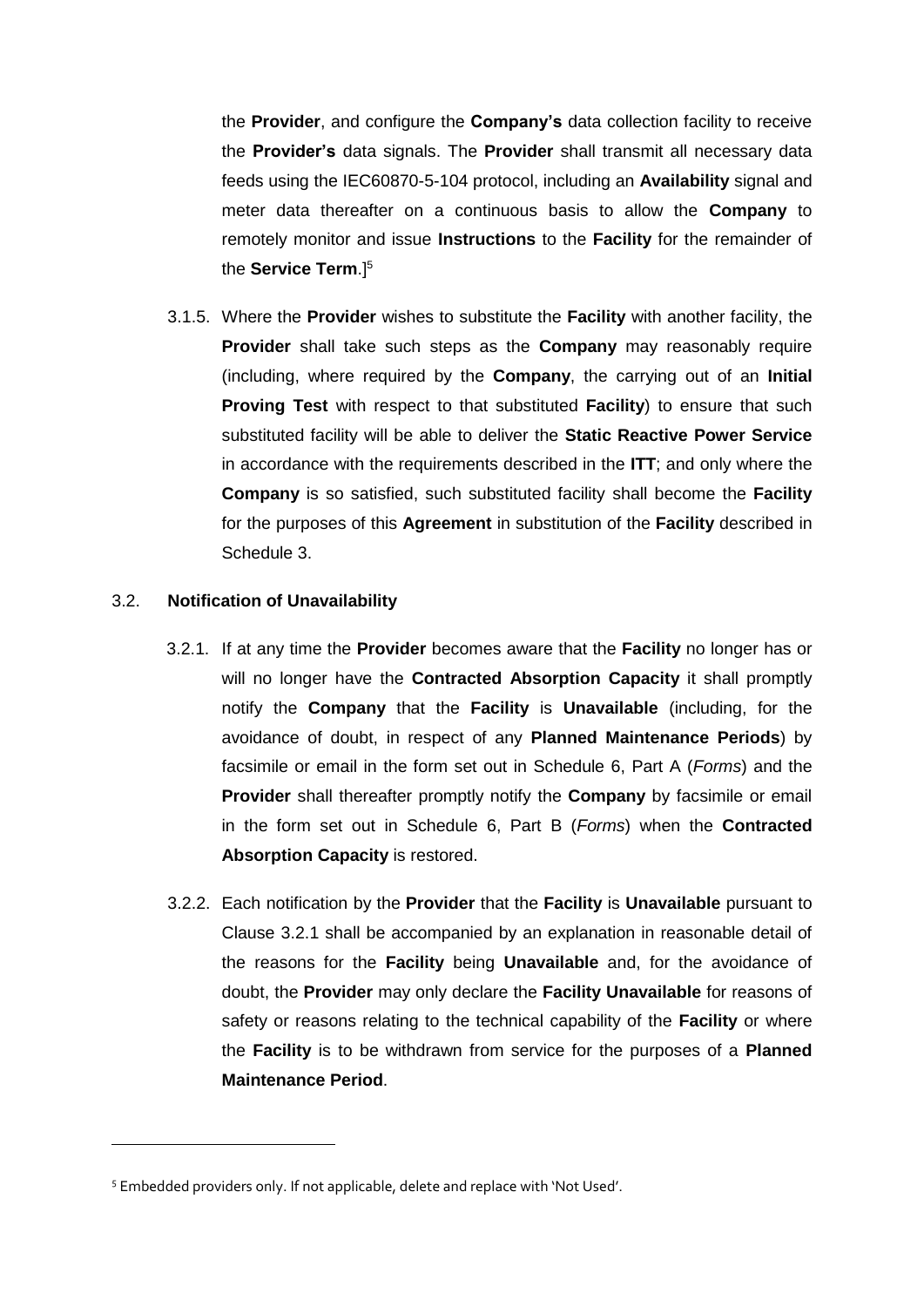the **Provider**, and configure the **Company's** data collection facility to receive the **Provider's** data signals. The **Provider** shall transmit all necessary data feeds using the IEC60870-5-104 protocol, including an **Availability** signal and meter data thereafter on a continuous basis to allow the **Company** to remotely monitor and issue **Instructions** to the **Facility** for the remainder of the **Service Term**.][5]

3.1.5. Where the **Provider** wishes to substitute the **Facility** with another facility, the **Provider** shall take such steps as the **Company** may reasonably require (including, where required by the **Company**, the carrying out of an **Initial Proving Test** with respect to that substituted **Facility**) to ensure that such substituted facility will be able to deliver the **Static Reactive Power Service** in accordance with the requirements described in the **ITT**; and only where the **Company** is so satisfied, such substituted facility shall become the **Facility** for the purposes of this **Agreement** in substitution of the **Facility** described in Schedule 3.

3.2. **Notification of Unavailability**

3.2.1. If at any time the **Provider** becomes aware that the **Facility** no longer has or will no longer have the **Contracted Absorption Capacity** it shall promptly notify the **Company** that the **Facility** is **Unavailable** (including, for the avoidance of doubt, in respect of any **Planned Maintenance Periods**) by facsimile or email in the form set out in Schedule 6, Part A (*Forms*) and the **Provider** shall thereafter promptly notify the **Company** by facsimile or email in the form set out in Schedule 6, Part B (*Forms*) when the **Contracted Absorption Capacity** is restored.

3.2.2. Each notification by the **Provider** that the **Facility** is **Unavailable** pursuant to Clause 3.2.1 shall be accompanied by an explanation in reasonable detail of the reasons for the **Facility** being **Unavailable** and, for the avoidance of doubt, the **Provider** may only declare the **Facility Unavailable** for reasons of safety or reasons relating to the technical capability of the **Facility** or where the **Facility** is to be withdrawn from service for the purposes of a **Planned Maintenance Period**.

---

[5] Embedded providers only. If not applicable, delete and replace with 'Not Used'.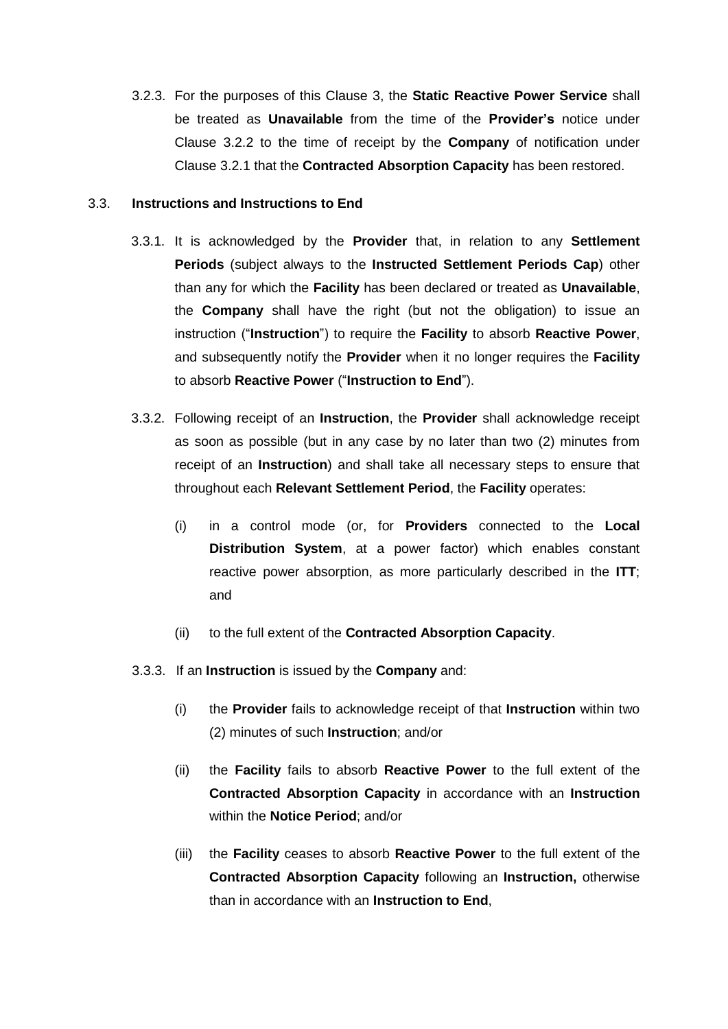3.2.3. For the purposes of this Clause 3, the **Static Reactive Power Service** shall be treated as **Unavailable** from the time of the **Provider's** notice under Clause 3.2.2 to the time of receipt by the **Company** of notification under Clause 3.2.1 that the **Contracted Absorption Capacity** has been restored.

### 3.3. Instructions and Instructions to End

3.3.1. It is acknowledged by the **Provider** that, in relation to any **Settlement Periods** (subject always to the **Instructed Settlement Periods Cap**) other than any for which the **Facility** has been declared or treated as **Unavailable**, the **Company** shall have the right (but not the obligation) to issue an instruction ("**Instruction**") to require the **Facility** to absorb **Reactive Power**, and subsequently notify the **Provider** when it no longer requires the **Facility** to absorb **Reactive Power** ("**Instruction to End**").

3.3.2. Following receipt of an **Instruction**, the **Provider** shall acknowledge receipt as soon as possible (but in any case by no later than two (2) minutes from receipt of an **Instruction**) and shall take all necessary steps to ensure that throughout each **Relevant Settlement Period**, the **Facility** operates:

(i) in a control mode (or, for **Providers** connected to the **Local Distribution System**, at a power factor) which enables constant reactive power absorption, as more particularly described in the **ITT**; and

(ii) to the full extent of the **Contracted Absorption Capacity**.

3.3.3. If an **Instruction** is issued by the **Company** and:

(i) the **Provider** fails to acknowledge receipt of that **Instruction** within two (2) minutes of such **Instruction**; and/or

(ii) the **Facility** fails to absorb **Reactive Power** to the full extent of the **Contracted Absorption Capacity** in accordance with an **Instruction** within the **Notice Period**; and/or

(iii) the **Facility** ceases to absorb **Reactive Power** to the full extent of the **Contracted Absorption Capacity** following an **Instruction,** otherwise than in accordance with an **Instruction to End**,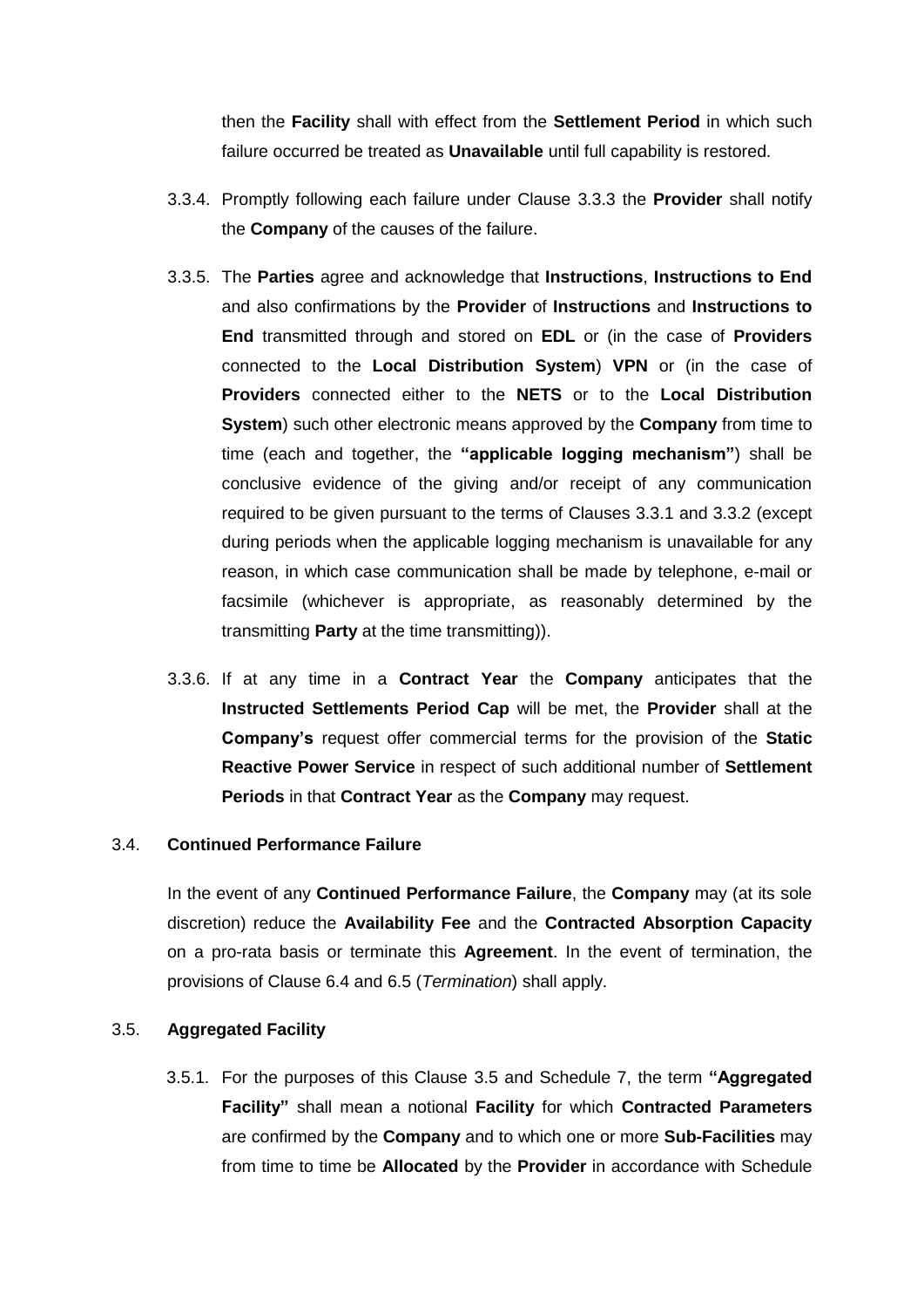then the **Facility** shall with effect from the **Settlement Period** in which such failure occurred be treated as **Unavailable** until full capability is restored.

3.3.4. Promptly following each failure under Clause 3.3.3 the **Provider** shall notify the **Company** of the causes of the failure.

3.3.5. The **Parties** agree and acknowledge that **Instructions**, **Instructions to End** and also confirmations by the **Provider** of **Instructions** and **Instructions to End** transmitted through and stored on **EDL** or (in the case of **Providers** connected to the **Local Distribution System**) **VPN** or (in the case of **Providers** connected either to the **NETS** or to the **Local Distribution System**) such other electronic means approved by the **Company** from time to time (each and together, the **"applicable logging mechanism"**) shall be conclusive evidence of the giving and/or receipt of any communication required to be given pursuant to the terms of Clauses 3.3.1 and 3.3.2 (except during periods when the applicable logging mechanism is unavailable for any reason, in which case communication shall be made by telephone, e-mail or facsimile (whichever is appropriate, as reasonably determined by the transmitting **Party** at the time transmitting)).

3.3.6. If at any time in a **Contract Year** the **Company** anticipates that the **Instructed Settlements Period Cap** will be met, the **Provider** shall at the **Company's** request offer commercial terms for the provision of the **Static Reactive Power Service** in respect of such additional number of **Settlement Periods** in that **Contract Year** as the **Company** may request.

3.4. **Continued Performance Failure**

In the event of any **Continued Performance Failure**, the **Company** may (at its sole discretion) reduce the **Availability Fee** and the **Contracted Absorption Capacity** on a pro-rata basis or terminate this **Agreement**. In the event of termination, the provisions of Clause 6.4 and 6.5 (*Termination*) shall apply.

3.5. **Aggregated Facility**

3.5.1. For the purposes of this Clause 3.5 and Schedule 7, the term **"Aggregated Facility"** shall mean a notional **Facility** for which **Contracted Parameters** are confirmed by the **Company** and to which one or more **Sub-Facilities** may from time to time be **Allocated** by the **Provider** in accordance with Schedule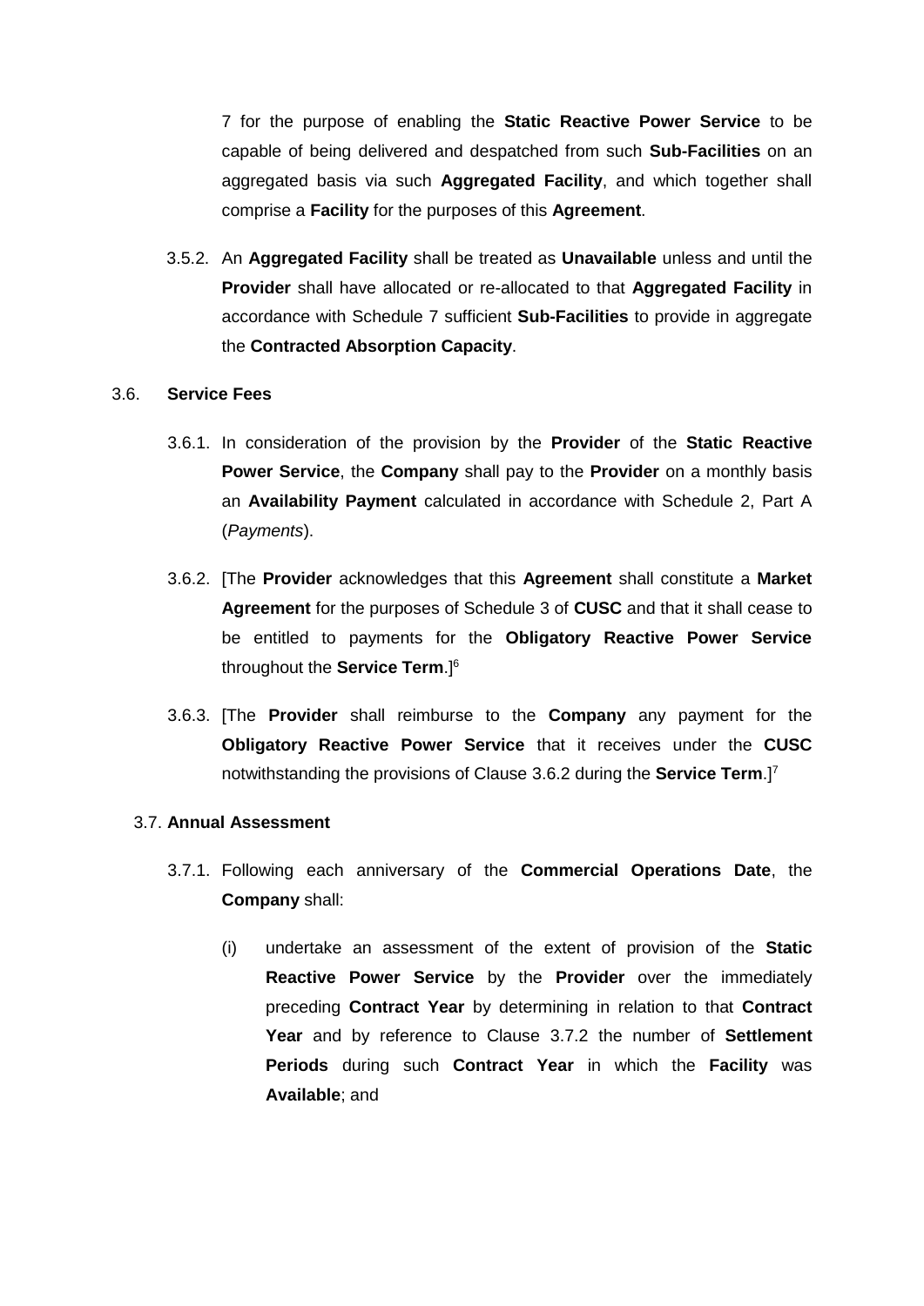7 for the purpose of enabling the **Static Reactive Power Service** to be capable of being delivered and despatched from such **Sub-Facilities** on an aggregated basis via such **Aggregated Facility**, and which together shall comprise a **Facility** for the purposes of this **Agreement**.

3.5.2. An **Aggregated Facility** shall be treated as **Unavailable** unless and until the **Provider** shall have allocated or re-allocated to that **Aggregated Facility** in accordance with Schedule 7 sufficient **Sub-Facilities** to provide in aggregate the **Contracted Absorption Capacity**.

3.6. **Service Fees**

3.6.1. In consideration of the provision by the **Provider** of the **Static Reactive Power Service**, the **Company** shall pay to the **Provider** on a monthly basis an **Availability Payment** calculated in accordance with Schedule 2, Part A (*Payments*).

3.6.2. [The **Provider** acknowledges that this **Agreement** shall constitute a **Market Agreement** for the purposes of Schedule 3 of **CUSC** and that it shall cease to be entitled to payments for the **Obligatory Reactive Power Service** throughout the **Service Term**.][6]

3.6.3. [The **Provider** shall reimburse to the **Company** any payment for the **Obligatory Reactive Power Service** that it receives under the **CUSC** notwithstanding the provisions of Clause 3.6.2 during the **Service Term**.][7]

3.7. **Annual Assessment**

3.7.1. Following each anniversary of the **Commercial Operations Date**, the **Company** shall:

(i) undertake an assessment of the extent of provision of the **Static Reactive Power Service** by the **Provider** over the immediately preceding **Contract Year** by determining in relation to that **Contract Year** and by reference to Clause 3.7.2 the number of **Settlement Periods** during such **Contract Year** in which the **Facility** was **Available**; and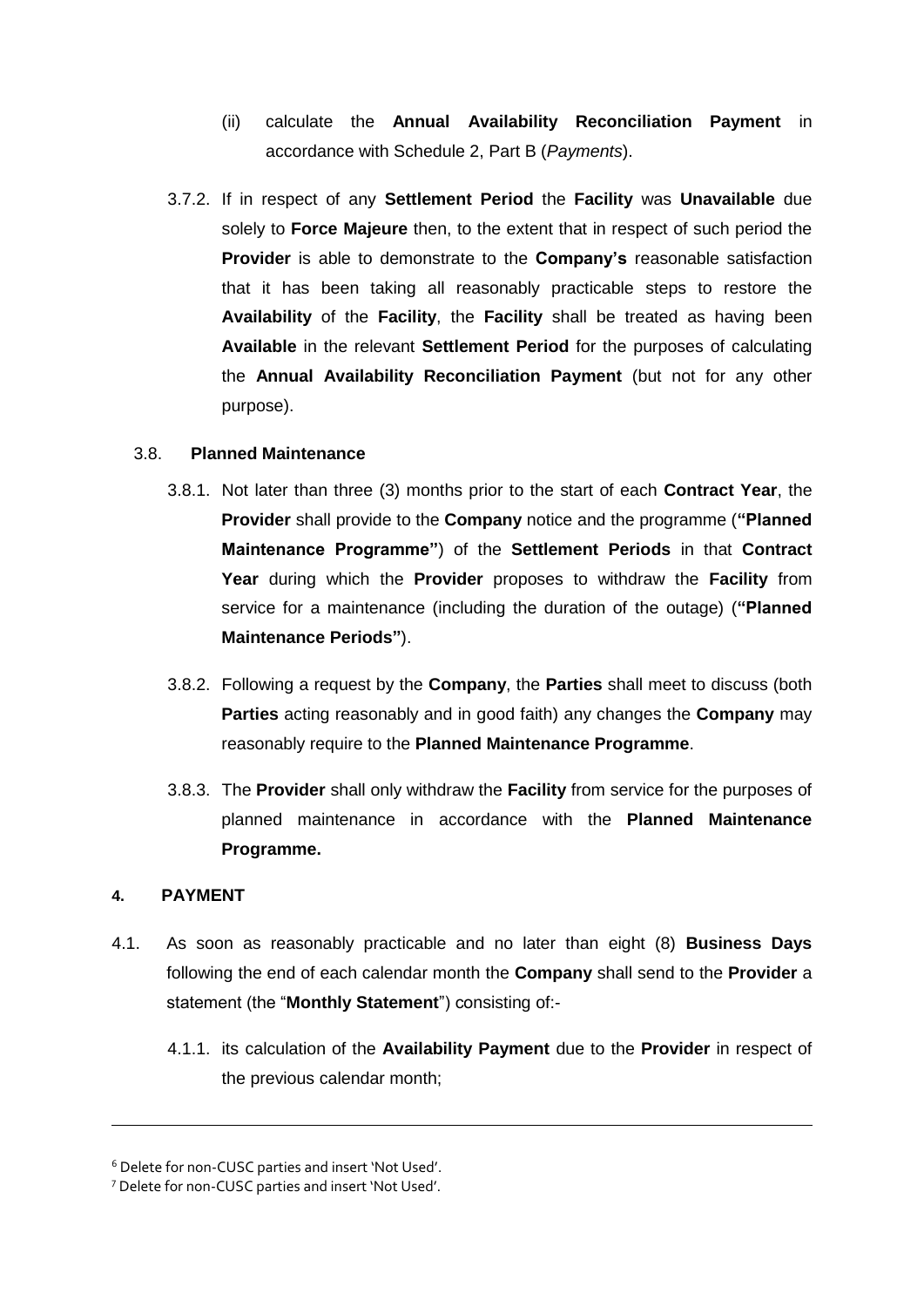(ii) calculate the **Annual Availability Reconciliation Payment** in accordance with Schedule 2, Part B (*Payments*).

3.7.2. If in respect of any **Settlement Period** the **Facility** was **Unavailable** due solely to **Force Majeure** then, to the extent that in respect of such period the **Provider** is able to demonstrate to the **Company's** reasonable satisfaction that it has been taking all reasonably practicable steps to restore the **Availability** of the **Facility**, the **Facility** shall be treated as having been **Available** in the relevant **Settlement Period** for the purposes of calculating the **Annual Availability Reconciliation Payment** (but not for any other purpose).

3.8. **Planned Maintenance**

3.8.1. Not later than three (3) months prior to the start of each **Contract Year**, the **Provider** shall provide to the **Company** notice and the programme (**"Planned Maintenance Programme"**) of the **Settlement Periods** in that **Contract Year** during which the **Provider** proposes to withdraw the **Facility** from service for a maintenance (including the duration of the outage) (**"Planned Maintenance Periods"**).

3.8.2. Following a request by the **Company**, the **Parties** shall meet to discuss (both **Parties** acting reasonably and in good faith) any changes the **Company** may reasonably require to the **Planned Maintenance Programme**.

3.8.3. The **Provider** shall only withdraw the **Facility** from service for the purposes of planned maintenance in accordance with the **Planned Maintenance Programme.**

## 4. PAYMENT

4.1. As soon as reasonably practicable and no later than eight (8) **Business Days** following the end of each calendar month the **Company** shall send to the **Provider** a statement (the "**Monthly Statement**") consisting of:-

4.1.1. its calculation of the **Availability Payment** due to the **Provider** in respect of the previous calendar month;

---

[6] Delete for non-CUSC parties and insert 'Not Used'.

[7] Delete for non-CUSC parties and insert 'Not Used'.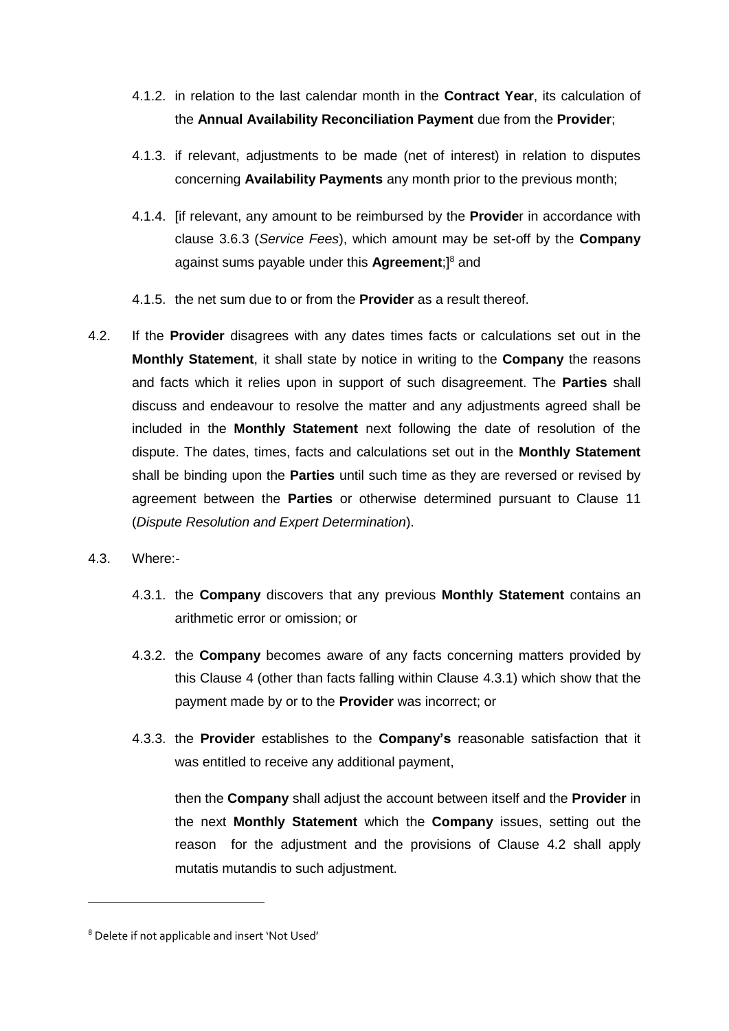4.1.2. in relation to the last calendar month in the **Contract Year**, its calculation of the **Annual Availability Reconciliation Payment** due from the **Provider**;

4.1.3. if relevant, adjustments to be made (net of interest) in relation to disputes concerning **Availability Payments** any month prior to the previous month;

4.1.4. [if relevant, any amount to be reimbursed by the **Provide**r in accordance with clause 3.6.3 (*Service Fees*), which amount may be set-off by the **Company** against sums payable under this **Agreement**;][8] and

4.1.5. the net sum due to or from the **Provider** as a result thereof.

4.2. If the **Provider** disagrees with any dates times facts or calculations set out in the **Monthly Statement**, it shall state by notice in writing to the **Company** the reasons and facts which it relies upon in support of such disagreement. The **Parties** shall discuss and endeavour to resolve the matter and any adjustments agreed shall be included in the **Monthly Statement** next following the date of resolution of the dispute. The dates, times, facts and calculations set out in the **Monthly Statement** shall be binding upon the **Parties** until such time as they are reversed or revised by agreement between the **Parties** or otherwise determined pursuant to Clause 11 (*Dispute Resolution and Expert Determination*).

4.3. Where:-

4.3.1. the **Company** discovers that any previous **Monthly Statement** contains an arithmetic error or omission; or

4.3.2. the **Company** becomes aware of any facts concerning matters provided by this Clause 4 (other than facts falling within Clause 4.3.1) which show that the payment made by or to the **Provider** was incorrect; or

4.3.3. the **Provider** establishes to the **Company's** reasonable satisfaction that it was entitled to receive any additional payment,

then the **Company** shall adjust the account between itself and the **Provider** in the next **Monthly Statement** which the **Company** issues, setting out the reason for the adjustment and the provisions of Clause 4.2 shall apply mutatis mutandis to such adjustment.

---

[8] Delete if not applicable and insert 'Not Used'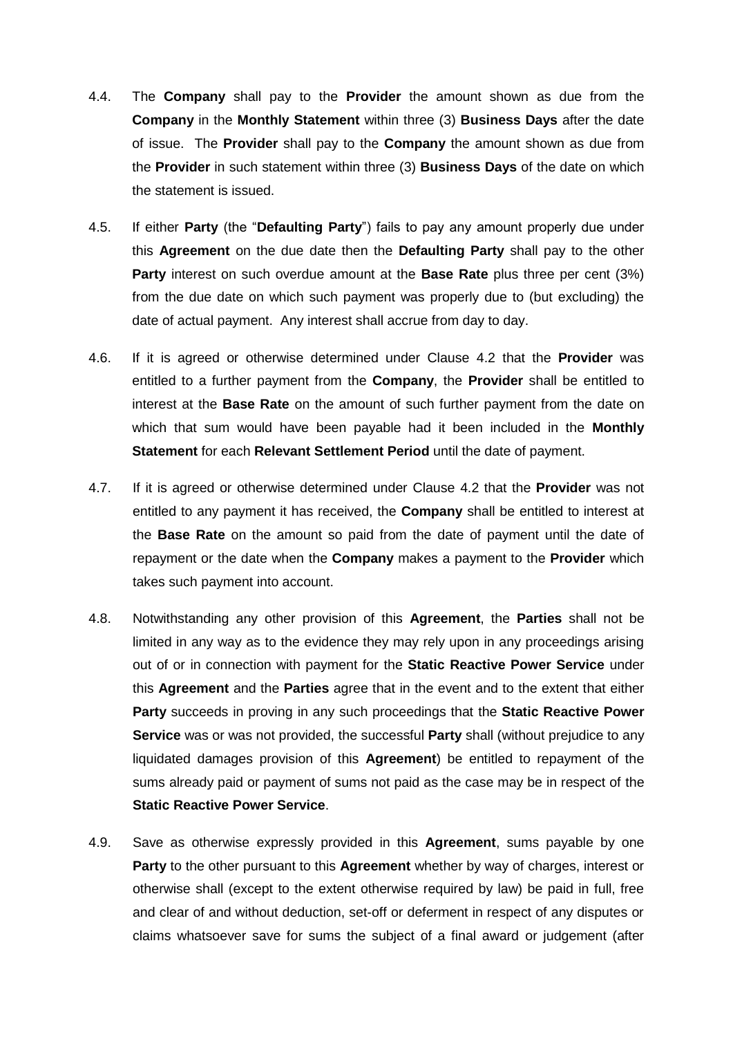4.4. The **Company** shall pay to the **Provider** the amount shown as due from the **Company** in the **Monthly Statement** within three (3) **Business Days** after the date of issue. The **Provider** shall pay to the **Company** the amount shown as due from the **Provider** in such statement within three (3) **Business Days** of the date on which the statement is issued.

4.5. If either **Party** (the "**Defaulting Party**") fails to pay any amount properly due under this **Agreement** on the due date then the **Defaulting Party** shall pay to the other **Party** interest on such overdue amount at the **Base Rate** plus three per cent (3%) from the due date on which such payment was properly due to (but excluding) the date of actual payment. Any interest shall accrue from day to day.

4.6. If it is agreed or otherwise determined under Clause 4.2 that the **Provider** was entitled to a further payment from the **Company**, the **Provider** shall be entitled to interest at the **Base Rate** on the amount of such further payment from the date on which that sum would have been payable had it been included in the **Monthly Statement** for each **Relevant Settlement Period** until the date of payment.

4.7. If it is agreed or otherwise determined under Clause 4.2 that the **Provider** was not entitled to any payment it has received, the **Company** shall be entitled to interest at the **Base Rate** on the amount so paid from the date of payment until the date of repayment or the date when the **Company** makes a payment to the **Provider** which takes such payment into account.

4.8. Notwithstanding any other provision of this **Agreement**, the **Parties** shall not be limited in any way as to the evidence they may rely upon in any proceedings arising out of or in connection with payment for the **Static Reactive Power Service** under this **Agreement** and the **Parties** agree that in the event and to the extent that either **Party** succeeds in proving in any such proceedings that the **Static Reactive Power Service** was or was not provided, the successful **Party** shall (without prejudice to any liquidated damages provision of this **Agreement**) be entitled to repayment of the sums already paid or payment of sums not paid as the case may be in respect of the **Static Reactive Power Service**.

4.9. Save as otherwise expressly provided in this **Agreement**, sums payable by one **Party** to the other pursuant to this **Agreement** whether by way of charges, interest or otherwise shall (except to the extent otherwise required by law) be paid in full, free and clear of and without deduction, set-off or deferment in respect of any disputes or claims whatsoever save for sums the subject of a final award or judgement (after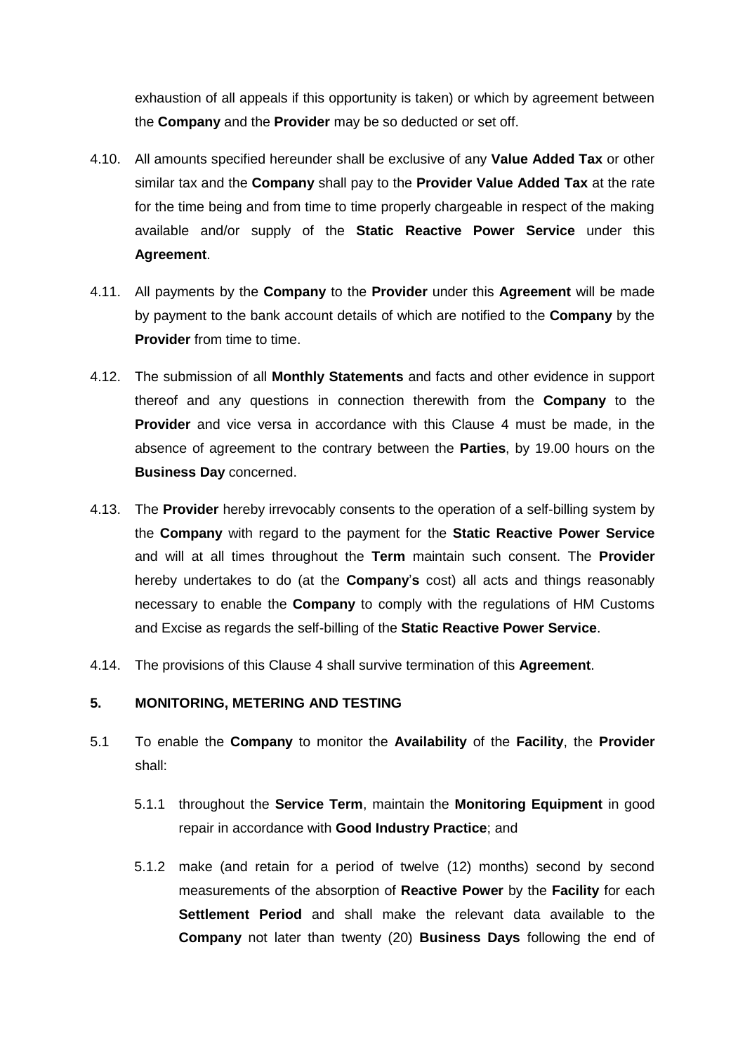exhaustion of all appeals if this opportunity is taken) or which by agreement between the **Company** and the **Provider** may be so deducted or set off.

4.10. All amounts specified hereunder shall be exclusive of any **Value Added Tax** or other similar tax and the **Company** shall pay to the **Provider Value Added Tax** at the rate for the time being and from time to time properly chargeable in respect of the making available and/or supply of the **Static Reactive Power Service** under this **Agreement**.

4.11. All payments by the **Company** to the **Provider** under this **Agreement** will be made by payment to the bank account details of which are notified to the **Company** by the **Provider** from time to time.

4.12. The submission of all **Monthly Statements** and facts and other evidence in support thereof and any questions in connection therewith from the **Company** to the **Provider** and vice versa in accordance with this Clause 4 must be made, in the absence of agreement to the contrary between the **Parties**, by 19.00 hours on the **Business Day** concerned.

4.13. The **Provider** hereby irrevocably consents to the operation of a self-billing system by the **Company** with regard to the payment for the **Static Reactive Power Service** and will at all times throughout the **Term** maintain such consent. The **Provider** hereby undertakes to do (at the **Company's** cost) all acts and things reasonably necessary to enable the **Company** to comply with the regulations of HM Customs and Excise as regards the self-billing of the **Static Reactive Power Service**.

4.14. The provisions of this Clause 4 shall survive termination of this **Agreement**.

## 5. MONITORING, METERING AND TESTING

5.1 To enable the **Company** to monitor the **Availability** of the **Facility**, the **Provider** shall:

5.1.1 throughout the **Service Term**, maintain the **Monitoring Equipment** in good repair in accordance with **Good Industry Practice**; and

5.1.2 make (and retain for a period of twelve (12) months) second by second measurements of the absorption of **Reactive Power** by the **Facility** for each **Settlement Period** and shall make the relevant data available to the **Company** not later than twenty (20) **Business Days** following the end of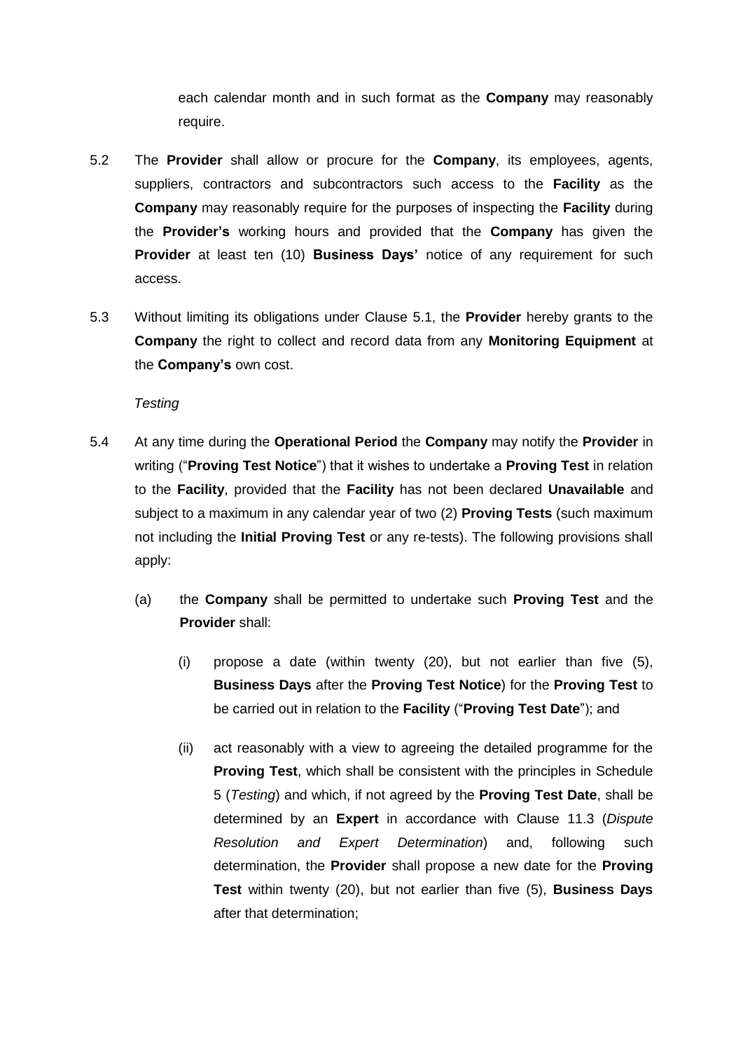each calendar month and in such format as the **Company** may reasonably require.

5.2 The **Provider** shall allow or procure for the **Company**, its employees, agents, suppliers, contractors and subcontractors such access to the **Facility** as the **Company** may reasonably require for the purposes of inspecting the **Facility** during the **Provider's** working hours and provided that the **Company** has given the **Provider** at least ten (10) **Business Days'** notice of any requirement for such access.

5.3 Without limiting its obligations under Clause 5.1, the **Provider** hereby grants to the **Company** the right to collect and record data from any **Monitoring Equipment** at the **Company's** own cost.

*Testing*

5.4 At any time during the **Operational Period** the **Company** may notify the **Provider** in writing ("**Proving Test Notice**") that it wishes to undertake a **Proving Test** in relation to the **Facility**, provided that the **Facility** has not been declared **Unavailable** and subject to a maximum in any calendar year of two (2) **Proving Tests** (such maximum not including the **Initial Proving Test** or any re-tests). The following provisions shall apply:

(a) the **Company** shall be permitted to undertake such **Proving Test** and the **Provider** shall:

(i) propose a date (within twenty (20), but not earlier than five (5), **Business Days** after the **Proving Test Notice**) for the **Proving Test** to be carried out in relation to the **Facility** ("**Proving Test Date**"); and

(ii) act reasonably with a view to agreeing the detailed programme for the **Proving Test**, which shall be consistent with the principles in Schedule 5 (*Testing*) and which, if not agreed by the **Proving Test Date**, shall be determined by an **Expert** in accordance with Clause 11.3 (*Dispute Resolution and Expert Determination*) and, following such determination, the **Provider** shall propose a new date for the **Proving Test** within twenty (20), but not earlier than five (5), **Business Days** after that determination;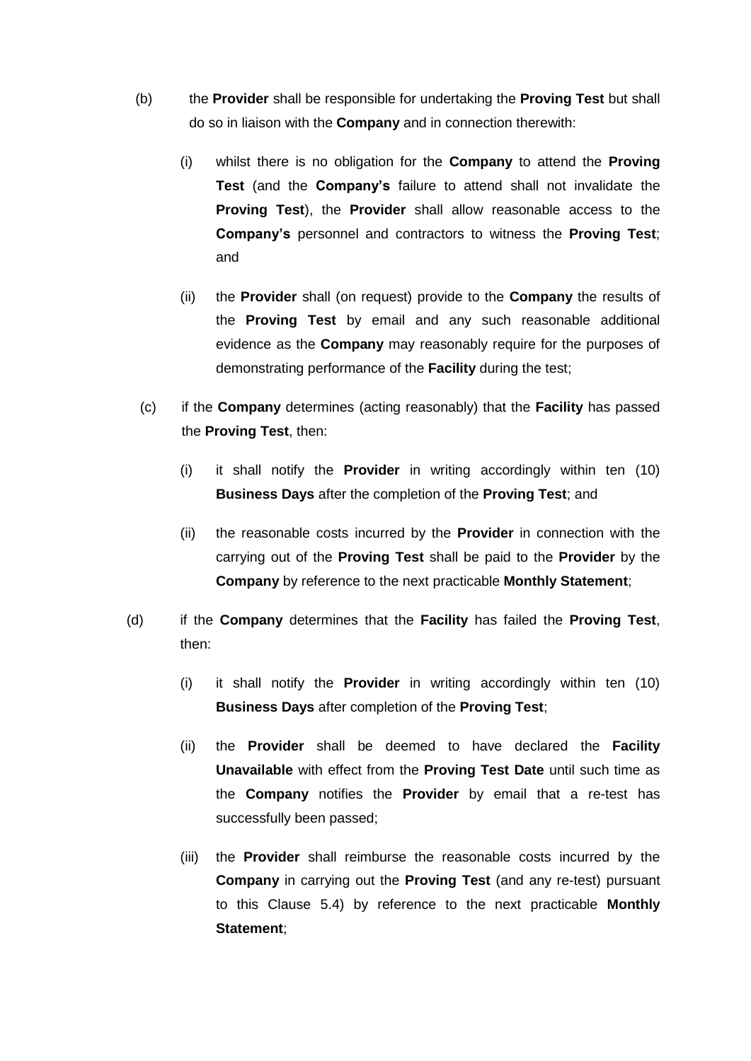(b) the **Provider** shall be responsible for undertaking the **Proving Test** but shall do so in liaison with the **Company** and in connection therewith:

  (i) whilst there is no obligation for the **Company** to attend the **Proving Test** (and the **Company's** failure to attend shall not invalidate the **Proving Test**), the **Provider** shall allow reasonable access to the **Company's** personnel and contractors to witness the **Proving Test**; and

  (ii) the **Provider** shall (on request) provide to the **Company** the results of the **Proving Test** by email and any such reasonable additional evidence as the **Company** may reasonably require for the purposes of demonstrating performance of the **Facility** during the test;

(c) if the **Company** determines (acting reasonably) that the **Facility** has passed the **Proving Test**, then:

  (i) it shall notify the **Provider** in writing accordingly within ten (10) **Business Days** after the completion of the **Proving Test**; and

  (ii) the reasonable costs incurred by the **Provider** in connection with the carrying out of the **Proving Test** shall be paid to the **Provider** by the **Company** by reference to the next practicable **Monthly Statement**;

(d) if the **Company** determines that the **Facility** has failed the **Proving Test**, then:

  (i) it shall notify the **Provider** in writing accordingly within ten (10) **Business Days** after completion of the **Proving Test**;

  (ii) the **Provider** shall be deemed to have declared the **Facility Unavailable** with effect from the **Proving Test Date** until such time as the **Company** notifies the **Provider** by email that a re-test has successfully been passed;

  (iii) the **Provider** shall reimburse the reasonable costs incurred by the **Company** in carrying out the **Proving Test** (and any re-test) pursuant to this Clause 5.4) by reference to the next practicable **Monthly Statement**;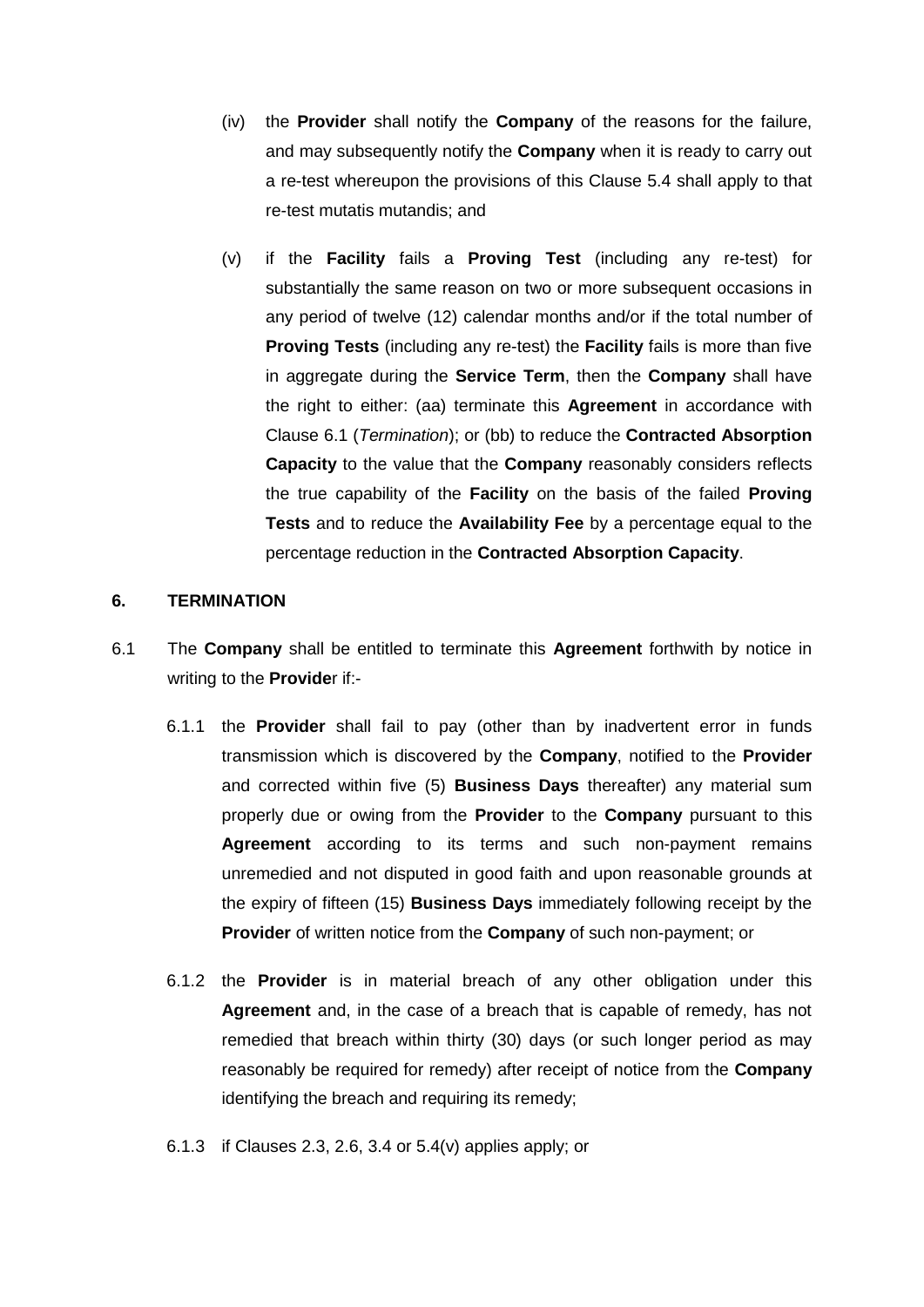(iv) the **Provider** shall notify the **Company** of the reasons for the failure, and may subsequently notify the **Company** when it is ready to carry out a re-test whereupon the provisions of this Clause 5.4 shall apply to that re-test mutatis mutandis; and

(v) if the **Facility** fails a **Proving Test** (including any re-test) for substantially the same reason on two or more subsequent occasions in any period of twelve (12) calendar months and/or if the total number of **Proving Tests** (including any re-test) the **Facility** fails is more than five in aggregate during the **Service Term**, then the **Company** shall have the right to either: (aa) terminate this **Agreement** in accordance with Clause 6.1 (*Termination*); or (bb) to reduce the **Contracted Absorption Capacity** to the value that the **Company** reasonably considers reflects the true capability of the **Facility** on the basis of the failed **Proving Tests** and to reduce the **Availability Fee** by a percentage equal to the percentage reduction in the **Contracted Absorption Capacity**.

## 6. TERMINATION

6.1 The **Company** shall be entitled to terminate this **Agreement** forthwith by notice in writing to the **Provide**r if:-

6.1.1 the **Provider** shall fail to pay (other than by inadvertent error in funds transmission which is discovered by the **Company**, notified to the **Provider** and corrected within five (5) **Business Days** thereafter) any material sum properly due or owing from the **Provider** to the **Company** pursuant to this **Agreement** according to its terms and such non-payment remains unremedied and not disputed in good faith and upon reasonable grounds at the expiry of fifteen (15) **Business Days** immediately following receipt by the **Provider** of written notice from the **Company** of such non-payment; or

6.1.2 the **Provider** is in material breach of any other obligation under this **Agreement** and, in the case of a breach that is capable of remedy, has not remedied that breach within thirty (30) days (or such longer period as may reasonably be required for remedy) after receipt of notice from the **Company** identifying the breach and requiring its remedy;

6.1.3 if Clauses 2.3, 2.6, 3.4 or 5.4(v) applies apply; or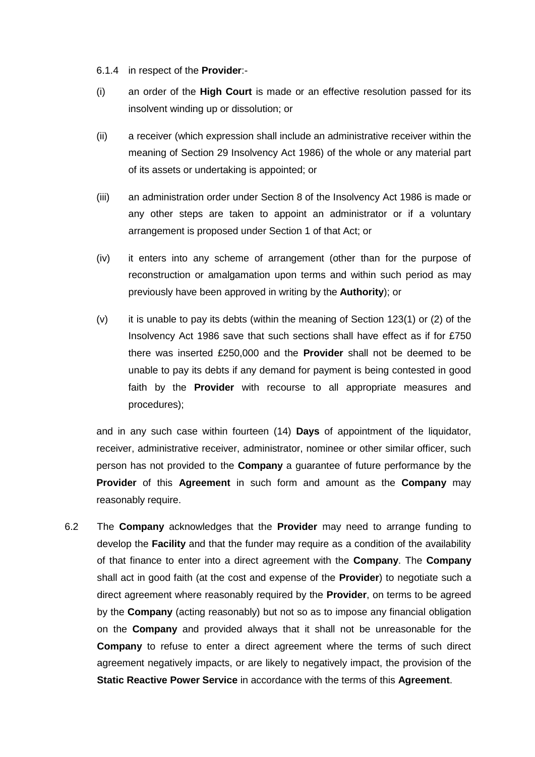6.1.4 in respect of the **Provider**:-

(i) an order of the **High Court** is made or an effective resolution passed for its insolvent winding up or dissolution; or

(ii) a receiver (which expression shall include an administrative receiver within the meaning of Section 29 Insolvency Act 1986) of the whole or any material part of its assets or undertaking is appointed; or

(iii) an administration order under Section 8 of the Insolvency Act 1986 is made or any other steps are taken to appoint an administrator or if a voluntary arrangement is proposed under Section 1 of that Act; or

(iv) it enters into any scheme of arrangement (other than for the purpose of reconstruction or amalgamation upon terms and within such period as may previously have been approved in writing by the **Authority**); or

(v) it is unable to pay its debts (within the meaning of Section 123(1) or (2) of the Insolvency Act 1986 save that such sections shall have effect as if for £750 there was inserted £250,000 and the **Provider** shall not be deemed to be unable to pay its debts if any demand for payment is being contested in good faith by the **Provider** with recourse to all appropriate measures and procedures);

and in any such case within fourteen (14) **Days** of appointment of the liquidator, receiver, administrative receiver, administrator, nominee or other similar officer, such person has not provided to the **Company** a guarantee of future performance by the **Provider** of this **Agreement** in such form and amount as the **Company** may reasonably require.

6.2 The **Company** acknowledges that the **Provider** may need to arrange funding to develop the **Facility** and that the funder may require as a condition of the availability of that finance to enter into a direct agreement with the **Company**. The **Company** shall act in good faith (at the cost and expense of the **Provider**) to negotiate such a direct agreement where reasonably required by the **Provider**, on terms to be agreed by the **Company** (acting reasonably) but not so as to impose any financial obligation on the **Company** and provided always that it shall not be unreasonable for the **Company** to refuse to enter a direct agreement where the terms of such direct agreement negatively impacts, or are likely to negatively impact, the provision of the **Static Reactive Power Service** in accordance with the terms of this **Agreement**.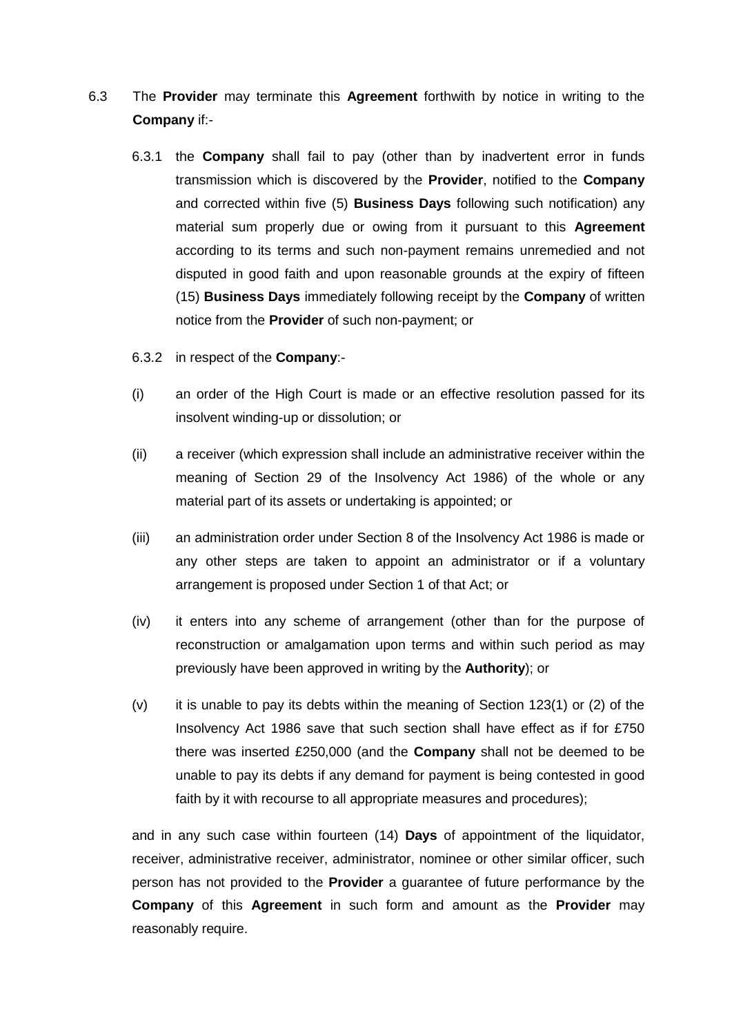6.3 The **Provider** may terminate this **Agreement** forthwith by notice in writing to the **Company** if:-

6.3.1 the **Company** shall fail to pay (other than by inadvertent error in funds transmission which is discovered by the **Provider**, notified to the **Company** and corrected within five (5) **Business Days** following such notification) any material sum properly due or owing from it pursuant to this **Agreement** according to its terms and such non-payment remains unremedied and not disputed in good faith and upon reasonable grounds at the expiry of fifteen (15) **Business Days** immediately following receipt by the **Company** of written notice from the **Provider** of such non-payment; or

6.3.2 in respect of the **Company**:-

(i) an order of the High Court is made or an effective resolution passed for its insolvent winding-up or dissolution; or

(ii) a receiver (which expression shall include an administrative receiver within the meaning of Section 29 of the Insolvency Act 1986) of the whole or any material part of its assets or undertaking is appointed; or

(iii) an administration order under Section 8 of the Insolvency Act 1986 is made or any other steps are taken to appoint an administrator or if a voluntary arrangement is proposed under Section 1 of that Act; or

(iv) it enters into any scheme of arrangement (other than for the purpose of reconstruction or amalgamation upon terms and within such period as may previously have been approved in writing by the **Authority**); or

(v) it is unable to pay its debts within the meaning of Section 123(1) or (2) of the Insolvency Act 1986 save that such section shall have effect as if for £750 there was inserted £250,000 (and the **Company** shall not be deemed to be unable to pay its debts if any demand for payment is being contested in good faith by it with recourse to all appropriate measures and procedures);

and in any such case within fourteen (14) **Days** of appointment of the liquidator, receiver, administrative receiver, administrator, nominee or other similar officer, such person has not provided to the **Provider** a guarantee of future performance by the **Company** of this **Agreement** in such form and amount as the **Provider** may reasonably require.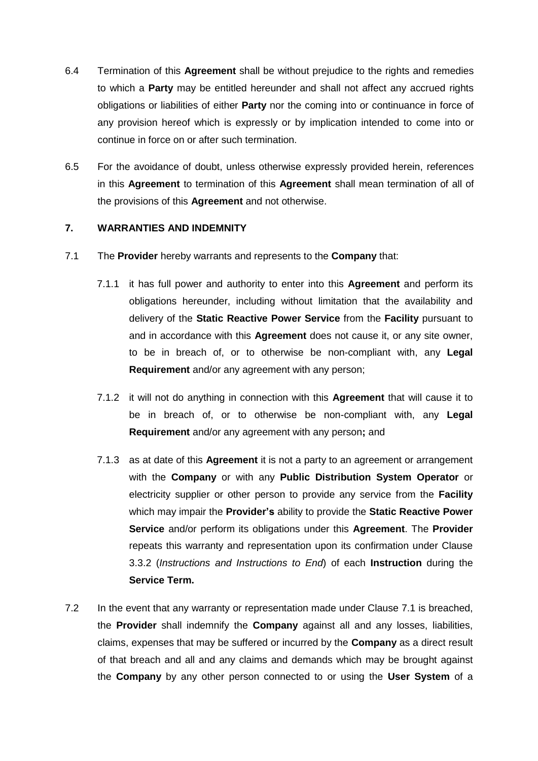6.4 Termination of this **Agreement** shall be without prejudice to the rights and remedies to which a **Party** may be entitled hereunder and shall not affect any accrued rights obligations or liabilities of either **Party** nor the coming into or continuance in force of any provision hereof which is expressly or by implication intended to come into or continue in force on or after such termination.

6.5 For the avoidance of doubt, unless otherwise expressly provided herein, references in this **Agreement** to termination of this **Agreement** shall mean termination of all of the provisions of this **Agreement** and not otherwise.

## 7. WARRANTIES AND INDEMNITY

7.1 The **Provider** hereby warrants and represents to the **Company** that:

7.1.1 it has full power and authority to enter into this **Agreement** and perform its obligations hereunder, including without limitation that the availability and delivery of the **Static Reactive Power Service** from the **Facility** pursuant to and in accordance with this **Agreement** does not cause it, or any site owner, to be in breach of, or to otherwise be non-compliant with, any **Legal Requirement** and/or any agreement with any person;

7.1.2 it will not do anything in connection with this **Agreement** that will cause it to be in breach of, or to otherwise be non-compliant with, any **Legal Requirement** and/or any agreement with any person**;** and

7.1.3 as at date of this **Agreement** it is not a party to an agreement or arrangement with the **Company** or with any **Public Distribution System Operator** or electricity supplier or other person to provide any service from the **Facility** which may impair the **Provider's** ability to provide the **Static Reactive Power Service** and/or perform its obligations under this **Agreement**. The **Provider** repeats this warranty and representation upon its confirmation under Clause 3.3.2 (*Instructions and Instructions to End*) of each **Instruction** during the **Service Term.**

7.2 In the event that any warranty or representation made under Clause 7.1 is breached, the **Provider** shall indemnify the **Company** against all and any losses, liabilities, claims, expenses that may be suffered or incurred by the **Company** as a direct result of that breach and all and any claims and demands which may be brought against the **Company** by any other person connected to or using the **User System** of a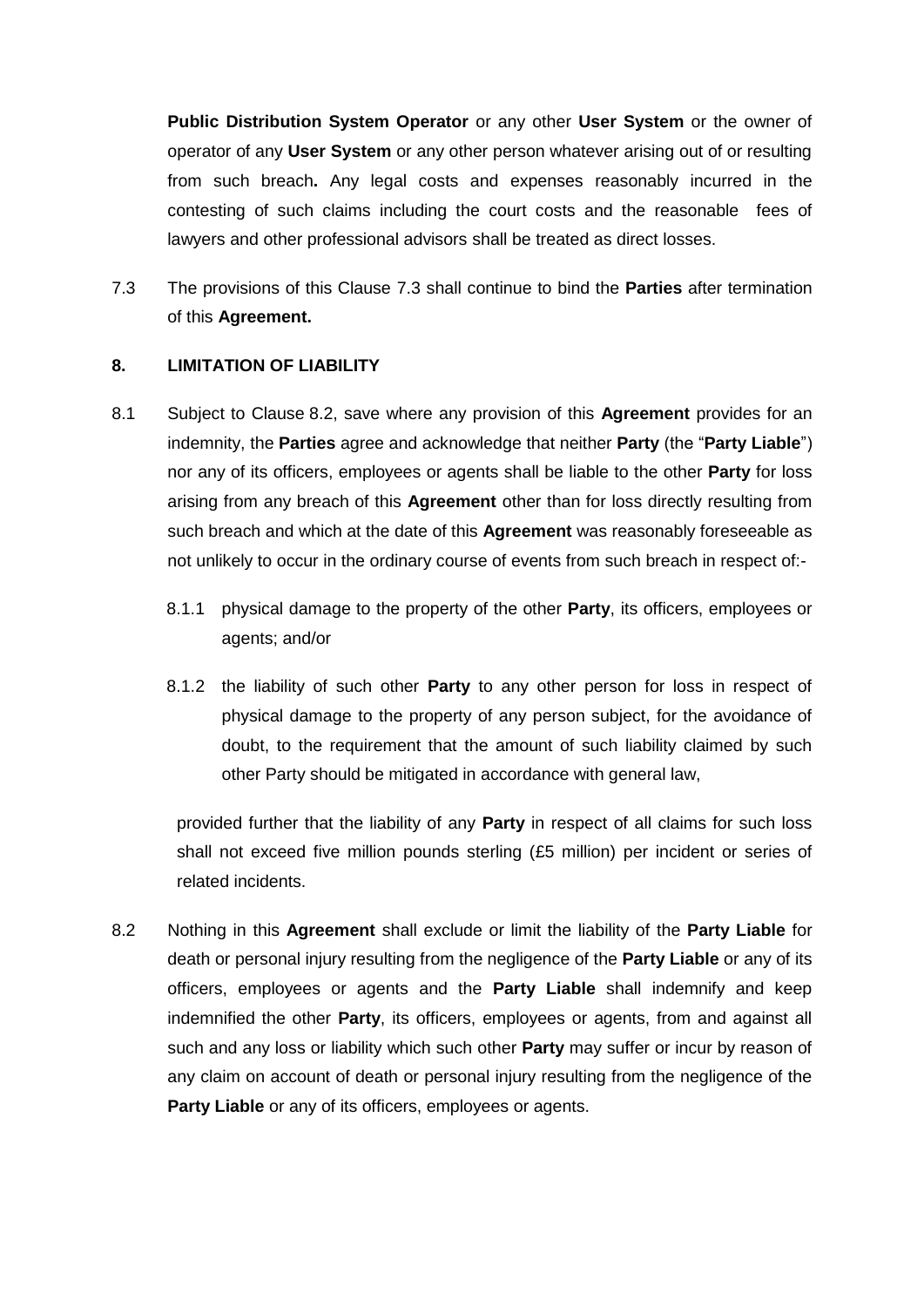**Public Distribution System Operator** or any other **User System** or the owner of operator of any **User System** or any other person whatever arising out of or resulting from such breach**.** Any legal costs and expenses reasonably incurred in the contesting of such claims including the court costs and the reasonable fees of lawyers and other professional advisors shall be treated as direct losses.

7.3 The provisions of this Clause 7.3 shall continue to bind the **Parties** after termination of this **Agreement.**

## 8. LIMITATION OF LIABILITY

8.1 Subject to Clause 8.2, save where any provision of this **Agreement** provides for an indemnity, the **Parties** agree and acknowledge that neither **Party** (the "**Party Liable**") nor any of its officers, employees or agents shall be liable to the other **Party** for loss arising from any breach of this **Agreement** other than for loss directly resulting from such breach and which at the date of this **Agreement** was reasonably foreseeable as not unlikely to occur in the ordinary course of events from such breach in respect of:-

8.1.1 physical damage to the property of the other **Party**, its officers, employees or agents; and/or

8.1.2 the liability of such other **Party** to any other person for loss in respect of physical damage to the property of any person subject, for the avoidance of doubt, to the requirement that the amount of such liability claimed by such other Party should be mitigated in accordance with general law,

provided further that the liability of any **Party** in respect of all claims for such loss shall not exceed five million pounds sterling (£5 million) per incident or series of related incidents.

8.2 Nothing in this **Agreement** shall exclude or limit the liability of the **Party Liable** for death or personal injury resulting from the negligence of the **Party Liable** or any of its officers, employees or agents and the **Party Liable** shall indemnify and keep indemnified the other **Party**, its officers, employees or agents, from and against all such and any loss or liability which such other **Party** may suffer or incur by reason of any claim on account of death or personal injury resulting from the negligence of the **Party Liable** or any of its officers, employees or agents.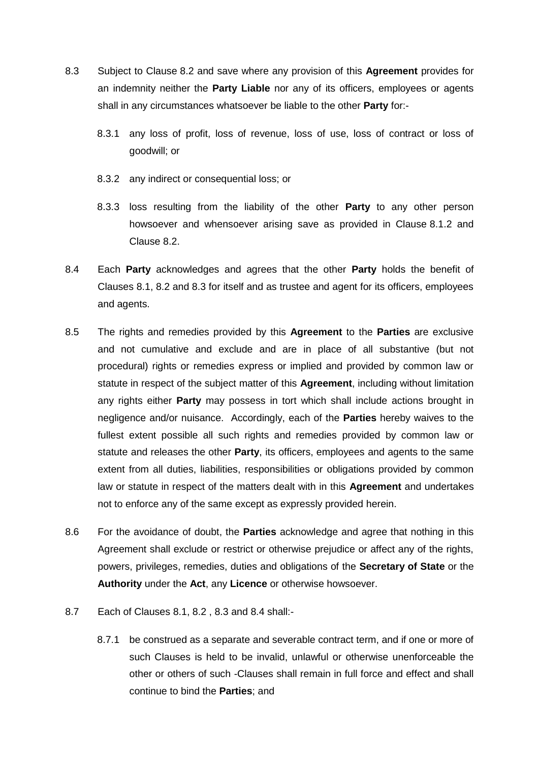8.3 Subject to Clause 8.2 and save where any provision of this **Agreement** provides for an indemnity neither the **Party Liable** nor any of its officers, employees or agents shall in any circumstances whatsoever be liable to the other **Party** for:-

8.3.1 any loss of profit, loss of revenue, loss of use, loss of contract or loss of goodwill; or

8.3.2 any indirect or consequential loss; or

8.3.3 loss resulting from the liability of the other **Party** to any other person howsoever and whensoever arising save as provided in Clause 8.1.2 and Clause 8.2.

8.4 Each **Party** acknowledges and agrees that the other **Party** holds the benefit of Clauses 8.1, 8.2 and 8.3 for itself and as trustee and agent for its officers, employees and agents.

8.5 The rights and remedies provided by this **Agreement** to the **Parties** are exclusive and not cumulative and exclude and are in place of all substantive (but not procedural) rights or remedies express or implied and provided by common law or statute in respect of the subject matter of this **Agreement**, including without limitation any rights either **Party** may possess in tort which shall include actions brought in negligence and/or nuisance. Accordingly, each of the **Parties** hereby waives to the fullest extent possible all such rights and remedies provided by common law or statute and releases the other **Party**, its officers, employees and agents to the same extent from all duties, liabilities, responsibilities or obligations provided by common law or statute in respect of the matters dealt with in this **Agreement** and undertakes not to enforce any of the same except as expressly provided herein.

8.6 For the avoidance of doubt, the **Parties** acknowledge and agree that nothing in this Agreement shall exclude or restrict or otherwise prejudice or affect any of the rights, powers, privileges, remedies, duties and obligations of the **Secretary of State** or the **Authority** under the **Act**, any **Licence** or otherwise howsoever.

8.7 Each of Clauses 8.1, 8.2 , 8.3 and 8.4 shall:-

8.7.1 be construed as a separate and severable contract term, and if one or more of such Clauses is held to be invalid, unlawful or otherwise unenforceable the other or others of such -Clauses shall remain in full force and effect and shall continue to bind the **Parties**; and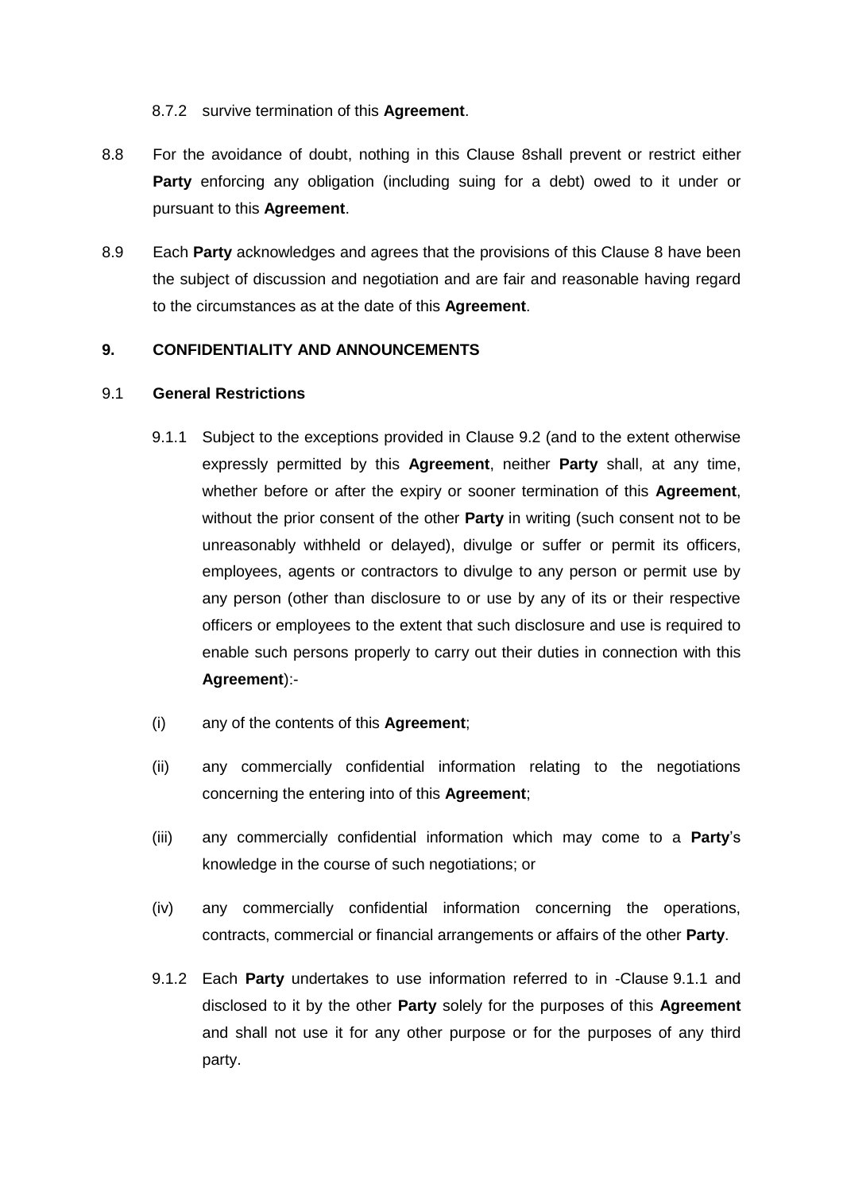8.7.2 survive termination of this **Agreement**.

8.8 For the avoidance of doubt, nothing in this Clause 8shall prevent or restrict either **Party** enforcing any obligation (including suing for a debt) owed to it under or pursuant to this **Agreement**.

8.9 Each **Party** acknowledges and agrees that the provisions of this Clause 8 have been the subject of discussion and negotiation and are fair and reasonable having regard to the circumstances as at the date of this **Agreement**.

## 9. CONFIDENTIALITY AND ANNOUNCEMENTS

### 9.1 General Restrictions

9.1.1 Subject to the exceptions provided in Clause 9.2 (and to the extent otherwise expressly permitted by this **Agreement**, neither **Party** shall, at any time, whether before or after the expiry or sooner termination of this **Agreement**, without the prior consent of the other **Party** in writing (such consent not to be unreasonably withheld or delayed), divulge or suffer or permit its officers, employees, agents or contractors to divulge to any person or permit use by any person (other than disclosure to or use by any of its or their respective officers or employees to the extent that such disclosure and use is required to enable such persons properly to carry out their duties in connection with this **Agreement**):-

(i) any of the contents of this **Agreement**;

(ii) any commercially confidential information relating to the negotiations concerning the entering into of this **Agreement**;

(iii) any commercially confidential information which may come to a **Party**'s knowledge in the course of such negotiations; or

(iv) any commercially confidential information concerning the operations, contracts, commercial or financial arrangements or affairs of the other **Party**.

9.1.2 Each **Party** undertakes to use information referred to in -Clause 9.1.1 and disclosed to it by the other **Party** solely for the purposes of this **Agreement** and shall not use it for any other purpose or for the purposes of any third party.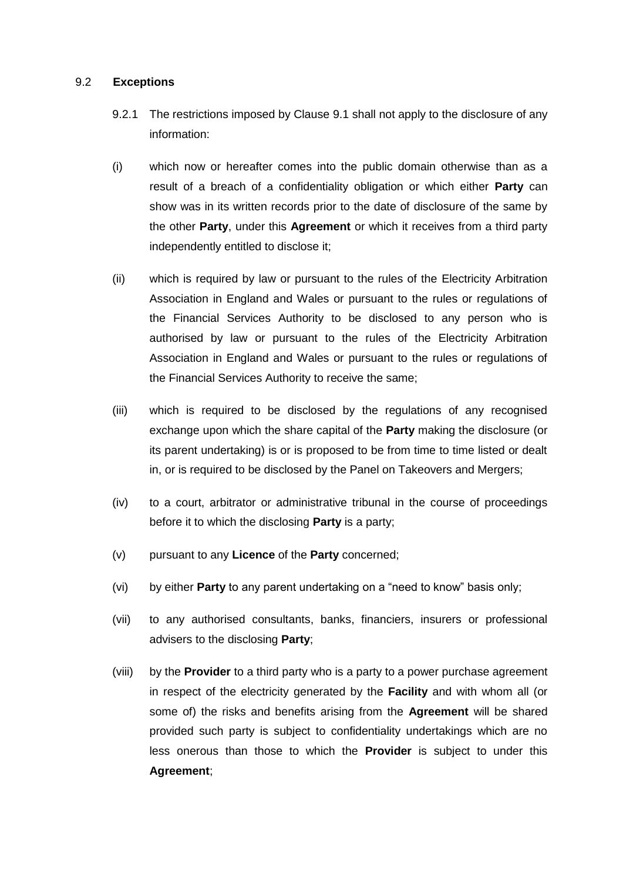### 9.2 **Exceptions**

9.2.1 The restrictions imposed by Clause 9.1 shall not apply to the disclosure of any information:

(i) which now or hereafter comes into the public domain otherwise than as a result of a breach of a confidentiality obligation or which either **Party** can show was in its written records prior to the date of disclosure of the same by the other **Party**, under this **Agreement** or which it receives from a third party independently entitled to disclose it;

(ii) which is required by law or pursuant to the rules of the Electricity Arbitration Association in England and Wales or pursuant to the rules or regulations of the Financial Services Authority to be disclosed to any person who is authorised by law or pursuant to the rules of the Electricity Arbitration Association in England and Wales or pursuant to the rules or regulations of the Financial Services Authority to receive the same;

(iii) which is required to be disclosed by the regulations of any recognised exchange upon which the share capital of the **Party** making the disclosure (or its parent undertaking) is or is proposed to be from time to time listed or dealt in, or is required to be disclosed by the Panel on Takeovers and Mergers;

(iv) to a court, arbitrator or administrative tribunal in the course of proceedings before it to which the disclosing **Party** is a party;

(v) pursuant to any **Licence** of the **Party** concerned;

(vi) by either **Party** to any parent undertaking on a "need to know" basis only;

(vii) to any authorised consultants, banks, financiers, insurers or professional advisers to the disclosing **Party**;

(viii) by the **Provider** to a third party who is a party to a power purchase agreement in respect of the electricity generated by the **Facility** and with whom all (or some of) the risks and benefits arising from the **Agreement** will be shared provided such party is subject to confidentiality undertakings which are no less onerous than those to which the **Provider** is subject to under this **Agreement**;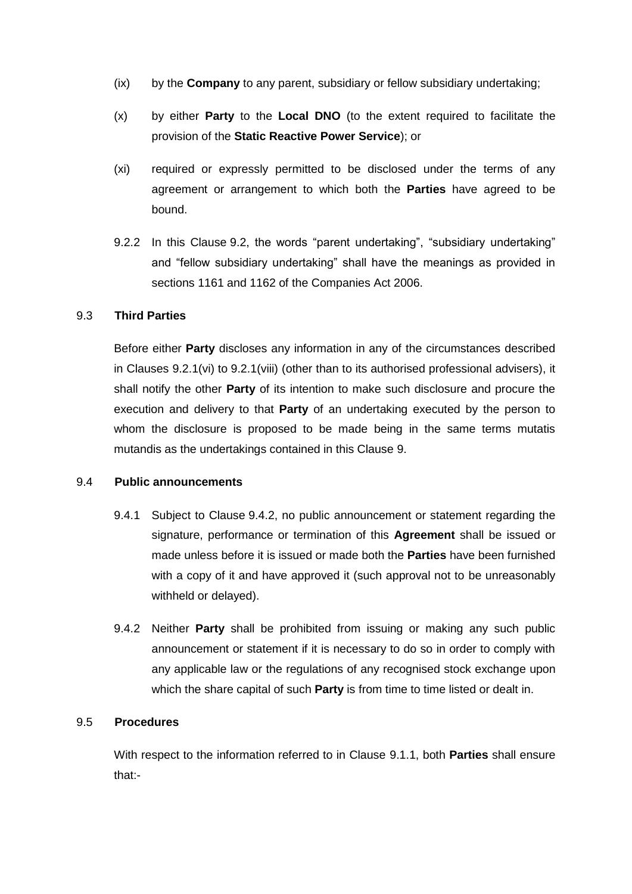(ix) by the **Company** to any parent, subsidiary or fellow subsidiary undertaking;

(x) by either **Party** to the **Local DNO** (to the extent required to facilitate the provision of the **Static Reactive Power Service**); or

(xi) required or expressly permitted to be disclosed under the terms of any agreement or arrangement to which both the **Parties** have agreed to be bound.

9.2.2 In this Clause 9.2, the words "parent undertaking", "subsidiary undertaking" and "fellow subsidiary undertaking" shall have the meanings as provided in sections 1161 and 1162 of the Companies Act 2006.

9.3 **Third Parties**

Before either **Party** discloses any information in any of the circumstances described in Clauses 9.2.1(vi) to 9.2.1(viii) (other than to its authorised professional advisers), it shall notify the other **Party** of its intention to make such disclosure and procure the execution and delivery to that **Party** of an undertaking executed by the person to whom the disclosure is proposed to be made being in the same terms mutatis mutandis as the undertakings contained in this Clause 9.

9.4 **Public announcements**

9.4.1 Subject to Clause 9.4.2, no public announcement or statement regarding the signature, performance or termination of this **Agreement** shall be issued or made unless before it is issued or made both the **Parties** have been furnished with a copy of it and have approved it (such approval not to be unreasonably withheld or delayed).

9.4.2 Neither **Party** shall be prohibited from issuing or making any such public announcement or statement if it is necessary to do so in order to comply with any applicable law or the regulations of any recognised stock exchange upon which the share capital of such **Party** is from time to time listed or dealt in.

9.5 **Procedures**

With respect to the information referred to in Clause 9.1.1, both **Parties** shall ensure that:-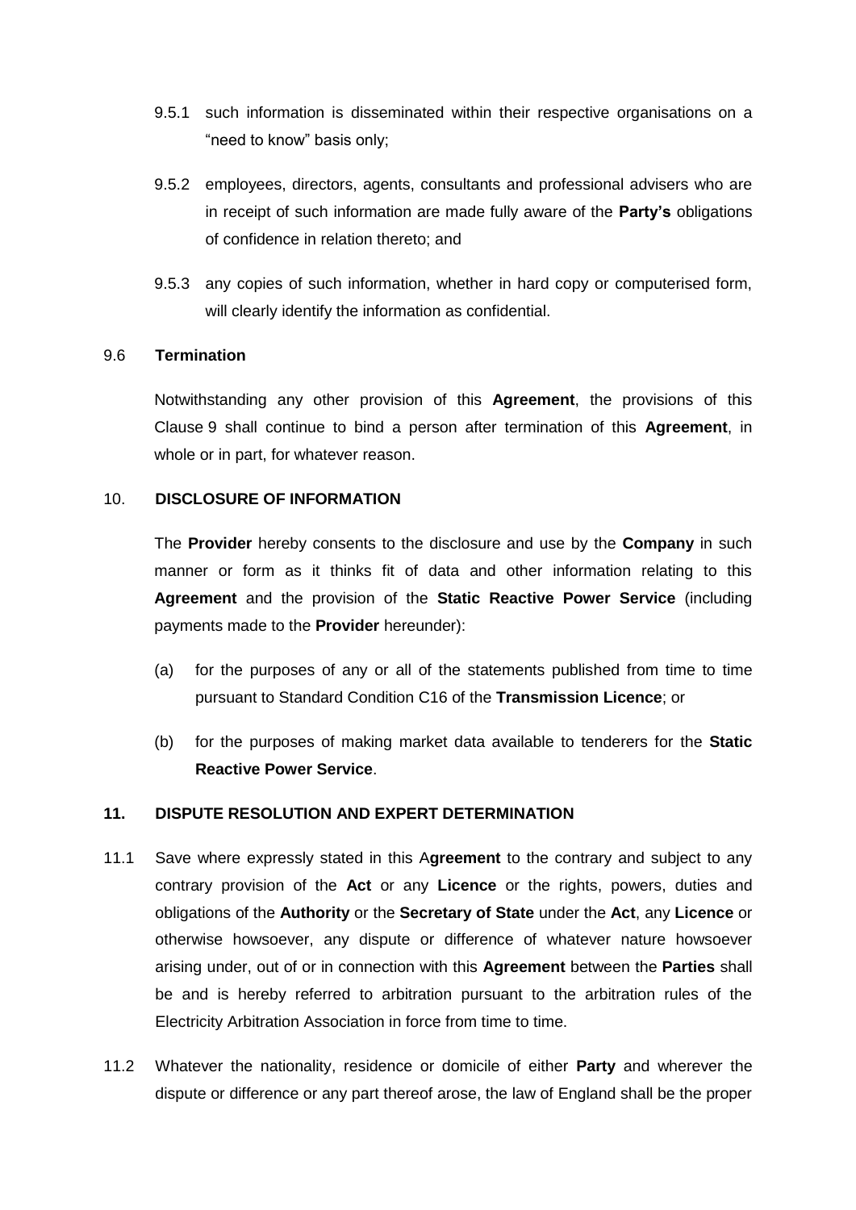9.5.1 such information is disseminated within their respective organisations on a "need to know" basis only;

9.5.2 employees, directors, agents, consultants and professional advisers who are in receipt of such information are made fully aware of the **Party's** obligations of confidence in relation thereto; and

9.5.3 any copies of such information, whether in hard copy or computerised form, will clearly identify the information as confidential.

9.6 **Termination**

Notwithstanding any other provision of this **Agreement**, the provisions of this Clause 9 shall continue to bind a person after termination of this **Agreement**, in whole or in part, for whatever reason.

10. **DISCLOSURE OF INFORMATION**

The **Provider** hereby consents to the disclosure and use by the **Company** in such manner or form as it thinks fit of data and other information relating to this **Agreement** and the provision of the **Static Reactive Power Service** (including payments made to the **Provider** hereunder):

(a) for the purposes of any or all of the statements published from time to time pursuant to Standard Condition C16 of the **Transmission Licence**; or

(b) for the purposes of making market data available to tenderers for the **Static Reactive Power Service**.

**11. DISPUTE RESOLUTION AND EXPERT DETERMINATION**

11.1 Save where expressly stated in this A**greement** to the contrary and subject to any contrary provision of the **Act** or any **Licence** or the rights, powers, duties and obligations of the **Authority** or the **Secretary of State** under the **Act**, any **Licence** or otherwise howsoever, any dispute or difference of whatever nature howsoever arising under, out of or in connection with this **Agreement** between the **Parties** shall be and is hereby referred to arbitration pursuant to the arbitration rules of the Electricity Arbitration Association in force from time to time.

11.2 Whatever the nationality, residence or domicile of either **Party** and wherever the dispute or difference or any part thereof arose, the law of England shall be the proper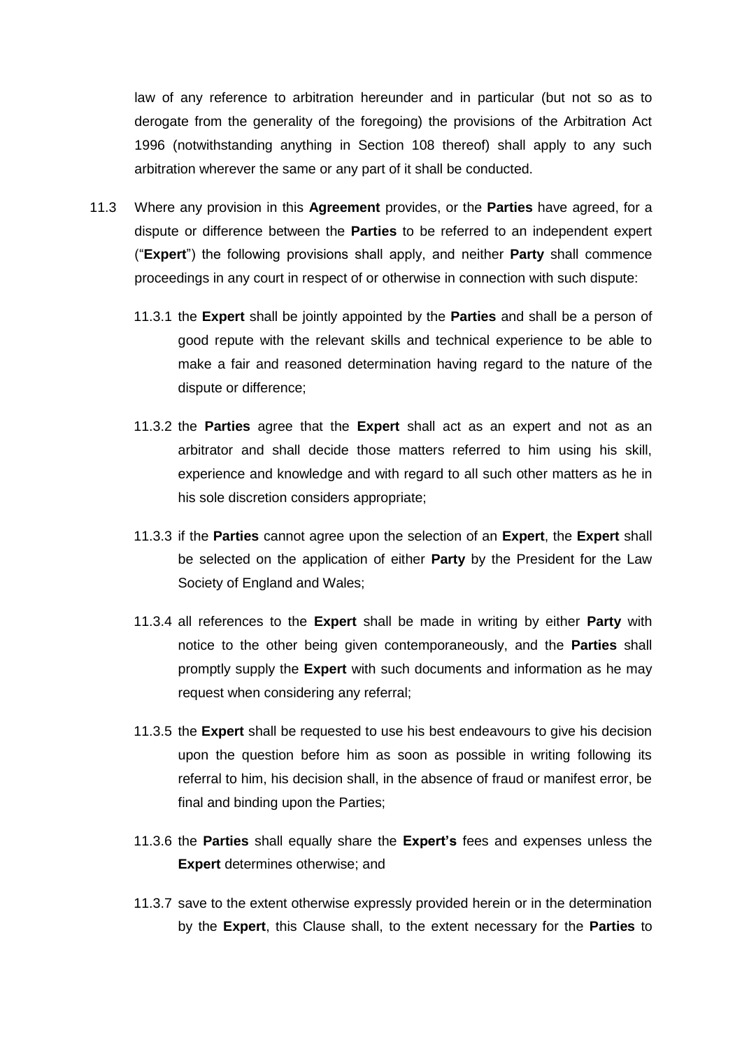law of any reference to arbitration hereunder and in particular (but not so as to derogate from the generality of the foregoing) the provisions of the Arbitration Act 1996 (notwithstanding anything in Section 108 thereof) shall apply to any such arbitration wherever the same or any part of it shall be conducted.

11.3 Where any provision in this **Agreement** provides, or the **Parties** have agreed, for a dispute or difference between the **Parties** to be referred to an independent expert ("**Expert**") the following provisions shall apply, and neither **Party** shall commence proceedings in any court in respect of or otherwise in connection with such dispute:

11.3.1 the **Expert** shall be jointly appointed by the **Parties** and shall be a person of good repute with the relevant skills and technical experience to be able to make a fair and reasoned determination having regard to the nature of the dispute or difference;

11.3.2 the **Parties** agree that the **Expert** shall act as an expert and not as an arbitrator and shall decide those matters referred to him using his skill, experience and knowledge and with regard to all such other matters as he in his sole discretion considers appropriate;

11.3.3 if the **Parties** cannot agree upon the selection of an **Expert**, the **Expert** shall be selected on the application of either **Party** by the President for the Law Society of England and Wales;

11.3.4 all references to the **Expert** shall be made in writing by either **Party** with notice to the other being given contemporaneously, and the **Parties** shall promptly supply the **Expert** with such documents and information as he may request when considering any referral;

11.3.5 the **Expert** shall be requested to use his best endeavours to give his decision upon the question before him as soon as possible in writing following its referral to him, his decision shall, in the absence of fraud or manifest error, be final and binding upon the Parties;

11.3.6 the **Parties** shall equally share the **Expert's** fees and expenses unless the **Expert** determines otherwise; and

11.3.7 save to the extent otherwise expressly provided herein or in the determination by the **Expert**, this Clause shall, to the extent necessary for the **Parties** to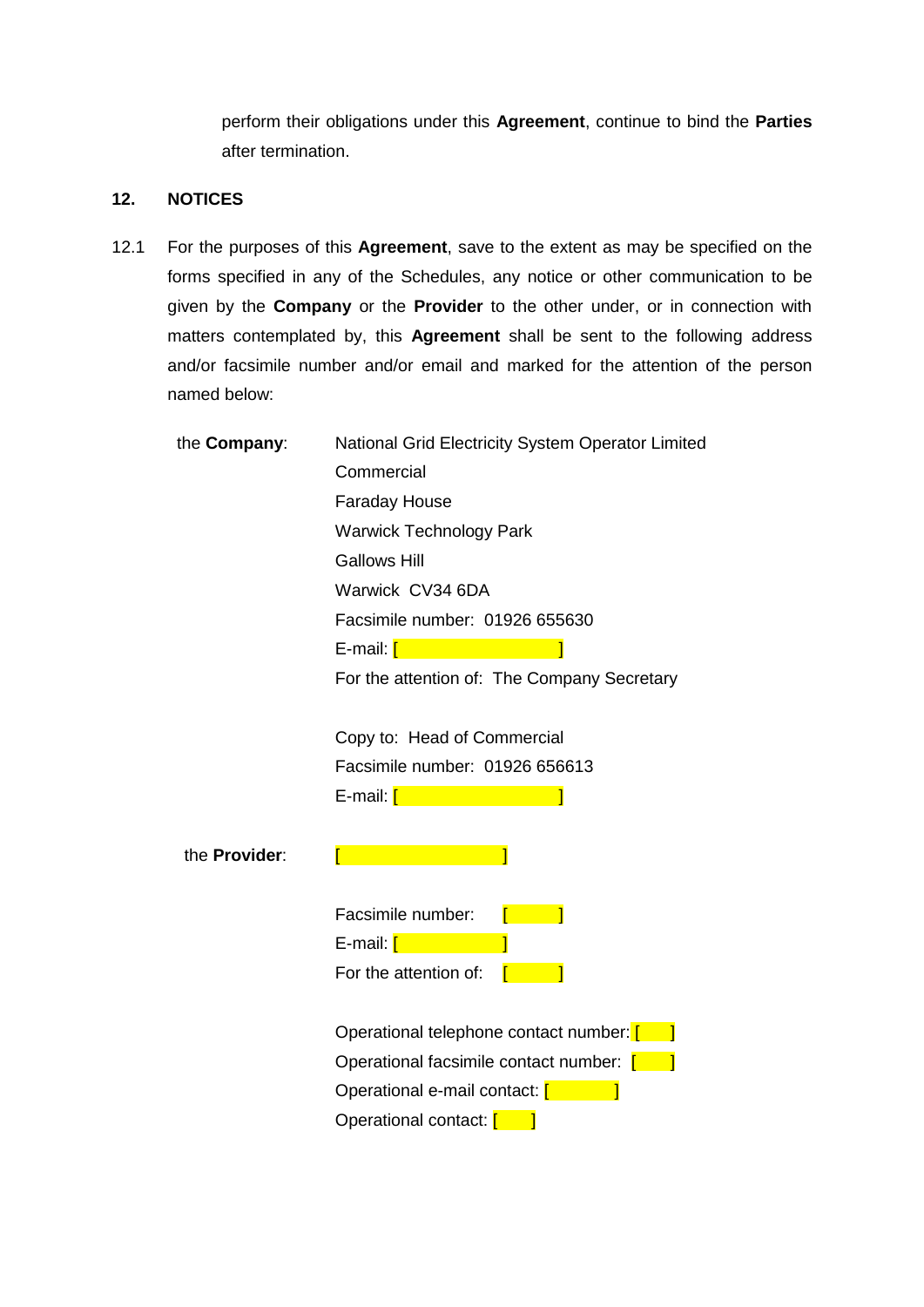perform their obligations under this **Agreement**, continue to bind the **Parties** after termination.

## 12. NOTICES

12.1 For the purposes of this **Agreement**, save to the extent as may be specified on the forms specified in any of the Schedules, any notice or other communication to be given by the **Company** or the **Provider** to the other under, or in connection with matters contemplated by, this **Agreement** shall be sent to the following address and/or facsimile number and/or email and marked for the attention of the person named below:

the **Company**:

National Grid Electricity System Operator Limited
Commercial
Faraday House
Warwick Technology Park
Gallows Hill
Warwick CV34 6DA
Facsimile number: 01926 655630
E-mail: [ ]
For the attention of: The Company Secretary

Copy to: Head of Commercial
Facsimile number: 01926 656613
E-mail: [ ]

the **Provider**:

[ ]

Facsimile number: [ ]
E-mail: [ ]
For the attention of: [ ]

Operational telephone contact number: [ ]
Operational facsimile contact number: [ ]
Operational e-mail contact: [ ]
Operational contact: [ ]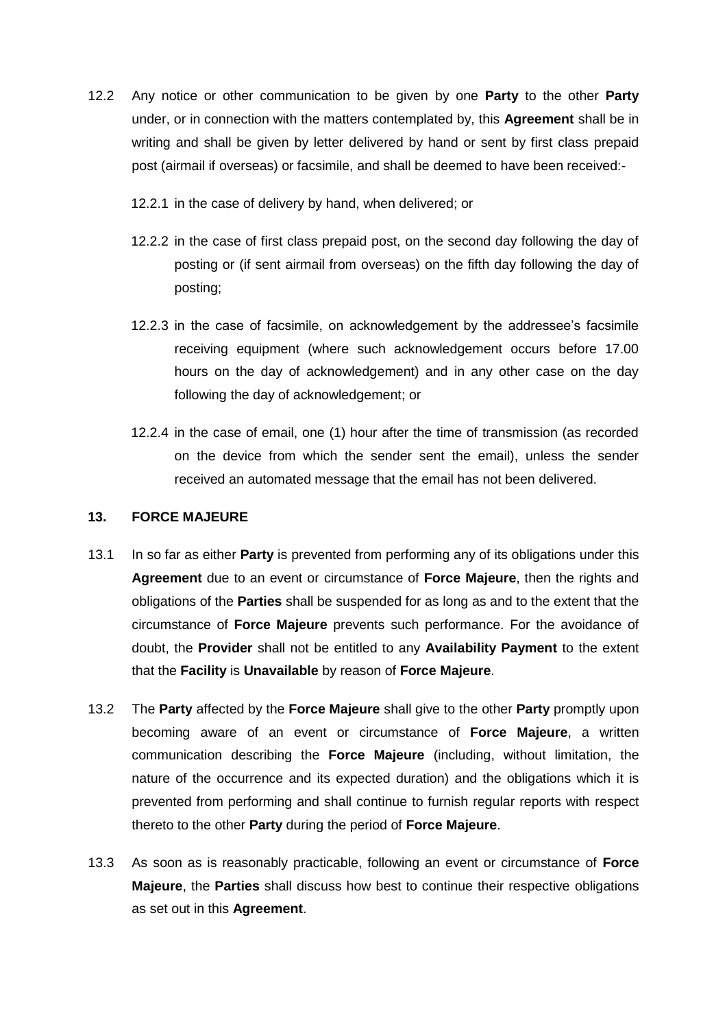12.2 Any notice or other communication to be given by one **Party** to the other **Party** under, or in connection with the matters contemplated by, this **Agreement** shall be in writing and shall be given by letter delivered by hand or sent by first class prepaid post (airmail if overseas) or facsimile, and shall be deemed to have been received:-

12.2.1 in the case of delivery by hand, when delivered; or

12.2.2 in the case of first class prepaid post, on the second day following the day of posting or (if sent airmail from overseas) on the fifth day following the day of posting;

12.2.3 in the case of facsimile, on acknowledgement by the addressee's facsimile receiving equipment (where such acknowledgement occurs before 17.00 hours on the day of acknowledgement) and in any other case on the day following the day of acknowledgement; or

12.2.4 in the case of email, one (1) hour after the time of transmission (as recorded on the device from which the sender sent the email), unless the sender received an automated message that the email has not been delivered.

## 13. FORCE MAJEURE

13.1 In so far as either **Party** is prevented from performing any of its obligations under this **Agreement** due to an event or circumstance of **Force Majeure**, then the rights and obligations of the **Parties** shall be suspended for as long as and to the extent that the circumstance of **Force Majeure** prevents such performance. For the avoidance of doubt, the **Provider** shall not be entitled to any **Availability Payment** to the extent that the **Facility** is **Unavailable** by reason of **Force Majeure**.

13.2 The **Party** affected by the **Force Majeure** shall give to the other **Party** promptly upon becoming aware of an event or circumstance of **Force Majeure**, a written communication describing the **Force Majeure** (including, without limitation, the nature of the occurrence and its expected duration) and the obligations which it is prevented from performing and shall continue to furnish regular reports with respect thereto to the other **Party** during the period of **Force Majeure**.

13.3 As soon as is reasonably practicable, following an event or circumstance of **Force Majeure**, the **Parties** shall discuss how best to continue their respective obligations as set out in this **Agreement**.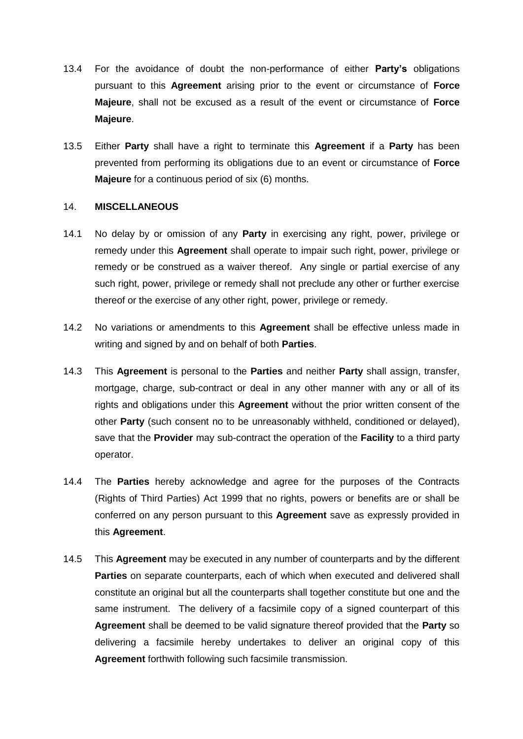13.4 For the avoidance of doubt the non-performance of either **Party's** obligations pursuant to this **Agreement** arising prior to the event or circumstance of **Force Majeure**, shall not be excused as a result of the event or circumstance of **Force Majeure**.

13.5 Either **Party** shall have a right to terminate this **Agreement** if a **Party** has been prevented from performing its obligations due to an event or circumstance of **Force Majeure** for a continuous period of six (6) months.

## 14. MISCELLANEOUS

14.1 No delay by or omission of any **Party** in exercising any right, power, privilege or remedy under this **Agreement** shall operate to impair such right, power, privilege or remedy or be construed as a waiver thereof. Any single or partial exercise of any such right, power, privilege or remedy shall not preclude any other or further exercise thereof or the exercise of any other right, power, privilege or remedy.

14.2 No variations or amendments to this **Agreement** shall be effective unless made in writing and signed by and on behalf of both **Parties**.

14.3 This **Agreement** is personal to the **Parties** and neither **Party** shall assign, transfer, mortgage, charge, sub-contract or deal in any other manner with any or all of its rights and obligations under this **Agreement** without the prior written consent of the other **Party** (such consent no to be unreasonably withheld, conditioned or delayed), save that the **Provider** may sub-contract the operation of the **Facility** to a third party operator.

14.4 The **Parties** hereby acknowledge and agree for the purposes of the Contracts (Rights of Third Parties) Act 1999 that no rights, powers or benefits are or shall be conferred on any person pursuant to this **Agreement** save as expressly provided in this **Agreement**.

14.5 This **Agreement** may be executed in any number of counterparts and by the different **Parties** on separate counterparts, each of which when executed and delivered shall constitute an original but all the counterparts shall together constitute but one and the same instrument. The delivery of a facsimile copy of a signed counterpart of this **Agreement** shall be deemed to be valid signature thereof provided that the **Party** so delivering a facsimile hereby undertakes to deliver an original copy of this **Agreement** forthwith following such facsimile transmission.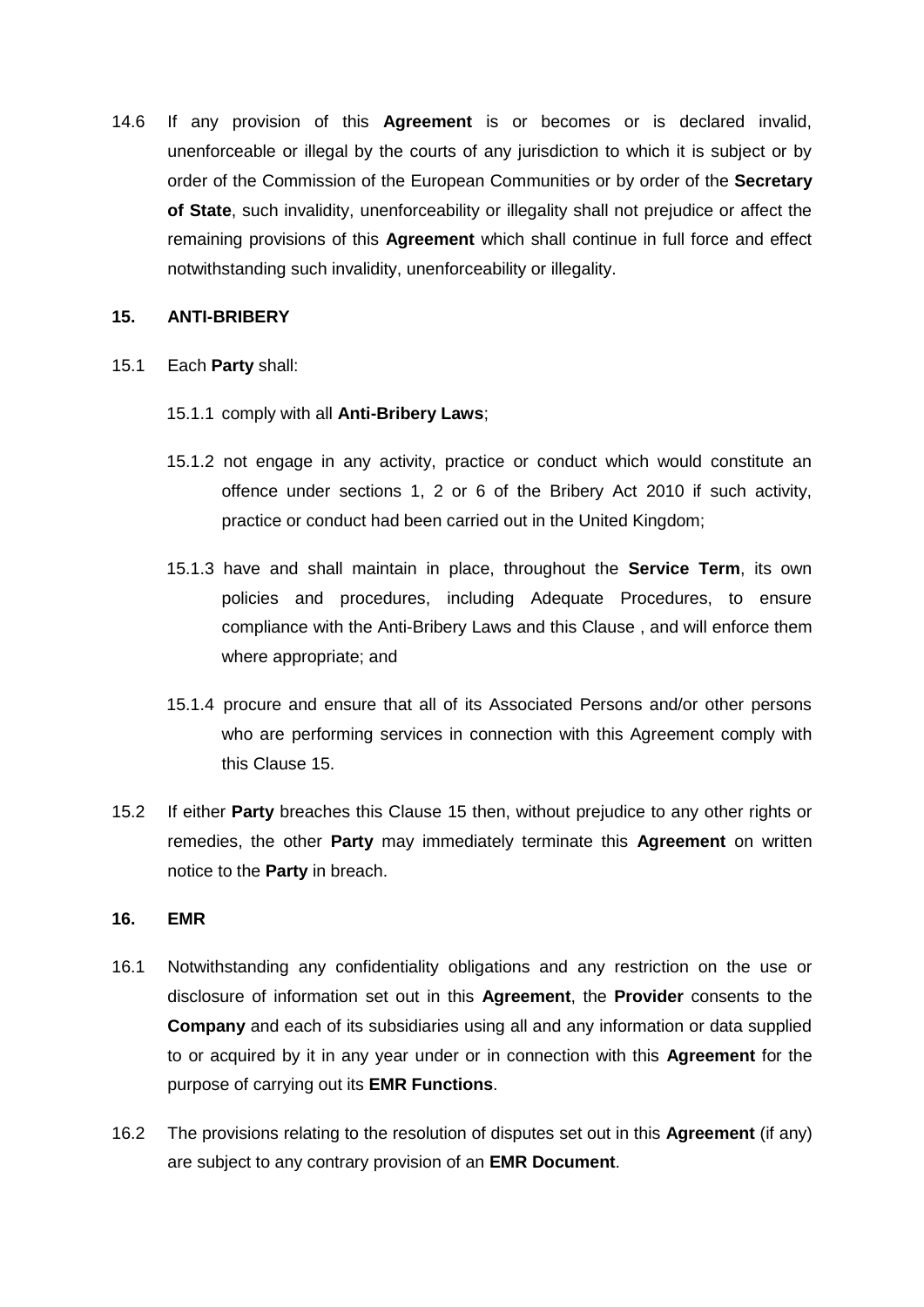14.6 If any provision of this **Agreement** is or becomes or is declared invalid, unenforceable or illegal by the courts of any jurisdiction to which it is subject or by order of the Commission of the European Communities or by order of the **Secretary of State**, such invalidity, unenforceability or illegality shall not prejudice or affect the remaining provisions of this **Agreement** which shall continue in full force and effect notwithstanding such invalidity, unenforceability or illegality.

## 15. ANTI-BRIBERY

15.1 Each **Party** shall:

15.1.1 comply with all **Anti-Bribery Laws**;

15.1.2 not engage in any activity, practice or conduct which would constitute an offence under sections 1, 2 or 6 of the Bribery Act 2010 if such activity, practice or conduct had been carried out in the United Kingdom;

15.1.3 have and shall maintain in place, throughout the **Service Term**, its own policies and procedures, including Adequate Procedures, to ensure compliance with the Anti-Bribery Laws and this Clause , and will enforce them where appropriate; and

15.1.4 procure and ensure that all of its Associated Persons and/or other persons who are performing services in connection with this Agreement comply with this Clause 15.

15.2 If either **Party** breaches this Clause 15 then, without prejudice to any other rights or remedies, the other **Party** may immediately terminate this **Agreement** on written notice to the **Party** in breach.

## 16. EMR

16.1 Notwithstanding any confidentiality obligations and any restriction on the use or disclosure of information set out in this **Agreement**, the **Provider** consents to the **Company** and each of its subsidiaries using all and any information or data supplied to or acquired by it in any year under or in connection with this **Agreement** for the purpose of carrying out its **EMR Functions**.

16.2 The provisions relating to the resolution of disputes set out in this **Agreement** (if any) are subject to any contrary provision of an **EMR Document**.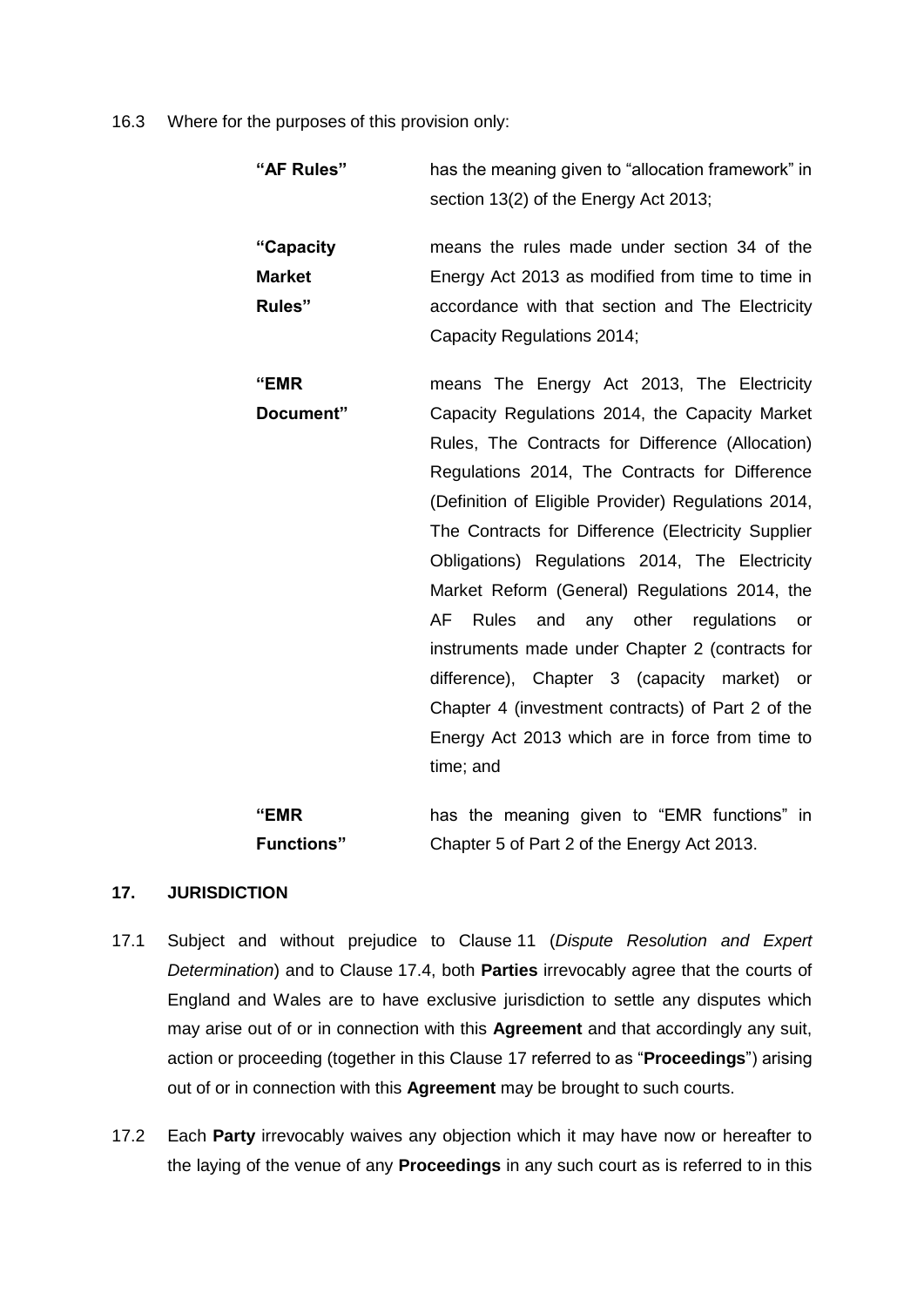16.3 Where for the purposes of this provision only:

**"AF Rules"** has the meaning given to "allocation framework" in section 13(2) of the Energy Act 2013;

**"Capacity Market Rules"** means the rules made under section 34 of the Energy Act 2013 as modified from time to time in accordance with that section and The Electricity Capacity Regulations 2014;

**"EMR Document"** means The Energy Act 2013, The Electricity Capacity Regulations 2014, the Capacity Market Rules, The Contracts for Difference (Allocation) Regulations 2014, The Contracts for Difference (Definition of Eligible Provider) Regulations 2014, The Contracts for Difference (Electricity Supplier Obligations) Regulations 2014, The Electricity Market Reform (General) Regulations 2014, the AF Rules and any other regulations or instruments made under Chapter 2 (contracts for difference), Chapter 3 (capacity market) or Chapter 4 (investment contracts) of Part 2 of the Energy Act 2013 which are in force from time to time; and

**"EMR Functions"** has the meaning given to "EMR functions" in Chapter 5 of Part 2 of the Energy Act 2013.

## 17. JURISDICTION

17.1 Subject and without prejudice to Clause 11 (*Dispute Resolution and Expert Determination*) and to Clause 17.4, both **Parties** irrevocably agree that the courts of England and Wales are to have exclusive jurisdiction to settle any disputes which may arise out of or in connection with this **Agreement** and that accordingly any suit, action or proceeding (together in this Clause 17 referred to as "**Proceedings**") arising out of or in connection with this **Agreement** may be brought to such courts.

17.2 Each **Party** irrevocably waives any objection which it may have now or hereafter to the laying of the venue of any **Proceedings** in any such court as is referred to in this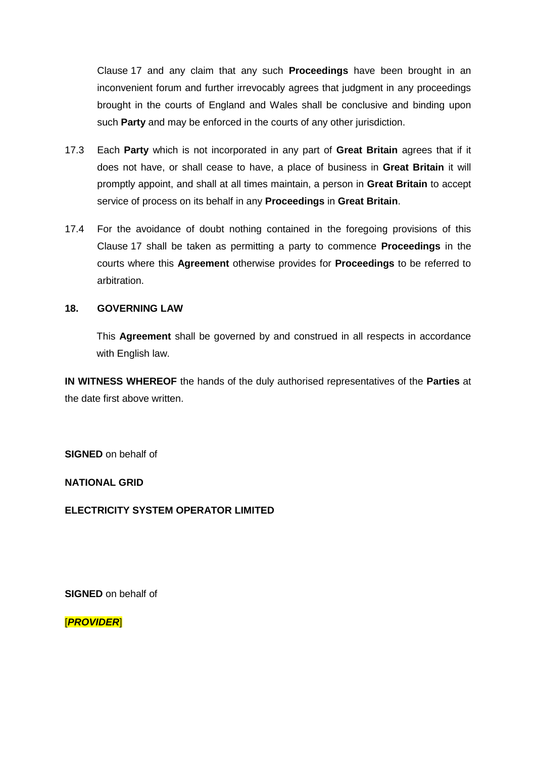Clause 17 and any claim that any such **Proceedings** have been brought in an inconvenient forum and further irrevocably agrees that judgment in any proceedings brought in the courts of England and Wales shall be conclusive and binding upon such **Party** and may be enforced in the courts of any other jurisdiction.

17.3 Each **Party** which is not incorporated in any part of **Great Britain** agrees that if it does not have, or shall cease to have, a place of business in **Great Britain** it will promptly appoint, and shall at all times maintain, a person in **Great Britain** to accept service of process on its behalf in any **Proceedings** in **Great Britain**.

17.4 For the avoidance of doubt nothing contained in the foregoing provisions of this Clause 17 shall be taken as permitting a party to commence **Proceedings** in the courts where this **Agreement** otherwise provides for **Proceedings** to be referred to arbitration.

## 18. GOVERNING LAW

This **Agreement** shall be governed by and construed in all respects in accordance with English law.

**IN WITNESS WHEREOF** the hands of the duly authorised representatives of the **Parties** at the date first above written.

**SIGNED** on behalf of

**NATIONAL GRID**

**ELECTRICITY SYSTEM OPERATOR LIMITED**

**SIGNED** on behalf of

[***PROVIDER***]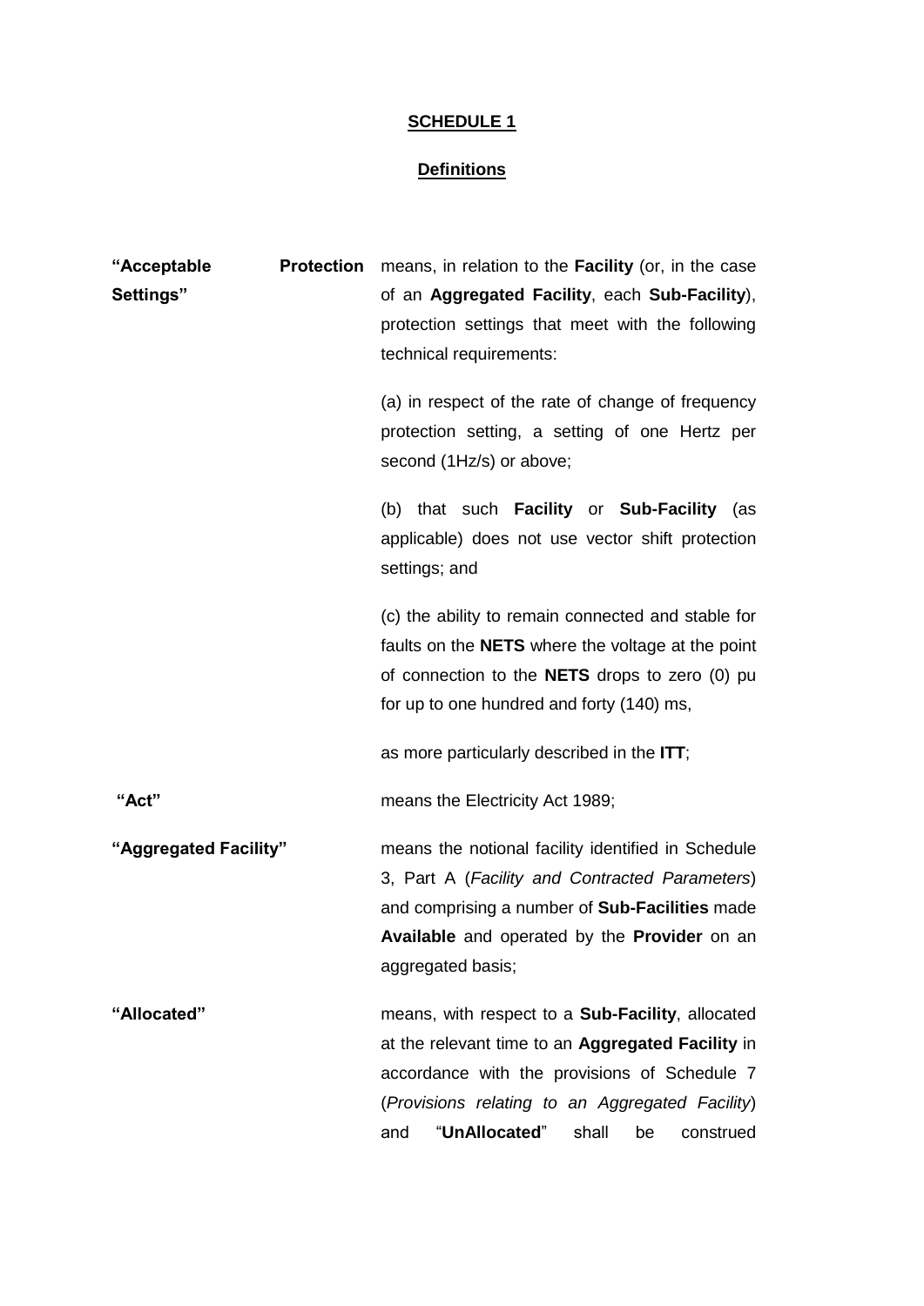**SCHEDULE 1**

**Definitions**

**"Acceptable Protection Settings"** means, in relation to the **Facility** (or, in the case of an **Aggregated Facility**, each **Sub-Facility**), protection settings that meet with the following technical requirements:

(a) in respect of the rate of change of frequency protection setting, a setting of one Hertz per second (1Hz/s) or above;

(b) that such **Facility** or **Sub-Facility** (as applicable) does not use vector shift protection settings; and

(c) the ability to remain connected and stable for faults on the **NETS** where the voltage at the point of connection to the **NETS** drops to zero (0) pu for up to one hundred and forty (140) ms,

as more particularly described in the **ITT**;

**"Act"** means the Electricity Act 1989;

**"Aggregated Facility"** means the notional facility identified in Schedule 3, Part A (*Facility and Contracted Parameters*) and comprising a number of **Sub-Facilities** made **Available** and operated by the **Provider** on an aggregated basis;

**"Allocated"** means, with respect to a **Sub-Facility**, allocated at the relevant time to an **Aggregated Facility** in accordance with the provisions of Schedule 7 (*Provisions relating to an Aggregated Facility*) and "**UnAllocated**" shall be construed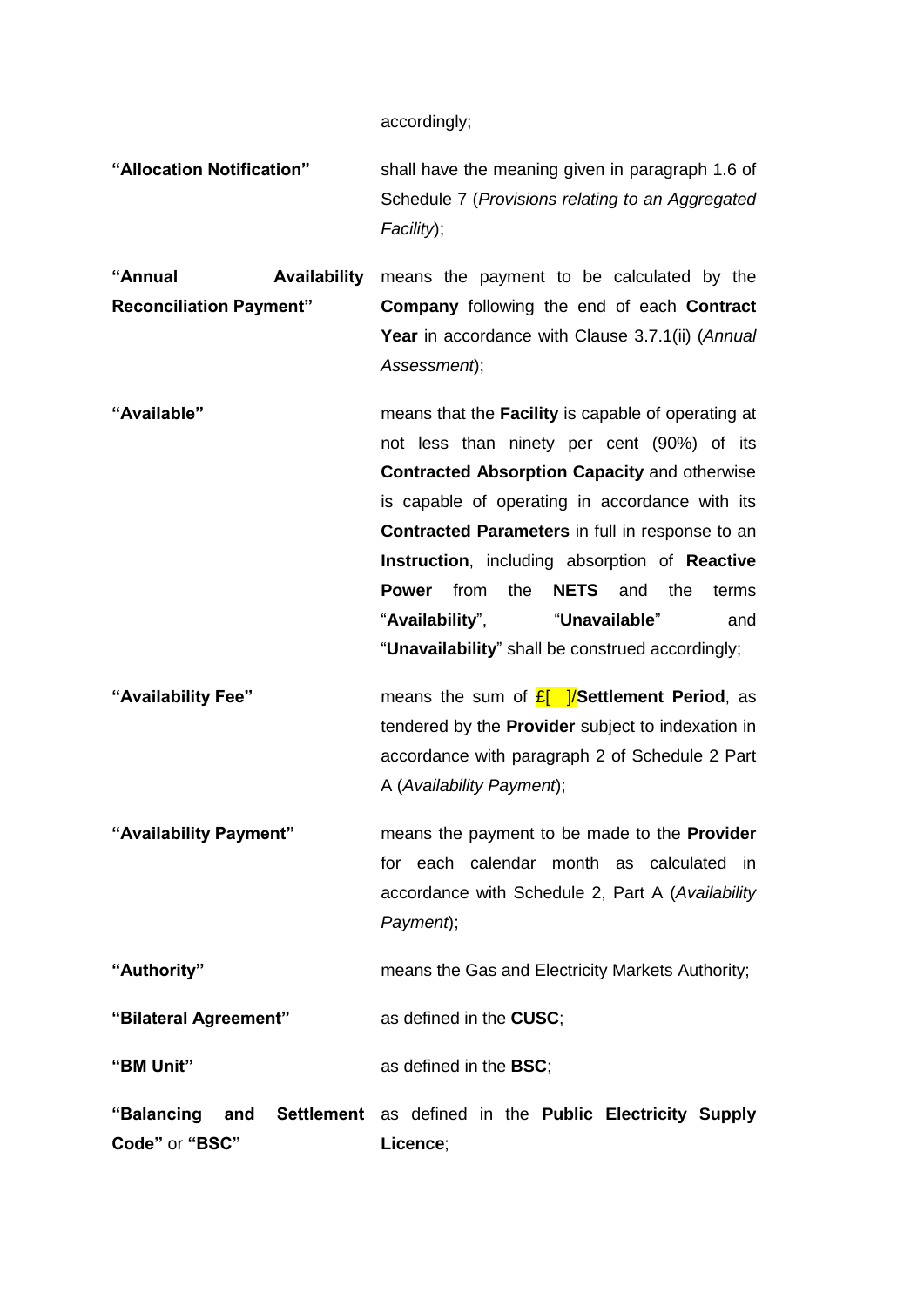accordingly;

| | |
|---|---|
| **"Allocation Notification"** | shall have the meaning given in paragraph 1.6 of Schedule 7 (*Provisions relating to an Aggregated Facility*); |
| **"Annual Availability Reconciliation Payment"** | means the payment to be calculated by the **Company** following the end of each **Contract Year** in accordance with Clause 3.7.1(ii) (*Annual Assessment*); |
| **"Available"** | means that the **Facility** is capable of operating at not less than ninety per cent (90%) of its **Contracted Absorption Capacity** and otherwise is capable of operating in accordance with its **Contracted Parameters** in full in response to an **Instruction**, including absorption of **Reactive Power** from the **NETS** and the terms "**Availability**", "**Unavailable**" and "**Unavailability**" shall be construed accordingly; |
| **"Availability Fee"** | means the sum of £[ ]/**Settlement Period**, as tendered by the **Provider** subject to indexation in accordance with paragraph 2 of Schedule 2 Part A (*Availability Payment*); |
| **"Availability Payment"** | means the payment to be made to the **Provider** for each calendar month as calculated in accordance with Schedule 2, Part A (*Availability Payment*); |
| **"Authority"** | means the Gas and Electricity Markets Authority; |
| **"Bilateral Agreement"** | as defined in the **CUSC**; |
| **"BM Unit"** | as defined in the **BSC**; |
| **"Balancing and Settlement Code"** or **"BSC"** | as defined in the **Public Electricity Supply Licence**; |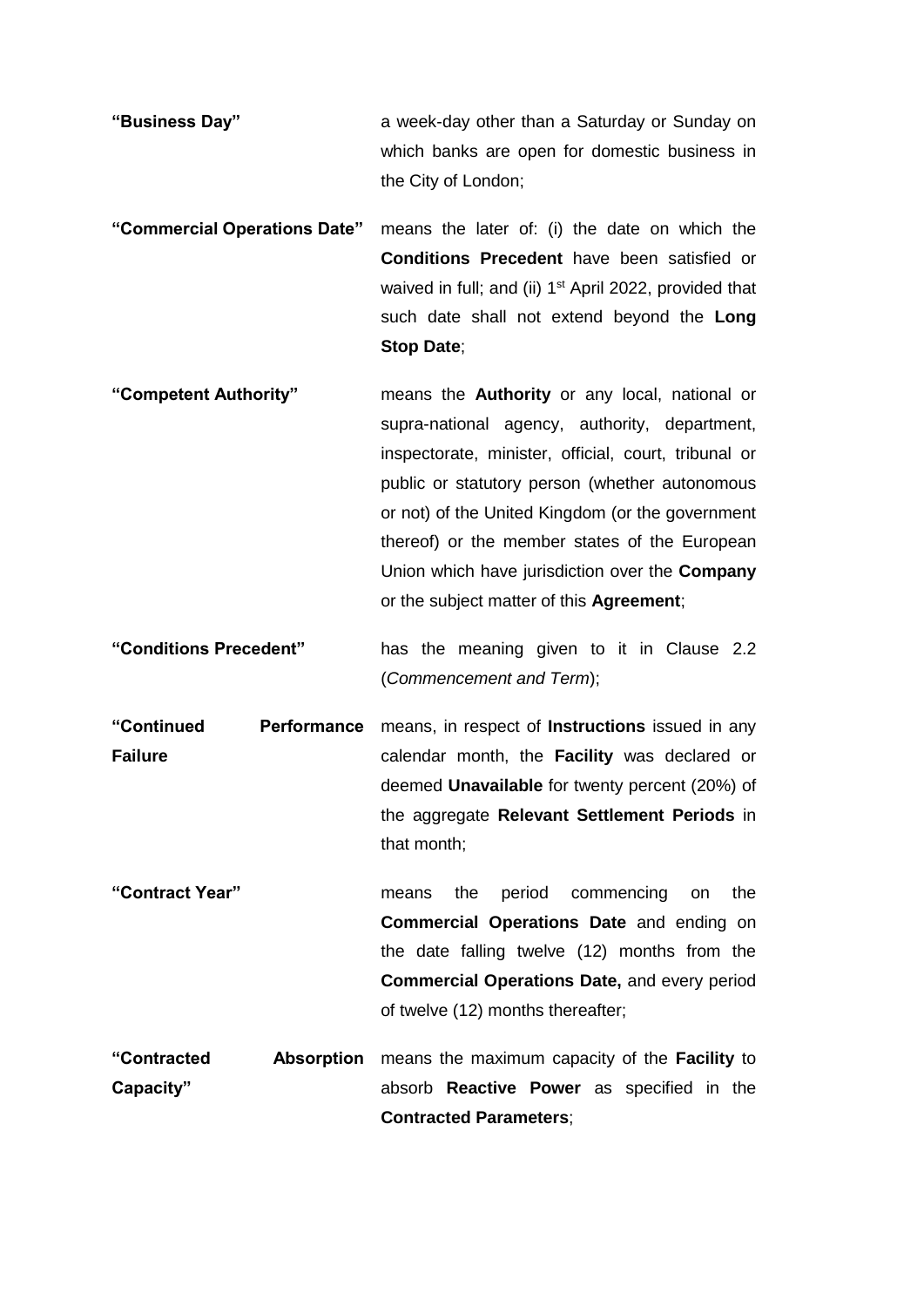**"Business Day"** a week-day other than a Saturday or Sunday on which banks are open for domestic business in the City of London;

**"Commercial Operations Date"** means the later of: (i) the date on which the **Conditions Precedent** have been satisfied or waived in full; and (ii) 1st April 2022, provided that such date shall not extend beyond the **Long Stop Date**;

**"Competent Authority"** means the **Authority** or any local, national or supra-national agency, authority, department, inspectorate, minister, official, court, tribunal or public or statutory person (whether autonomous or not) of the United Kingdom (or the government thereof) or the member states of the European Union which have jurisdiction over the **Company** or the subject matter of this **Agreement**;

**"Conditions Precedent"** has the meaning given to it in Clause 2.2 (*Commencement and Term*);

**"Continued Performance Failure** means, in respect of **Instructions** issued in any calendar month, the **Facility** was declared or deemed **Unavailable** for twenty percent (20%) of the aggregate **Relevant Settlement Periods** in that month;

**"Contract Year"** means the period commencing on the **Commercial Operations Date** and ending on the date falling twelve (12) months from the **Commercial Operations Date,** and every period of twelve (12) months thereafter;

**"Contracted Absorption Capacity"** means the maximum capacity of the **Facility** to absorb **Reactive Power** as specified in the **Contracted Parameters**;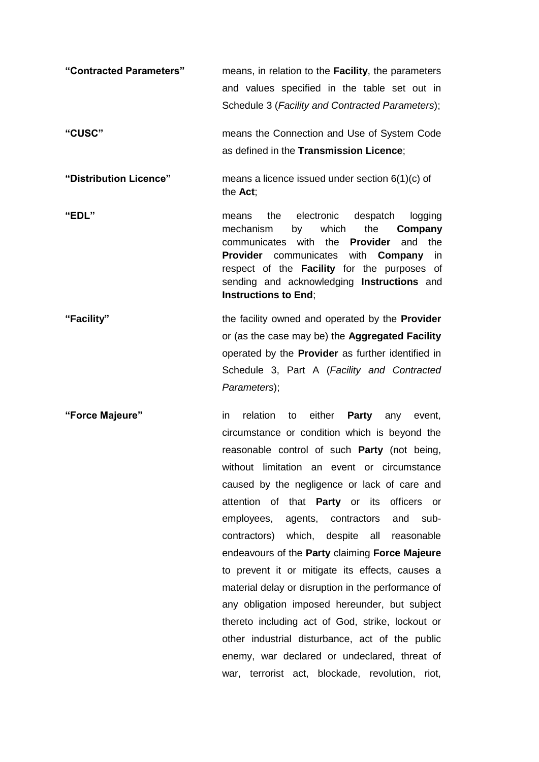**"Contracted Parameters"** means, in relation to the **Facility**, the parameters and values specified in the table set out in Schedule 3 (*Facility and Contracted Parameters*);

**"CUSC"** means the Connection and Use of System Code as defined in the **Transmission Licence**;

**"Distribution Licence"** means a licence issued under section 6(1)(c) of the **Act**;

**"EDL"** means the electronic despatch logging mechanism by which the **Company** communicates with the **Provider** and the **Provider** communicates with **Company** in respect of the **Facility** for the purposes of sending and acknowledging **Instructions** and **Instructions to End**;

**"Facility"** the facility owned and operated by the **Provider** or (as the case may be) the **Aggregated Facility** operated by the **Provider** as further identified in Schedule 3, Part A (*Facility and Contracted Parameters*);

**"Force Majeure"** in relation to either **Party** any event, circumstance or condition which is beyond the reasonable control of such **Party** (not being, without limitation an event or circumstance caused by the negligence or lack of care and attention of that **Party** or its officers or employees, agents, contractors and sub-contractors) which, despite all reasonable endeavours of the **Party** claiming **Force Majeure** to prevent it or mitigate its effects, causes a material delay or disruption in the performance of any obligation imposed hereunder, but subject thereto including act of God, strike, lockout or other industrial disturbance, act of the public enemy, war declared or undeclared, threat of war, terrorist act, blockade, revolution, riot,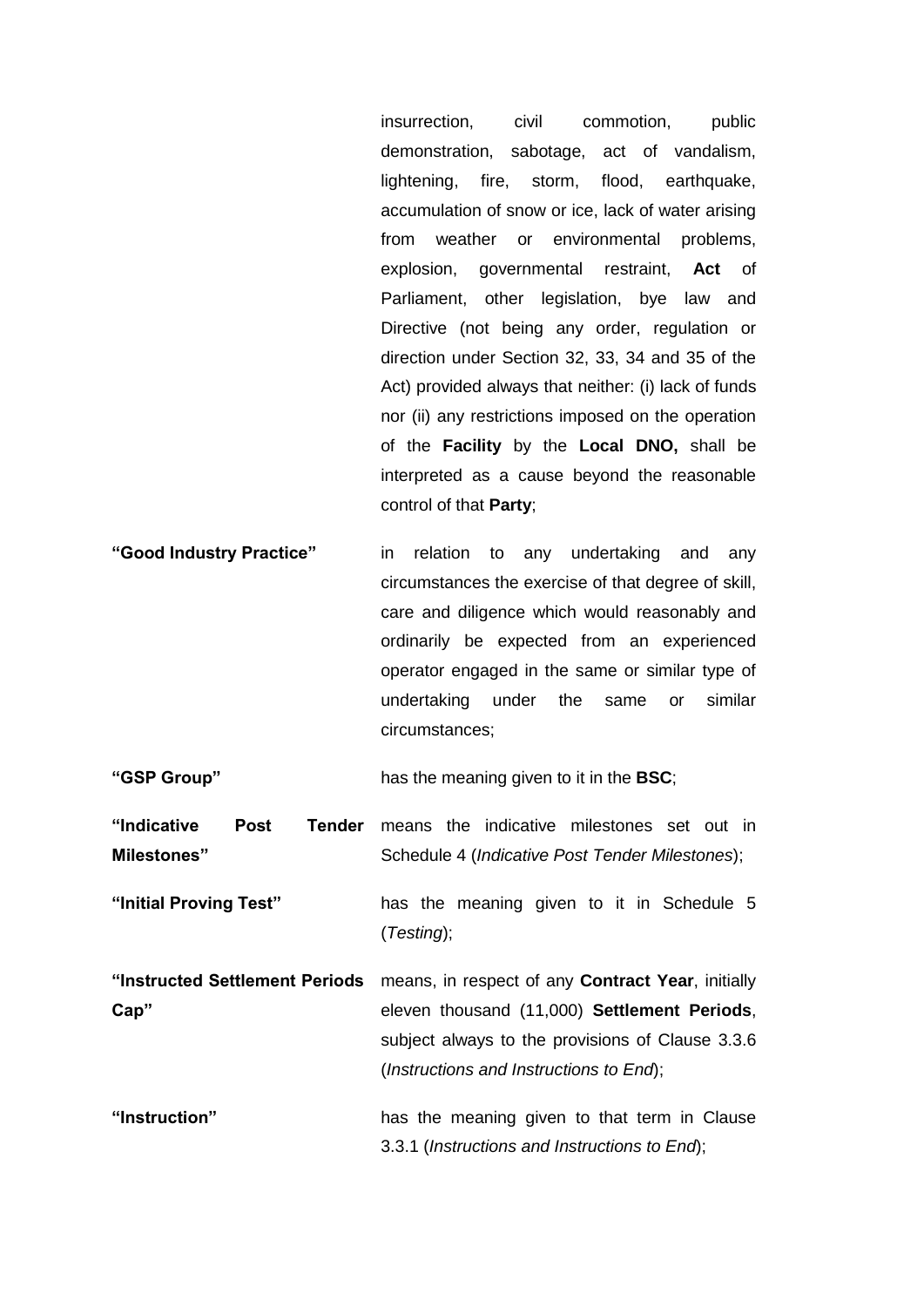insurrection, civil commotion, public demonstration, sabotage, act of vandalism, lightening, fire, storm, flood, earthquake, accumulation of snow or ice, lack of water arising from weather or environmental problems, explosion, governmental restraint, **Act** of Parliament, other legislation, bye law and Directive (not being any order, regulation or direction under Section 32, 33, 34 and 35 of the Act) provided always that neither: (i) lack of funds nor (ii) any restrictions imposed on the operation of the **Facility** by the **Local DNO,** shall be interpreted as a cause beyond the reasonable control of that **Party**;

**"Good Industry Practice"** in relation to any undertaking and any circumstances the exercise of that degree of skill, care and diligence which would reasonably and ordinarily be expected from an experienced operator engaged in the same or similar type of undertaking under the same or similar circumstances;

**"GSP Group"** has the meaning given to it in the **BSC**;

**"Indicative Post Tender Milestones"** means the indicative milestones set out in Schedule 4 (*Indicative Post Tender Milestones*);

**"Initial Proving Test"** has the meaning given to it in Schedule 5 (*Testing*);

**"Instructed Settlement Periods Cap"** means, in respect of any **Contract Year**, initially eleven thousand (11,000) **Settlement Periods**, subject always to the provisions of Clause 3.3.6 (*Instructions and Instructions to End*);

**"Instruction"** has the meaning given to that term in Clause 3.3.1 (*Instructions and Instructions to End*);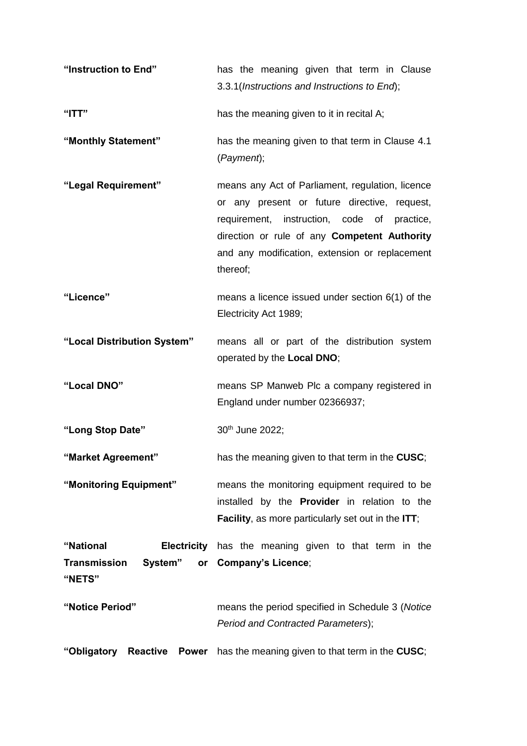| | |
|---|---|
| **"Instruction to End"** | has the meaning given that term in Clause 3.3.1(*Instructions and Instructions to End*); |
| **"ITT"** | has the meaning given to it in recital A; |
| **"Monthly Statement"** | has the meaning given to that term in Clause 4.1 (*Payment*); |
| **"Legal Requirement"** | means any Act of Parliament, regulation, licence or any present or future directive, request, requirement, instruction, code of practice, direction or rule of any **Competent Authority** and any modification, extension or replacement thereof; |
| **"Licence"** | means a licence issued under section 6(1) of the Electricity Act 1989; |
| **"Local Distribution System"** | means all or part of the distribution system operated by the **Local DNO**; |
| **"Local DNO"** | means SP Manweb Plc a company registered in England under number 02366937; |
| **"Long Stop Date"** | 30th June 2022; |
| **"Market Agreement"** | has the meaning given to that term in the **CUSC**; |
| **"Monitoring Equipment"** | means the monitoring equipment required to be installed by the **Provider** in relation to the **Facility**, as more particularly set out in the **ITT**; |
| **"National Electricity Transmission System" or "NETS"** | has the meaning given to that term in the **Company's Licence**; |
| **"Notice Period"** | means the period specified in Schedule 3 (*Notice Period and Contracted Parameters*); |
| **"Obligatory Reactive Power** | has the meaning given to that term in the **CUSC**; |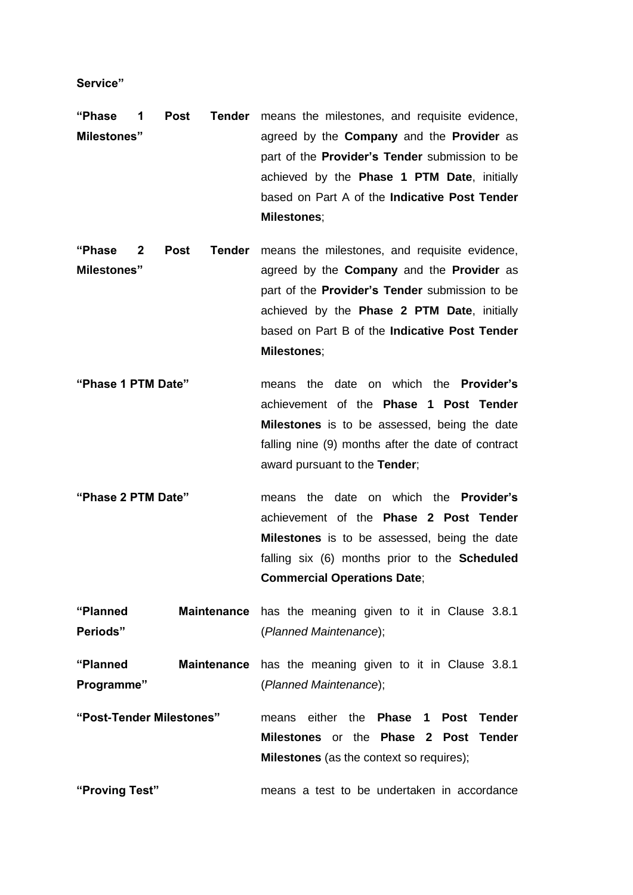**Service"**

**"Phase 1 Post Tender Milestones"** means the milestones, and requisite evidence, agreed by the **Company** and the **Provider** as part of the **Provider's Tender** submission to be achieved by the **Phase 1 PTM Date**, initially based on Part A of the **Indicative Post Tender Milestones**;

**"Phase 2 Post Tender Milestones"** means the milestones, and requisite evidence, agreed by the **Company** and the **Provider** as part of the **Provider's Tender** submission to be achieved by the **Phase 2 PTM Date**, initially based on Part B of the **Indicative Post Tender Milestones**;

**"Phase 1 PTM Date"** means the date on which the **Provider's** achievement of the **Phase 1 Post Tender Milestones** is to be assessed, being the date falling nine (9) months after the date of contract award pursuant to the **Tender**;

**"Phase 2 PTM Date"** means the date on which the **Provider's** achievement of the **Phase 2 Post Tender Milestones** is to be assessed, being the date falling six (6) months prior to the **Scheduled Commercial Operations Date**;

**"Planned Maintenance Periods"** has the meaning given to it in Clause 3.8.1 (*Planned Maintenance*);

**"Planned Maintenance Programme"** has the meaning given to it in Clause 3.8.1 (*Planned Maintenance*);

**"Post-Tender Milestones"** means either the **Phase 1 Post Tender Milestones** or the **Phase 2 Post Tender Milestones** (as the context so requires);

**"Proving Test"** means a test to be undertaken in accordance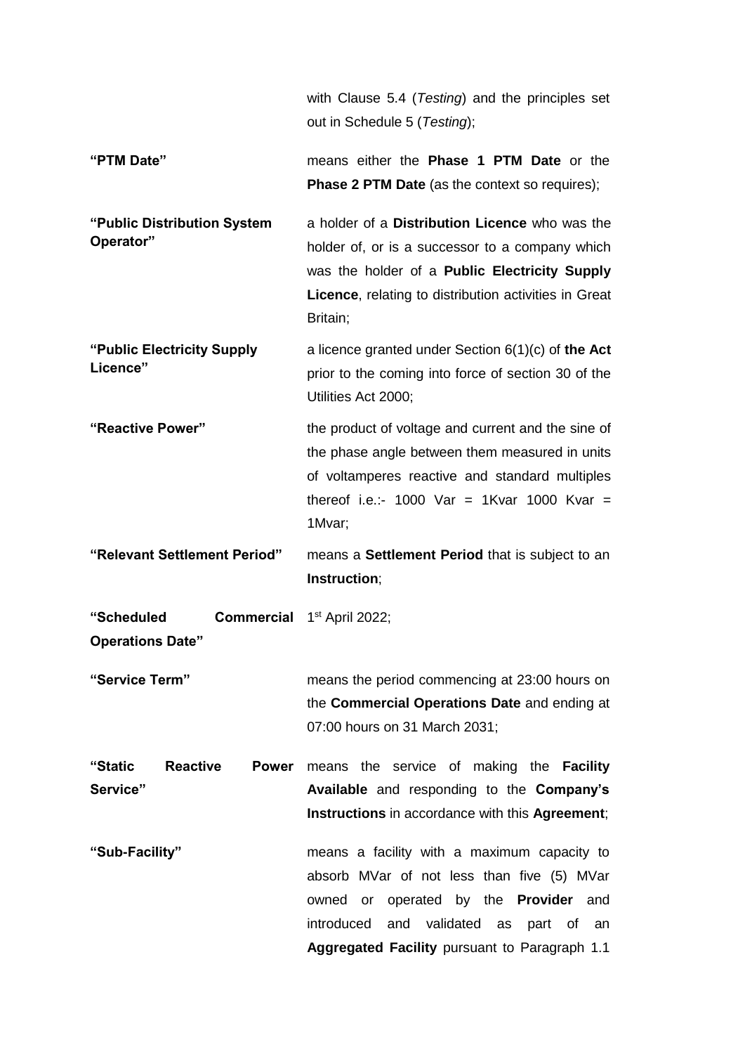with Clause 5.4 (*Testing*) and the principles set out in Schedule 5 (*Testing*);

**"PTM Date"** means either the **Phase 1 PTM Date** or the **Phase 2 PTM Date** (as the context so requires);

**"Public Distribution System Operator"** a holder of a **Distribution Licence** who was the holder of, or is a successor to a company which was the holder of a **Public Electricity Supply Licence**, relating to distribution activities in Great Britain;

**"Public Electricity Supply Licence"** a licence granted under Section 6(1)(c) of **the Act** prior to the coming into force of section 30 of the Utilities Act 2000;

**"Reactive Power"** the product of voltage and current and the sine of the phase angle between them measured in units of voltamperes reactive and standard multiples thereof i.e.:- 1000 Var = 1Kvar 1000 Kvar = 1Mvar;

**"Relevant Settlement Period"** means a **Settlement Period** that is subject to an **Instruction**;

**"Scheduled Commercial Operations Date"** 1st April 2022;

**"Service Term"** means the period commencing at 23:00 hours on the **Commercial Operations Date** and ending at 07:00 hours on 31 March 2031;

**"Static Reactive Power Service"** means the service of making the **Facility Available** and responding to the **Company's Instructions** in accordance with this **Agreement**;

**"Sub-Facility"** means a facility with a maximum capacity to absorb MVar of not less than five (5) MVar owned or operated by the **Provider** and introduced and validated as part of an **Aggregated Facility** pursuant to Paragraph 1.1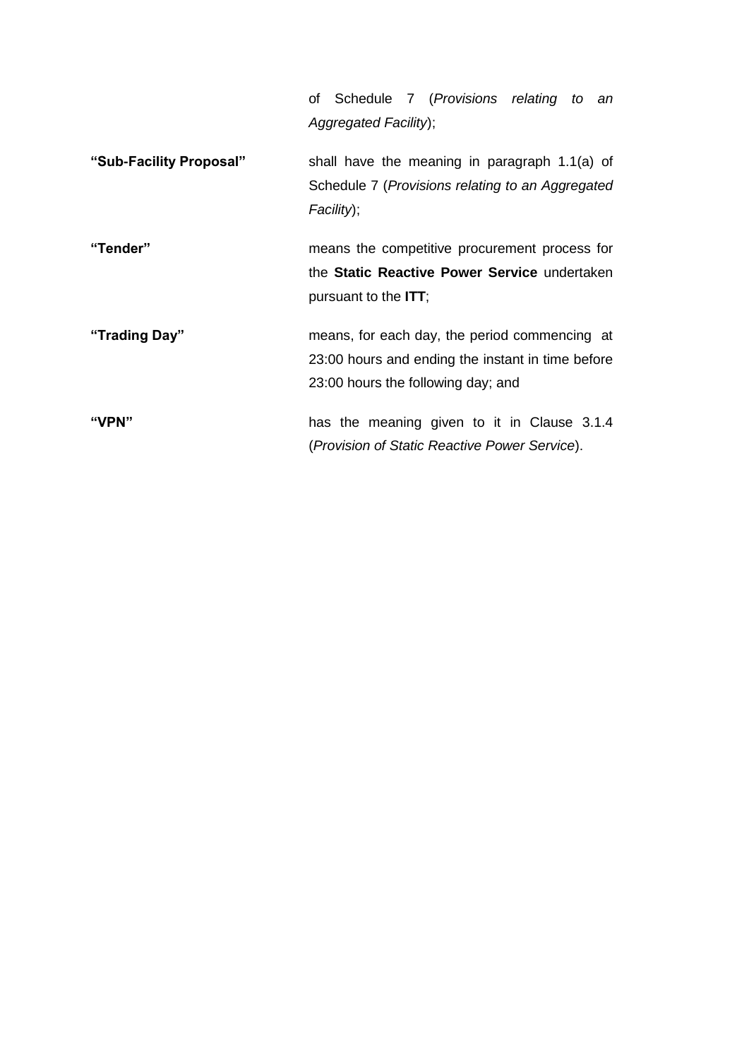of Schedule 7 (*Provisions relating to an Aggregated Facility*);

**"Sub-Facility Proposal"** shall have the meaning in paragraph 1.1(a) of Schedule 7 (*Provisions relating to an Aggregated Facility*);

**"Tender"** means the competitive procurement process for the **Static Reactive Power Service** undertaken pursuant to the **ITT**;

**"Trading Day"** means, for each day, the period commencing at 23:00 hours and ending the instant in time before 23:00 hours the following day; and

**"VPN"** has the meaning given to it in Clause 3.1.4 (*Provision of Static Reactive Power Service*).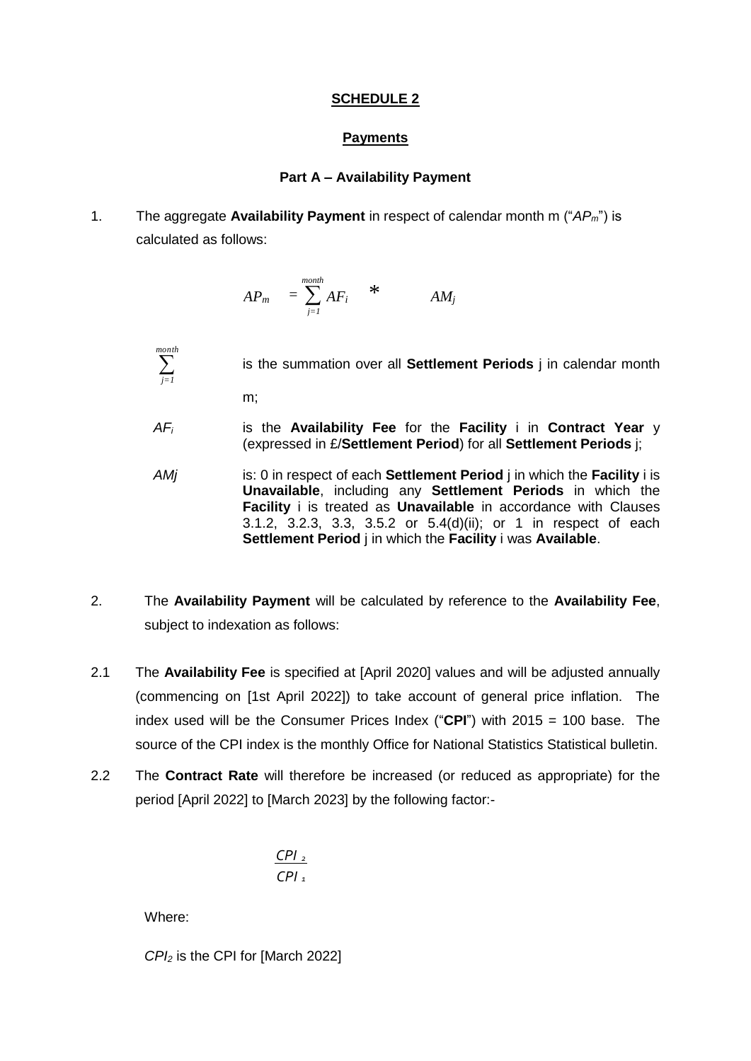**SCHEDULE 2**

**Payments**

**Part A – Availability Payment**

1. The aggregate **Availability Payment** in respect of calendar month m ("$AP_m$") is calculated as follows:

$$AP_m = \sum_{j=1}^{month} AF_i * AM_j$$

$\sum_{j=1}^{month}$ is the summation over all **Settlement Periods** j in calendar month m;

$AF_i$ is the **Availability Fee** for the **Facility** i in **Contract Year** y (expressed in £/**Settlement Period**) for all **Settlement Periods** j;

$AM_j$ is: 0 in respect of each **Settlement Period** j in which the **Facility** i is **Unavailable**, including any **Settlement Periods** in which the **Facility** i is treated as **Unavailable** in accordance with Clauses 3.1.2, 3.2.3, 3.3, 3.5.2 or 5.4(d)(ii); or 1 in respect of each **Settlement Period** j in which the **Facility** i was **Available**.

2. The **Availability Payment** will be calculated by reference to the **Availability Fee**, subject to indexation as follows:

2.1 The **Availability Fee** is specified at [April 2020] values and will be adjusted annually (commencing on [1st April 2022]) to take account of general price inflation. The index used will be the Consumer Prices Index ("**CPI**") with 2015 = 100 base. The source of the CPI index is the monthly Office for National Statistics Statistical bulletin.

2.2 The **Contract Rate** will therefore be increased (or reduced as appropriate) for the period [April 2022] to [March 2023] by the following factor:-

$$\frac{CPI_2}{CPI_1}$$

Where:

$CPI_2$ is the CPI for [March 2022]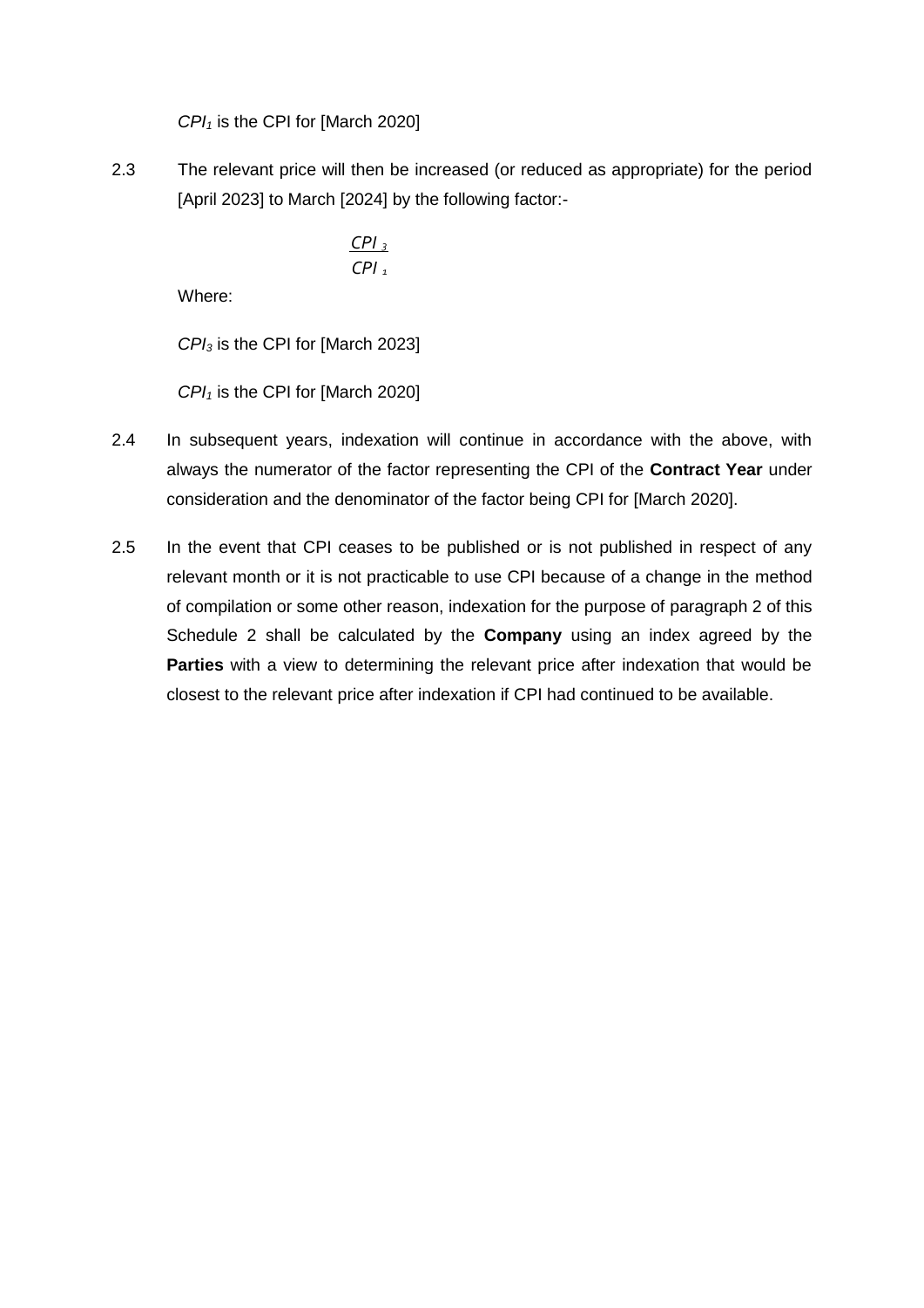$CPI_1$ is the CPI for [March 2020]

2.3 The relevant price will then be increased (or reduced as appropriate) for the period [April 2023] to March [2024] by the following factor:-

$$\frac{CPI_3}{CPI_1}$$

Where:

$CPI_3$ is the CPI for [March 2023]

$CPI_1$ is the CPI for [March 2020]

2.4 In subsequent years, indexation will continue in accordance with the above, with always the numerator of the factor representing the CPI of the **Contract Year** under consideration and the denominator of the factor being CPI for [March 2020].

2.5 In the event that CPI ceases to be published or is not published in respect of any relevant month or it is not practicable to use CPI because of a change in the method of compilation or some other reason, indexation for the purpose of paragraph 2 of this Schedule 2 shall be calculated by the **Company** using an index agreed by the **Parties** with a view to determining the relevant price after indexation that would be closest to the relevant price after indexation if CPI had continued to be available.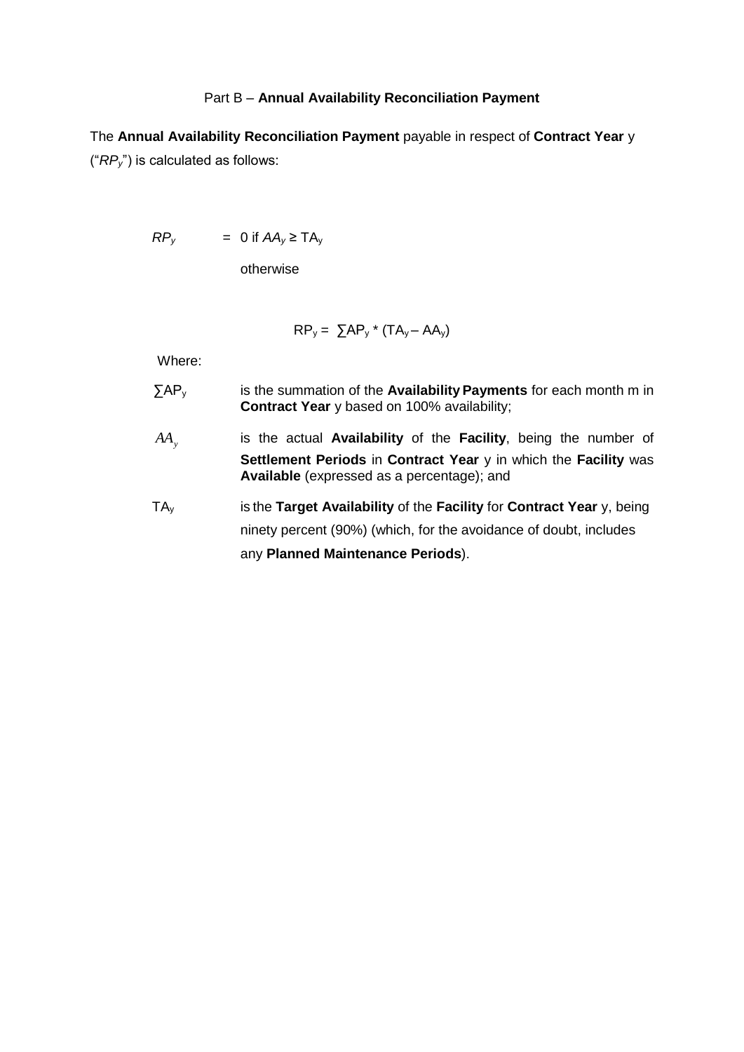Part B – **Annual Availability Reconciliation Payment**

The **Annual Availability Reconciliation Payment** payable in respect of **Contract Year** y ("$RP_y$") is calculated as follows:

$$RP_y = 0 \text{ if } AA_y \geq TA_y$$

otherwise

$$RP_y = \sum AP_y * (TA_y - AA_y)$$

Where:

$\sum AP_y$ is the summation of the **Availability Payments** for each month m in **Contract Year** y based on 100% availability;

$AA_y$ is the actual **Availability** of the **Facility**, being the number of **Settlement Periods** in **Contract Year** y in which the **Facility** was **Available** (expressed as a percentage); and

$TA_y$ is the **Target Availability** of the **Facility** for **Contract Year** y, being ninety percent (90%) (which, for the avoidance of doubt, includes any **Planned Maintenance Periods**).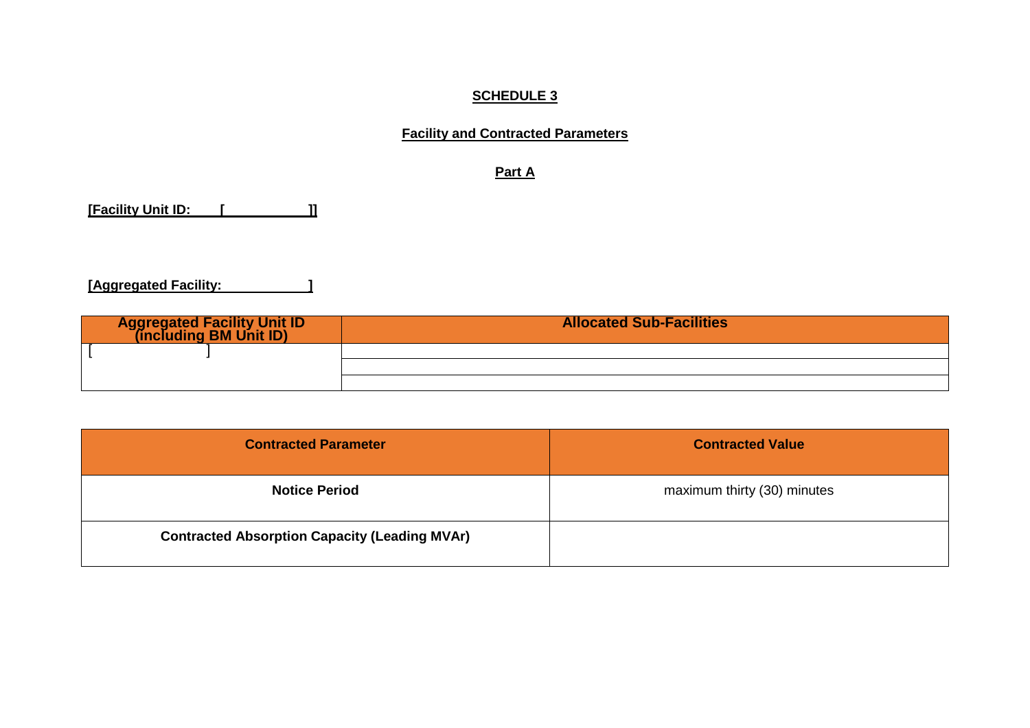# SCHEDULE 3

## Facility and Contracted Parameters

### Part A

**[Facility Unit ID: [ ]]**

**[Aggregated Facility: ]**

| Aggregated Facility Unit ID (including BM Unit ID) | Allocated Sub-Facilities |
|---|---|
| [ ] | |
| | |
| | |

| Contracted Parameter | Contracted Value |
|---|---|
| **Notice Period** | maximum thirty (30) minutes |
| **Contracted Absorption Capacity (Leading MVAr)** | |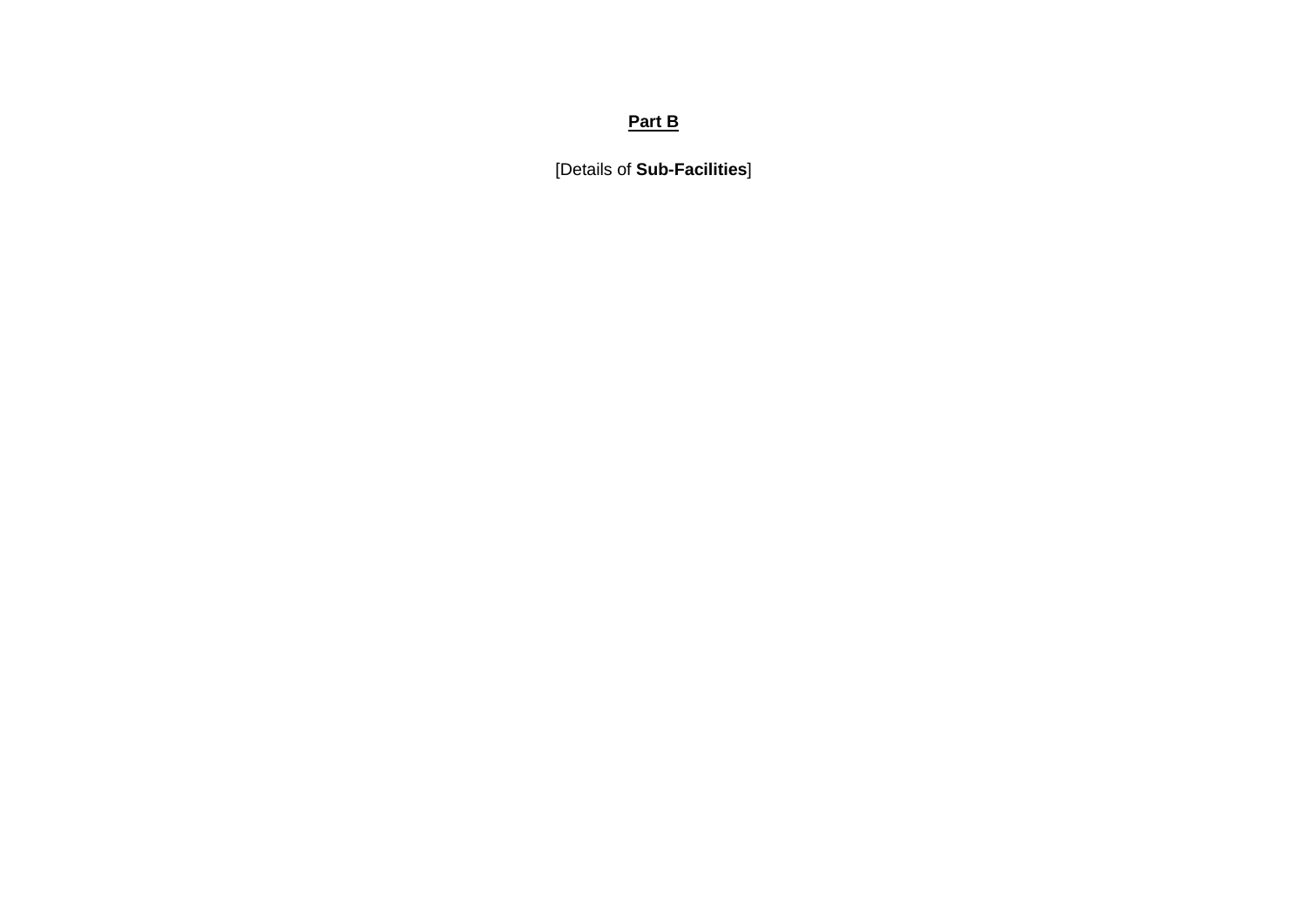**<u>Part B</u>**

[Details of **Sub-Facilities**]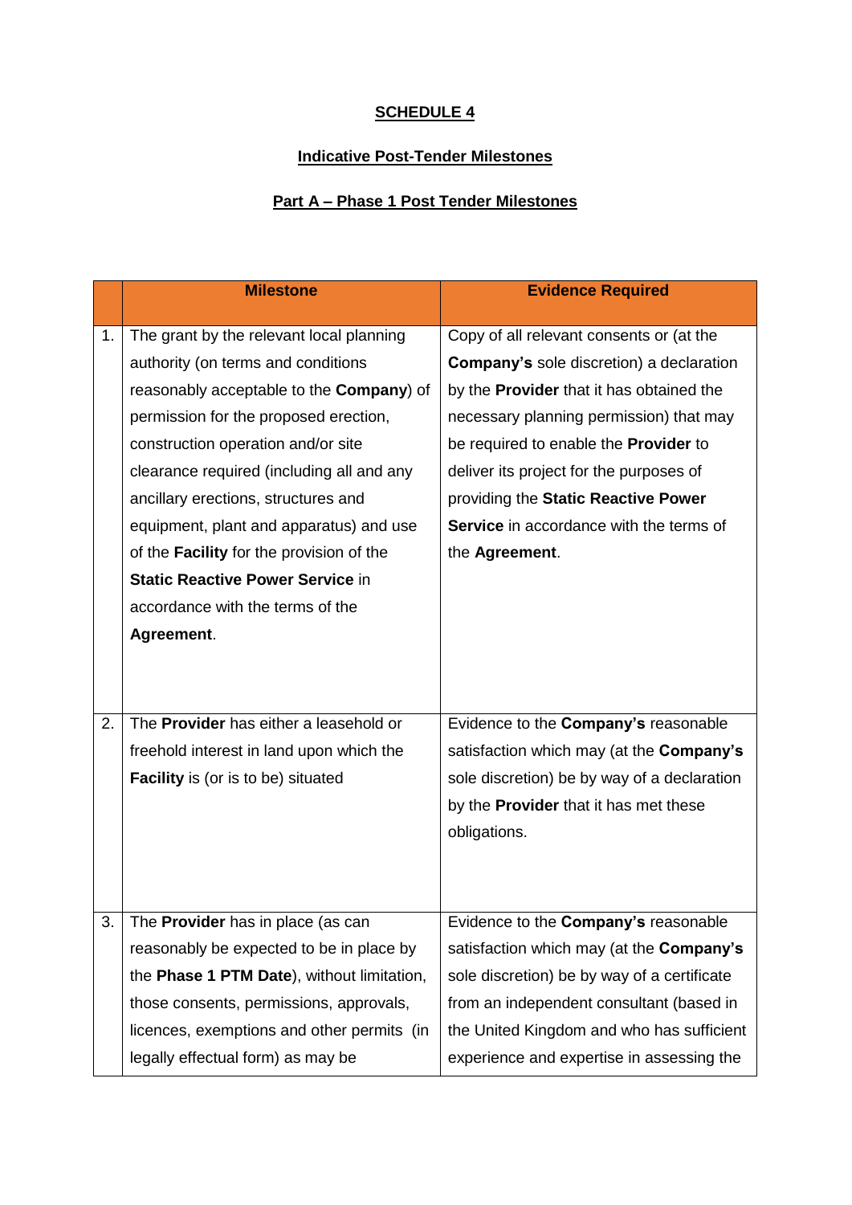**SCHEDULE 4**

**Indicative Post-Tender Milestones**

**Part A – Phase 1 Post Tender Milestones**

| | Milestone | Evidence Required |
|---|---|---|
| 1. | The grant by the relevant local planning authority (on terms and conditions reasonably acceptable to the **Company**) of permission for the proposed erection, construction operation and/or site clearance required (including all and any ancillary erections, structures and equipment, plant and apparatus) and use of the **Facility** for the provision of the **Static Reactive Power Service** in accordance with the terms of the **Agreement**. | Copy of all relevant consents or (at the **Company's** sole discretion) a declaration by the **Provider** that it has obtained the necessary planning permission) that may be required to enable the **Provider** to deliver its project for the purposes of providing the **Static Reactive Power Service** in accordance with the terms of the **Agreement**. |
| 2. | The **Provider** has either a leasehold or freehold interest in land upon which the **Facility** is (or is to be) situated | Evidence to the **Company's** reasonable satisfaction which may (at the **Company's** sole discretion) be by way of a declaration by the **Provider** that it has met these obligations. |
| 3. | The **Provider** has in place (as can reasonably be expected to be in place by the **Phase 1 PTM Date**), without limitation, those consents, permissions, approvals, licences, exemptions and other permits (in legally effectual form) as may be | Evidence to the **Company's** reasonable satisfaction which may (at the **Company's** sole discretion) be by way of a certificate from an independent consultant (based in the United Kingdom and who has sufficient experience and expertise in assessing the |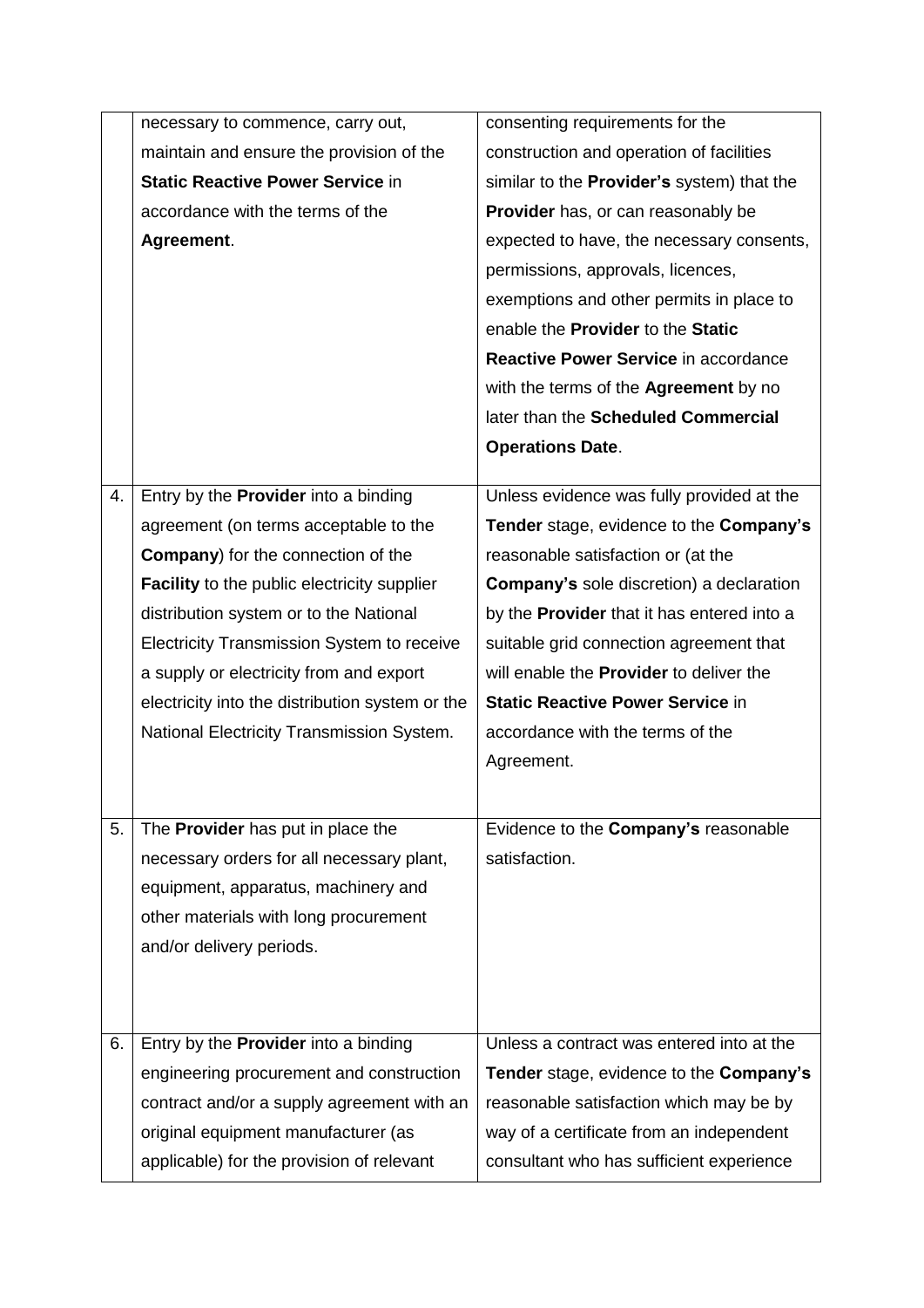| | | |
|---|---|---|
| | necessary to commence, carry out, maintain and ensure the provision of the **Static Reactive Power Service** in accordance with the terms of the **Agreement**. | consenting requirements for the construction and operation of facilities similar to the **Provider's** system) that the **Provider** has, or can reasonably be expected to have, the necessary consents, permissions, approvals, licences, exemptions and other permits in place to enable the **Provider** to the **Static Reactive Power Service** in accordance with the terms of the **Agreement** by no later than the **Scheduled Commercial Operations Date**. |
| 4. | Entry by the **Provider** into a binding agreement (on terms acceptable to the **Company**) for the connection of the **Facility** to the public electricity supplier distribution system or to the National Electricity Transmission System to receive a supply or electricity from and export electricity into the distribution system or the National Electricity Transmission System. | Unless evidence was fully provided at the **Tender** stage, evidence to the **Company's** reasonable satisfaction or (at the **Company's** sole discretion) a declaration by the **Provider** that it has entered into a suitable grid connection agreement that will enable the **Provider** to deliver the **Static Reactive Power Service** in accordance with the terms of the Agreement. |
| 5. | The **Provider** has put in place the necessary orders for all necessary plant, equipment, apparatus, machinery and other materials with long procurement and/or delivery periods. | Evidence to the **Company's** reasonable satisfaction. |
| 6. | Entry by the **Provider** into a binding engineering procurement and construction contract and/or a supply agreement with an original equipment manufacturer (as applicable) for the provision of relevant | Unless a contract was entered into at the **Tender** stage, evidence to the **Company's** reasonable satisfaction which may be by way of a certificate from an independent consultant who has sufficient experience |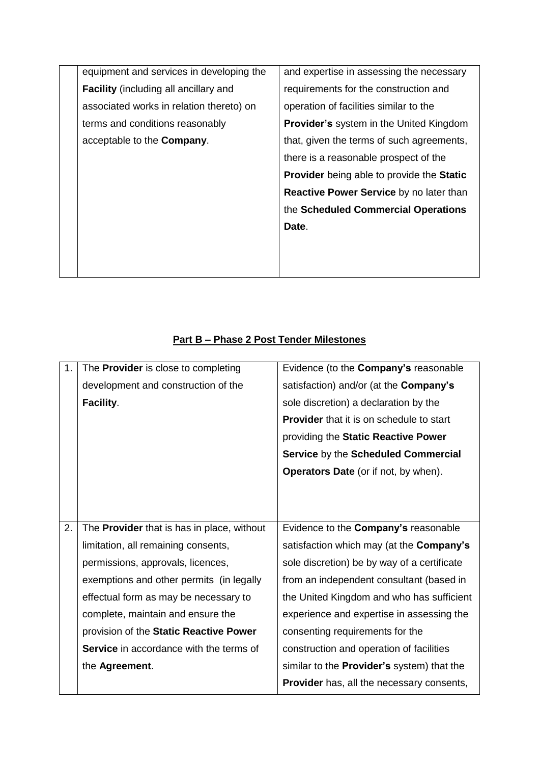| | | |
|---|---|---|
| | equipment and services in developing the **Facility** (including all ancillary and associated works in relation thereto) on terms and conditions reasonably acceptable to the **Company**. | and expertise in assessing the necessary requirements for the construction and operation of facilities similar to the **Provider's** system in the United Kingdom that, given the terms of such agreements, there is a reasonable prospect of the **Provider** being able to provide the **Static Reactive Power Service** by no later than the **Scheduled Commercial Operations Date**. |

**Part B – Phase 2 Post Tender Milestones**

| | | |
|---|---|---|
| 1. | The **Provider** is close to completing development and construction of the **Facility**. | Evidence (to the **Company's** reasonable satisfaction) and/or (at the **Company's** sole discretion) a declaration by the **Provider** that it is on schedule to start providing the **Static Reactive Power Service** by the **Scheduled Commercial Operators Date** (or if not, by when). |
| 2. | The **Provider** that is has in place, without limitation, all remaining consents, permissions, approvals, licences, exemptions and other permits (in legally effectual form as may be necessary to complete, maintain and ensure the provision of the **Static Reactive Power Service** in accordance with the terms of the **Agreement**. | Evidence to the **Company's** reasonable satisfaction which may (at the **Company's** sole discretion) be by way of a certificate from an independent consultant (based in the United Kingdom and who has sufficient experience and expertise in assessing the consenting requirements for the construction and operation of facilities similar to the **Provider's** system) that the **Provider** has, all the necessary consents, |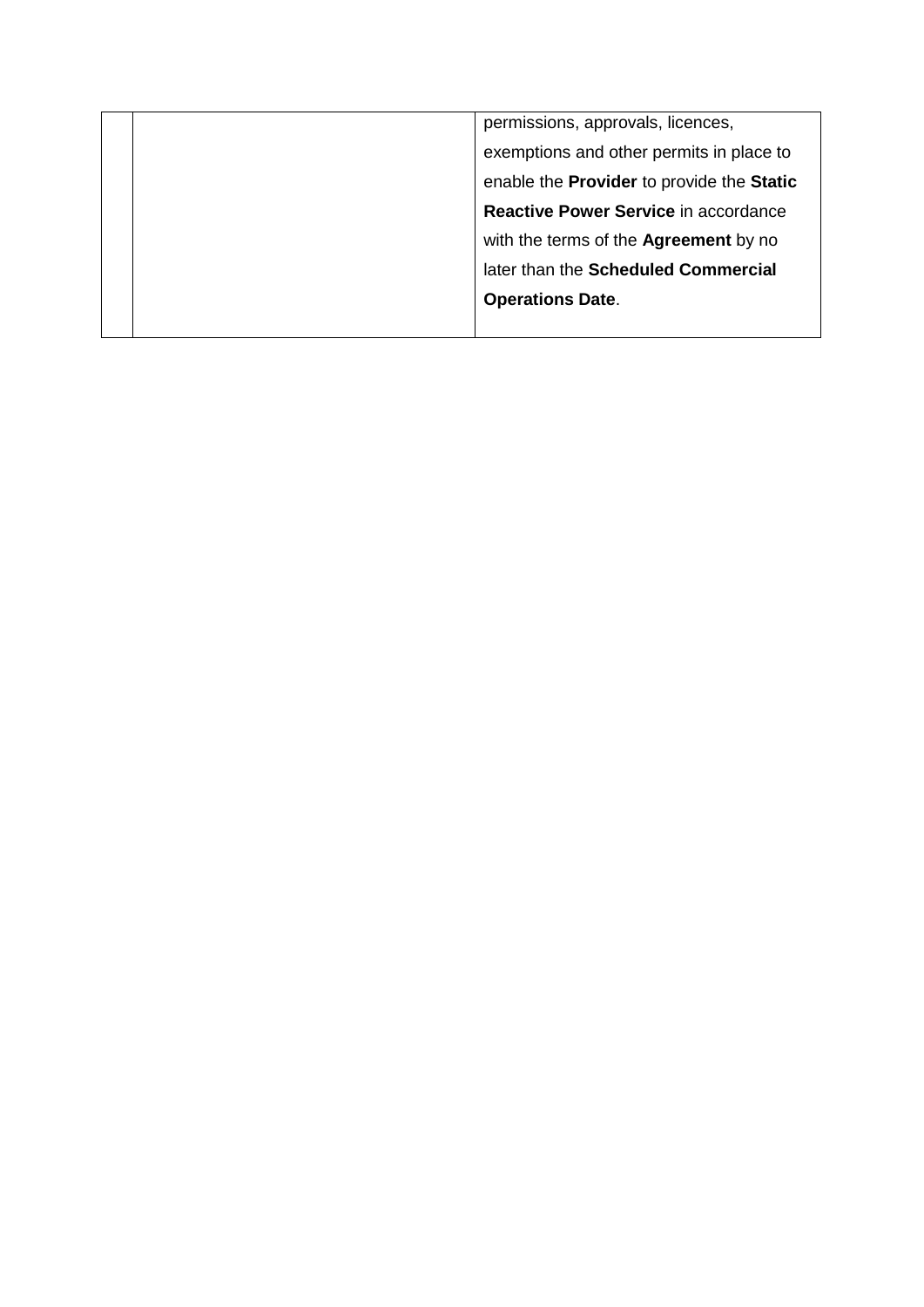|  |  | permissions, approvals, licences, exemptions and other permits in place to enable the **Provider** to provide the **Static Reactive Power Service** in accordance with the terms of the **Agreement** by no later than the **Scheduled Commercial Operations Date**. |
| --- | --- | --- |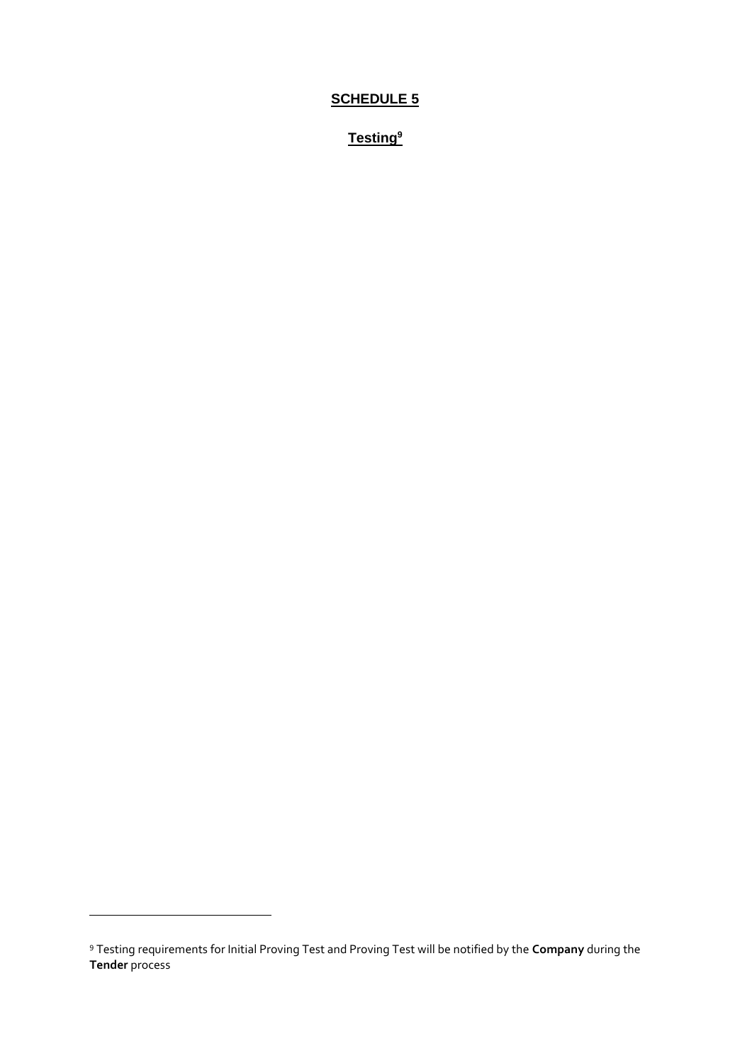# SCHEDULE 5

## Testing[9]

[9] Testing requirements for Initial Proving Test and Proving Test will be notified by the **Company** during the **Tender** process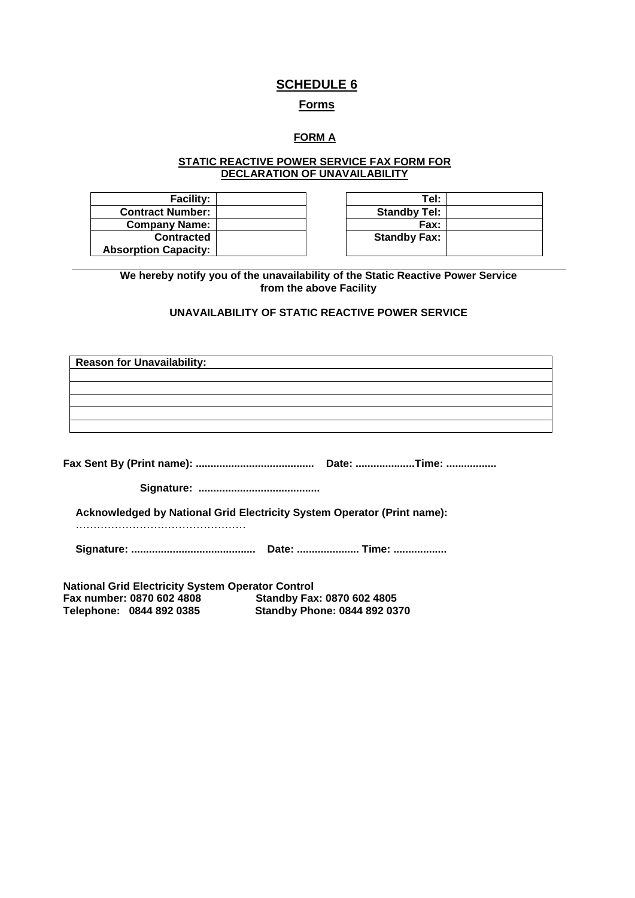# SCHEDULE 6

## Forms

### FORM A

**STATIC REACTIVE POWER SERVICE FAX FORM FOR DECLARATION OF UNAVAILABILITY**

| | |
|---|---|
| **Facility:** | |
| **Contract Number:** | |
| **Company Name:** | |
| **Contracted Absorption Capacity:** | |

| | |
|---|---|
| **Tel:** | |
| **Standby Tel:** | |
| **Fax:** | |
| **Standby Fax:** | |

**We hereby notify you of the unavailability of the Static Reactive Power Service from the above Facility**

**UNAVAILABILITY OF STATIC REACTIVE POWER SERVICE**

| **Reason for Unavailability:** |
|---|
| |
| |
| |
| |
| |

**Fax Sent By (Print name): ........................................ Date: ....................Time: .................**

**Signature: .........................................**

**Acknowledged by National Grid Electricity System Operator (Print name):**
…………………………………………

**Signature: .......................................... Date: ..................... Time: ..................**

**National Grid Electricity System Operator Control**
**Fax number: 0870 602 4808 Standby Fax: 0870 602 4805**
**Telephone: 0844 892 0385 Standby Phone: 0844 892 0370**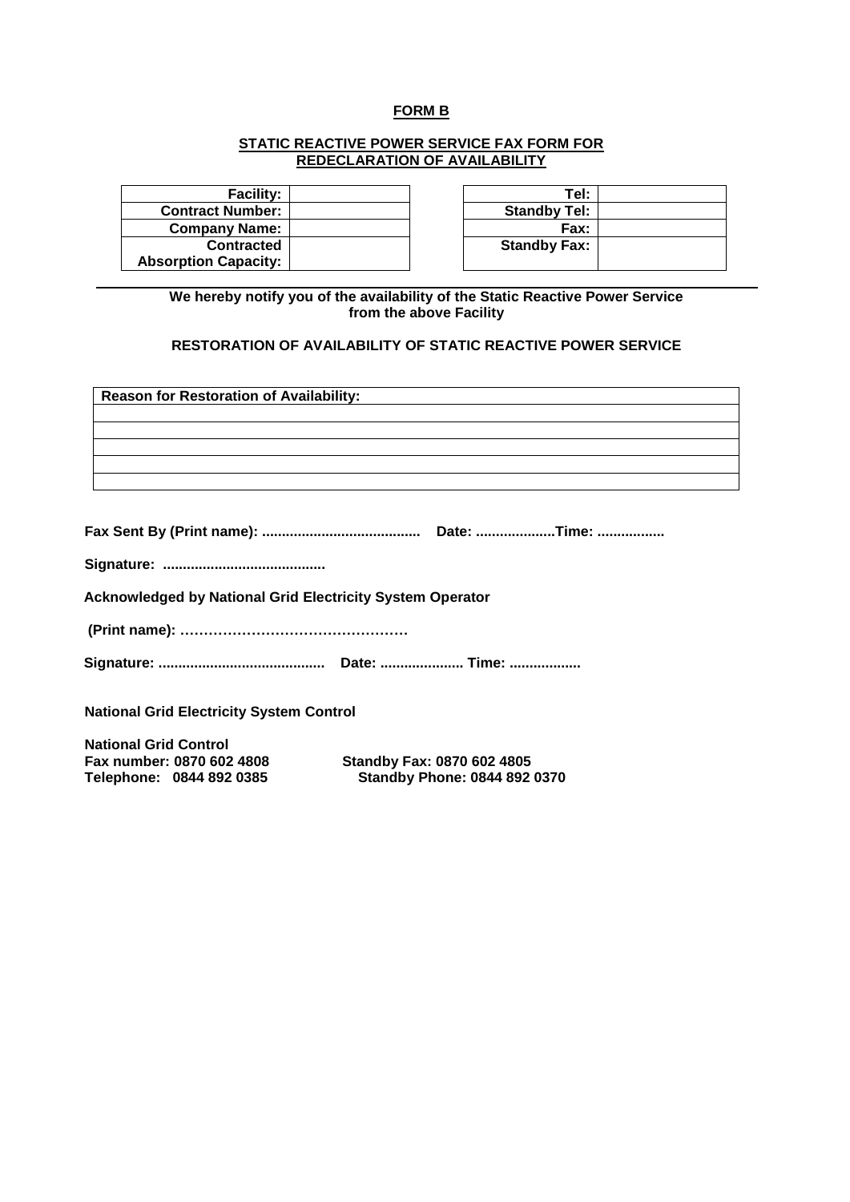**FORM B**

**STATIC REACTIVE POWER SERVICE FAX FORM FOR REDECLARATION OF AVAILABILITY**

| **Facility:** | |
|---|---|
| **Contract Number:** | |
| **Company Name:** | |
| **Contracted Absorption Capacity:** | |

| **Tel:** | |
|---|---|
| **Standby Tel:** | |
| **Fax:** | |
| **Standby Fax:** | |

**We hereby notify you of the availability of the Static Reactive Power Service from the above Facility**

**RESTORATION OF AVAILABILITY OF STATIC REACTIVE POWER SERVICE**

| **Reason for Restoration of Availability:** |
|---|
| |
| |
| |
| |
| |

**Fax Sent By (Print name): ........................................ Date: ....................Time: .................**

**Signature: .........................................**

**Acknowledged by National Grid Electricity System Operator**

**(Print name): …………………………………………**

**Signature: .......................................... Date: ..................... Time: ..................**

**National Grid Electricity System Control**

**National Grid Control**
**Fax number: 0870 602 4808** **Standby Fax: 0870 602 4805**
**Telephone: 0844 892 0385** **Standby Phone: 0844 892 0370**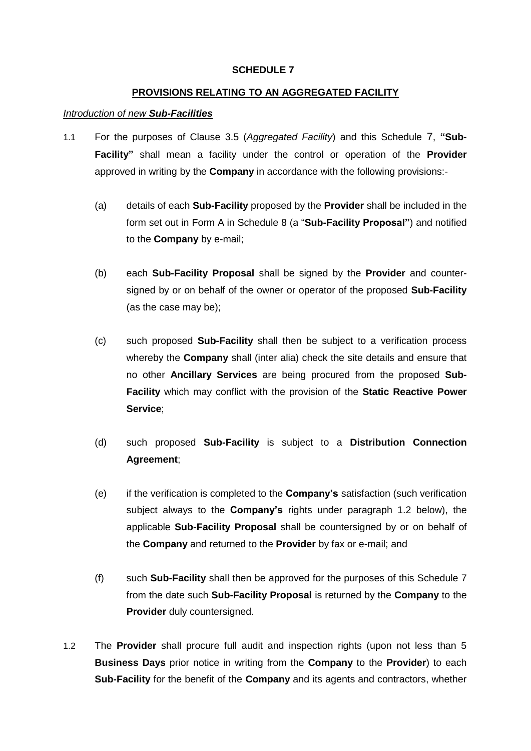**SCHEDULE 7**

**PROVISIONS RELATING TO AN AGGREGATED FACILITY**

*Introduction of new **Sub-Facilities***

1.1 For the purposes of Clause 3.5 (*Aggregated Facility*) and this Schedule 7, **"Sub-Facility"** shall mean a facility under the control or operation of the **Provider** approved in writing by the **Company** in accordance with the following provisions:-

(a) details of each **Sub-Facility** proposed by the **Provider** shall be included in the form set out in Form A in Schedule 8 (a "**Sub-Facility Proposal"**) and notified to the **Company** by e-mail;

(b) each **Sub-Facility Proposal** shall be signed by the **Provider** and counter-signed by or on behalf of the owner or operator of the proposed **Sub-Facility** (as the case may be);

(c) such proposed **Sub-Facility** shall then be subject to a verification process whereby the **Company** shall (inter alia) check the site details and ensure that no other **Ancillary Services** are being procured from the proposed **Sub-Facility** which may conflict with the provision of the **Static Reactive Power Service**;

(d) such proposed **Sub-Facility** is subject to a **Distribution Connection Agreement**;

(e) if the verification is completed to the **Company's** satisfaction (such verification subject always to the **Company's** rights under paragraph 1.2 below), the applicable **Sub-Facility Proposal** shall be countersigned by or on behalf of the **Company** and returned to the **Provider** by fax or e-mail; and

(f) such **Sub-Facility** shall then be approved for the purposes of this Schedule 7 from the date such **Sub-Facility Proposal** is returned by the **Company** to the **Provider** duly countersigned.

1.2 The **Provider** shall procure full audit and inspection rights (upon not less than 5 **Business Days** prior notice in writing from the **Company** to the **Provider**) to each **Sub-Facility** for the benefit of the **Company** and its agents and contractors, whether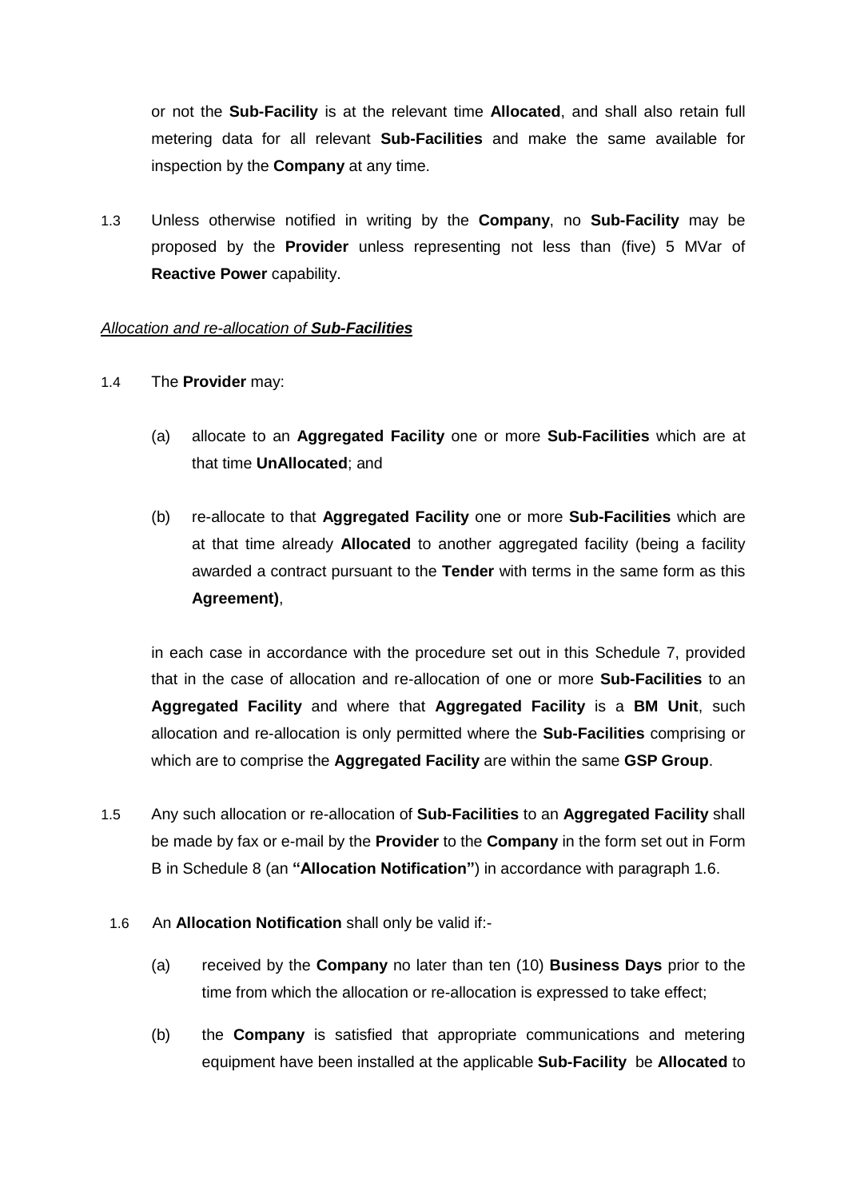or not the **Sub-Facility** is at the relevant time **Allocated**, and shall also retain full metering data for all relevant **Sub-Facilities** and make the same available for inspection by the **Company** at any time.

1.3 Unless otherwise notified in writing by the **Company**, no **Sub-Facility** may be proposed by the **Provider** unless representing not less than (five) 5 MVar of **Reactive Power** capability.

*<u>Allocation and re-allocation of **Sub-Facilities**</u>*

1.4 The **Provider** may:

(a) allocate to an **Aggregated Facility** one or more **Sub-Facilities** which are at that time **UnAllocated**; and

(b) re-allocate to that **Aggregated Facility** one or more **Sub-Facilities** which are at that time already **Allocated** to another aggregated facility (being a facility awarded a contract pursuant to the **Tender** with terms in the same form as this **Agreement)**,

in each case in accordance with the procedure set out in this Schedule 7, provided that in the case of allocation and re-allocation of one or more **Sub-Facilities** to an **Aggregated Facility** and where that **Aggregated Facility** is a **BM Unit**, such allocation and re-allocation is only permitted where the **Sub-Facilities** comprising or which are to comprise the **Aggregated Facility** are within the same **GSP Group**.

1.5 Any such allocation or re-allocation of **Sub-Facilities** to an **Aggregated Facility** shall be made by fax or e-mail by the **Provider** to the **Company** in the form set out in Form B in Schedule 8 (an **"Allocation Notification"**) in accordance with paragraph 1.6.

1.6 An **Allocation Notification** shall only be valid if:-

(a) received by the **Company** no later than ten (10) **Business Days** prior to the time from which the allocation or re-allocation is expressed to take effect;

(b) the **Company** is satisfied that appropriate communications and metering equipment have been installed at the applicable **Sub-Facility** be **Allocated** to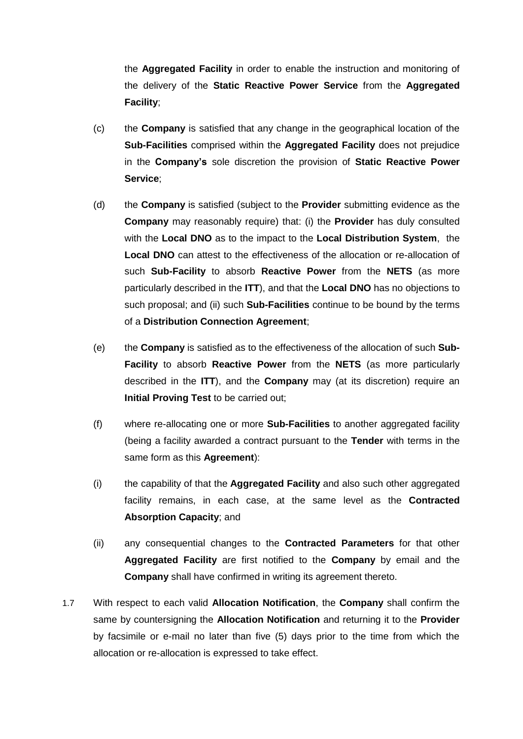the **Aggregated Facility** in order to enable the instruction and monitoring of the delivery of the **Static Reactive Power Service** from the **Aggregated Facility**;

(c) the **Company** is satisfied that any change in the geographical location of the **Sub-Facilities** comprised within the **Aggregated Facility** does not prejudice in the **Company's** sole discretion the provision of **Static Reactive Power Service**;

(d) the **Company** is satisfied (subject to the **Provider** submitting evidence as the **Company** may reasonably require) that: (i) the **Provider** has duly consulted with the **Local DNO** as to the impact to the **Local Distribution System**, the **Local DNO** can attest to the effectiveness of the allocation or re-allocation of such **Sub-Facility** to absorb **Reactive Power** from the **NETS** (as more particularly described in the **ITT**), and that the **Local DNO** has no objections to such proposal; and (ii) such **Sub-Facilities** continue to be bound by the terms of a **Distribution Connection Agreement**;

(e) the **Company** is satisfied as to the effectiveness of the allocation of such **Sub-Facility** to absorb **Reactive Power** from the **NETS** (as more particularly described in the **ITT**), and the **Company** may (at its discretion) require an **Initial Proving Test** to be carried out;

(f) where re-allocating one or more **Sub-Facilities** to another aggregated facility (being a facility awarded a contract pursuant to the **Tender** with terms in the same form as this **Agreement**):

(i) the capability of that the **Aggregated Facility** and also such other aggregated facility remains, in each case, at the same level as the **Contracted Absorption Capacity**; and

(ii) any consequential changes to the **Contracted Parameters** for that other **Aggregated Facility** are first notified to the **Company** by email and the **Company** shall have confirmed in writing its agreement thereto.

1.7 With respect to each valid **Allocation Notification**, the **Company** shall confirm the same by countersigning the **Allocation Notification** and returning it to the **Provider** by facsimile or e-mail no later than five (5) days prior to the time from which the allocation or re-allocation is expressed to take effect.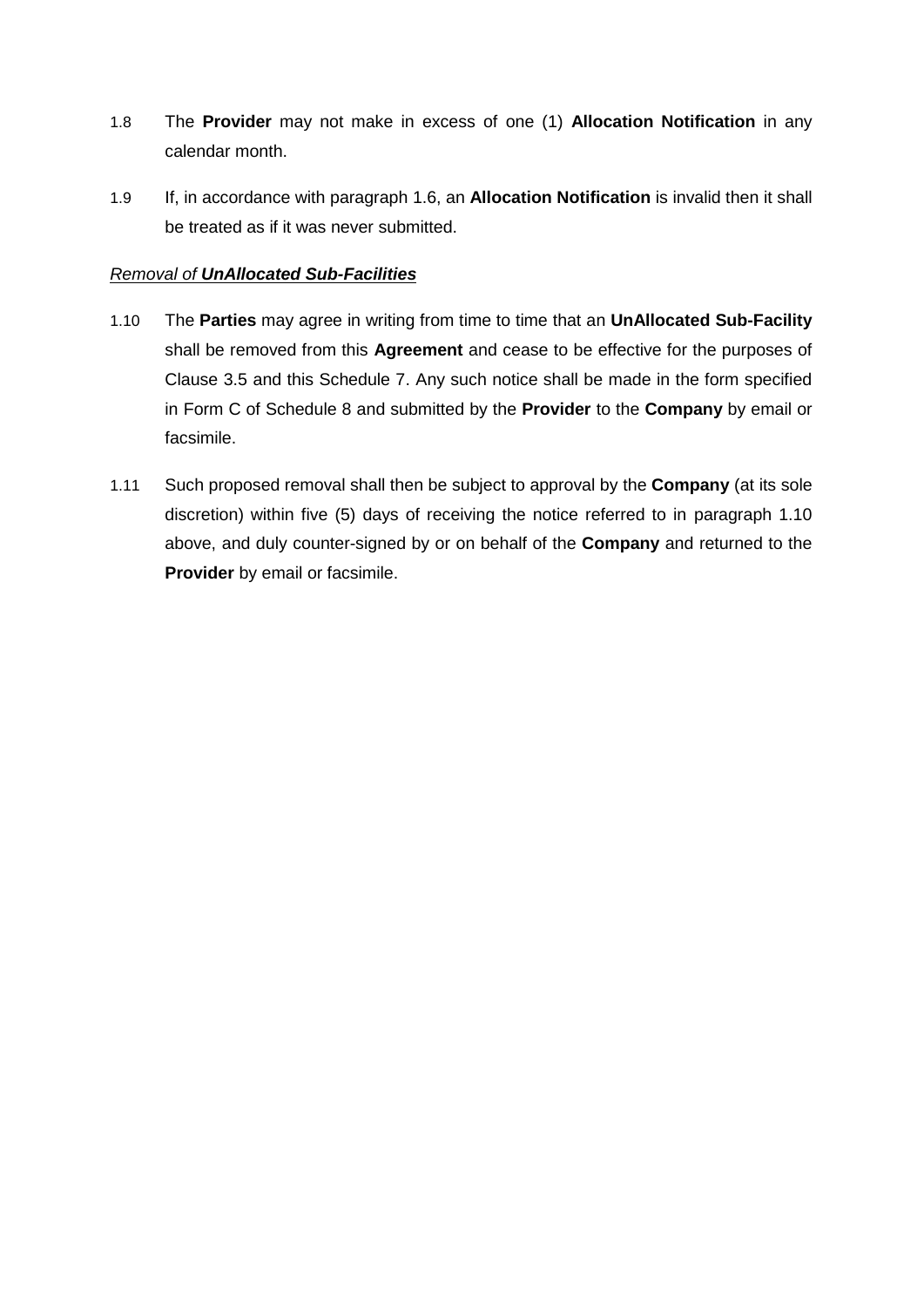1.8 The **Provider** may not make in excess of one (1) **Allocation Notification** in any calendar month.

1.9 If, in accordance with paragraph 1.6, an **Allocation Notification** is invalid then it shall be treated as if it was never submitted.

*Removal of **UnAllocated Sub-Facilities***

1.10 The **Parties** may agree in writing from time to time that an **UnAllocated Sub-Facility** shall be removed from this **Agreement** and cease to be effective for the purposes of Clause 3.5 and this Schedule 7. Any such notice shall be made in the form specified in Form C of Schedule 8 and submitted by the **Provider** to the **Company** by email or facsimile.

1.11 Such proposed removal shall then be subject to approval by the **Company** (at its sole discretion) within five (5) days of receiving the notice referred to in paragraph 1.10 above, and duly counter-signed by or on behalf of the **Company** and returned to the **Provider** by email or facsimile.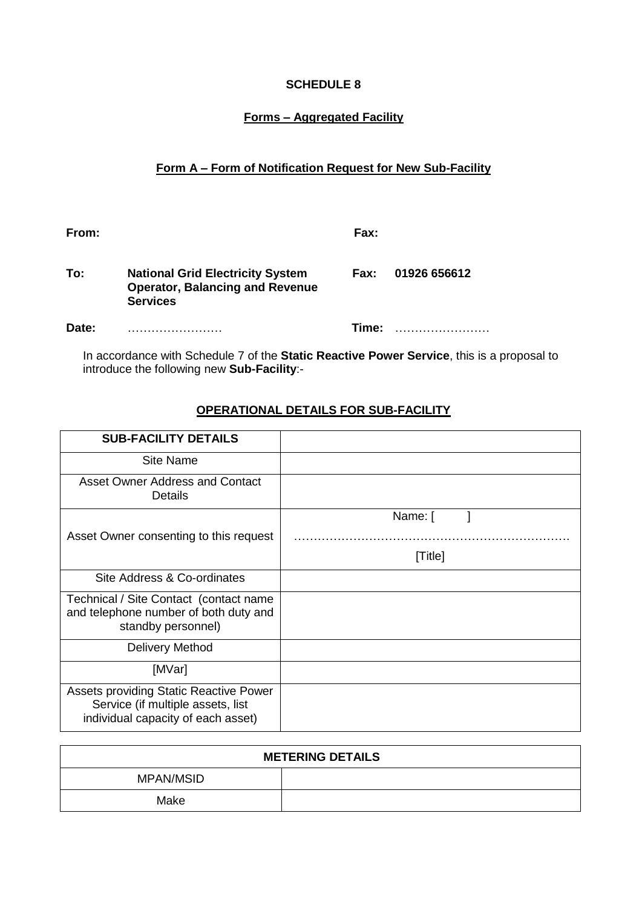# SCHEDULE 8

## Forms – Aggregated Facility

### Form A – Form of Notification Request for New Sub-Facility

| | | | |
|---|---|---|---|
| **From:** | | **Fax:** | |
| **To:** | **National Grid Electricity System Operator, Balancing and Revenue Services** | **Fax:** | **01926 656612** |
| **Date:** | …………………… | **Time:** | …………………… |

In accordance with Schedule 7 of the **Static Reactive Power Service**, this is a proposal to introduce the following new **Sub-Facility**:-

#### OPERATIONAL DETAILS FOR SUB-FACILITY

| **SUB-FACILITY DETAILS** | |
|---|---|
| Site Name | |
| Asset Owner Address and Contact Details | |
| Asset Owner consenting to this request | Name: [ ]<br>…………………………………………………………<br>[Title] |
| Site Address & Co-ordinates | |
| Technical / Site Contact (contact name and telephone number of both duty and standby personnel) | |
| Delivery Method | |
| [MVar] | |
| Assets providing Static Reactive Power Service (if multiple assets, list individual capacity of each asset) | |

| **METERING DETAILS** | |
|---|---|
| MPAN/MSID | |
| Make | |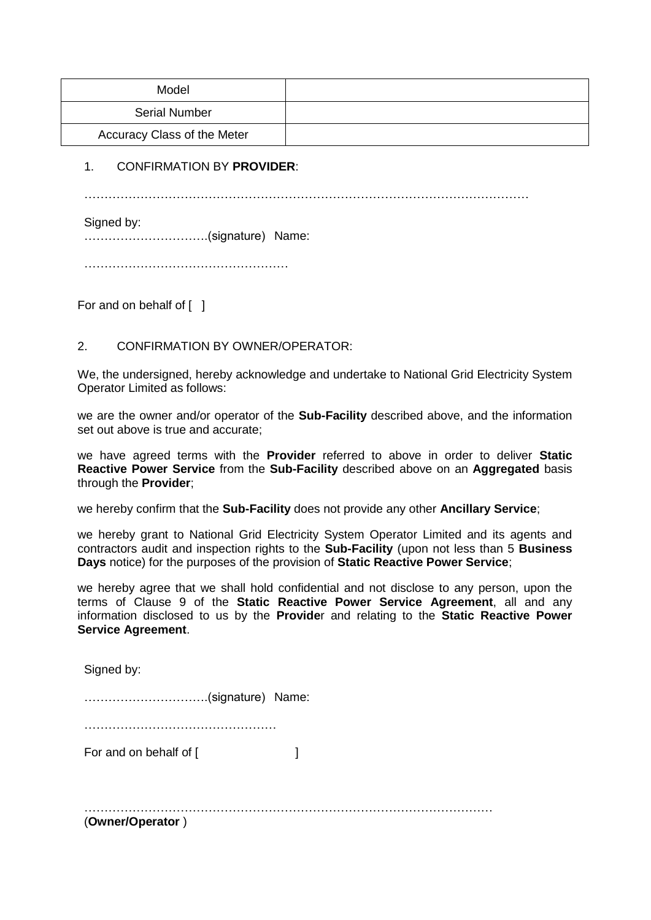| Model | |
| --- | --- |
| Serial Number | |
| Accuracy Class of the Meter | |

1. CONFIRMATION BY **PROVIDER**:

………………………………………………………………………………………………

Signed by:
………………………….(signature) Name:

……………………………………………

For and on behalf of [ ]

2. CONFIRMATION BY OWNER/OPERATOR:

We, the undersigned, hereby acknowledge and undertake to National Grid Electricity System Operator Limited as follows:

we are the owner and/or operator of the **Sub-Facility** described above, and the information set out above is true and accurate;

we have agreed terms with the **Provider** referred to above in order to deliver **Static Reactive Power Service** from the **Sub-Facility** described above on an **Aggregated** basis through the **Provider**;

we hereby confirm that the **Sub-Facility** does not provide any other **Ancillary Service**;

we hereby grant to National Grid Electricity System Operator Limited and its agents and contractors audit and inspection rights to the **Sub-Facility** (upon not less than 5 **Business Days** notice) for the purposes of the provision of **Static Reactive Power Service**;

we hereby agree that we shall hold confidential and not disclose to any person, upon the terms of Clause 9 of the **Static Reactive Power Service Agreement**, all and any information disclosed to us by the **Provide**r and relating to the **Static Reactive Power Service Agreement**.

Signed by:

………………………….(signature) Name:

…………………………………………

For and on behalf of [ ]

……………………………………………………………………………………
(**Owner/Operator** )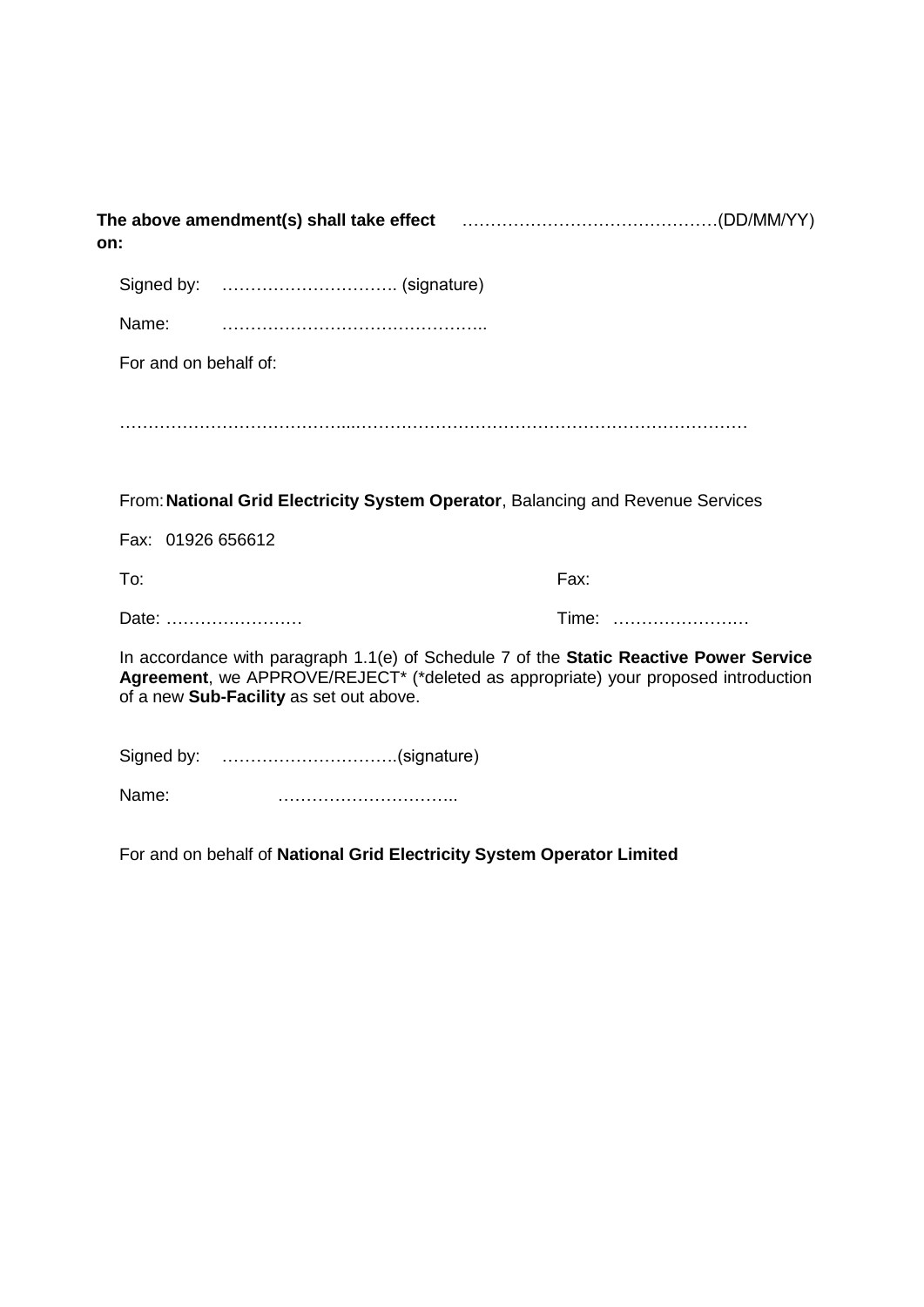**The above amendment(s) shall take effect on:** ………………………………………(DD/MM/YY)

Signed by: …………………………. (signature)

Name: ………………………………………..

For and on behalf of:

…………………………………...……………………………………………………………

From: **National Grid Electricity System Operator**, Balancing and Revenue Services

Fax: 01926 656612

To: Fax:

Date: …………………… Time: ……………………

In accordance with paragraph 1.1(e) of Schedule 7 of the **Static Reactive Power Service Agreement**, we APPROVE/REJECT* (*deleted as appropriate) your proposed introduction of a new **Sub-Facility** as set out above.

Signed by: ………………………….(signature)

Name: …………………………..

For and on behalf of **National Grid Electricity System Operator Limited**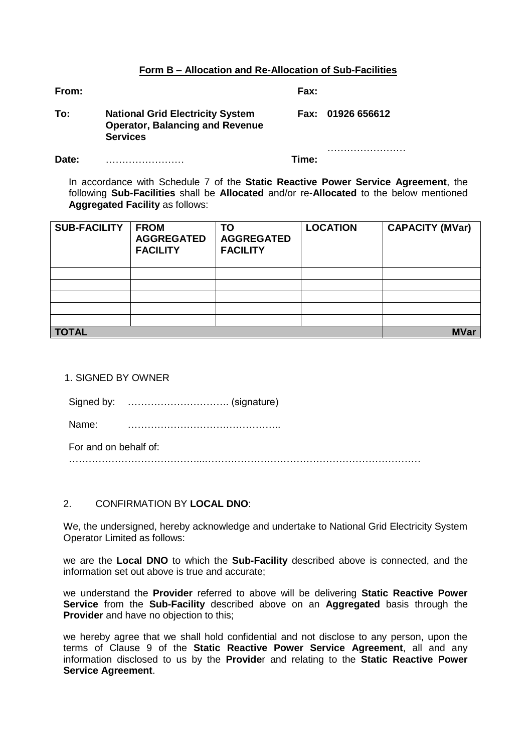**Form B – Allocation and Re-Allocation of Sub-Facilities**

**From:** **Fax:**

**To:** **National Grid Electricity System Operator, Balancing and Revenue Services** **Fax: 01926 656612**

**Date:** …………………… **Time:** ……………………

In accordance with Schedule 7 of the **Static Reactive Power Service Agreement**, the following **Sub-Facilities** shall be **Allocated** and/or re-**Allocated** to the below mentioned **Aggregated Facility** as follows:

| SUB-FACILITY | FROM AGGREGATED FACILITY | TO AGGREGATED FACILITY | LOCATION | CAPACITY (MVar) |
|---|---|---|---|---|
| | | | | |
| | | | | |
| | | | | |
| | | | | |
| | | | | |
| **TOTAL** | | | | **MVar** |

1. SIGNED BY OWNER

Signed by: …………………………. (signature)

Name: ………………………………………..

For and on behalf of:
………………………………...………………………………………………………

2. CONFIRMATION BY **LOCAL DNO**:

We, the undersigned, hereby acknowledge and undertake to National Grid Electricity System Operator Limited as follows:

we are the **Local DNO** to which the **Sub-Facility** described above is connected, and the information set out above is true and accurate;

we understand the **Provider** referred to above will be delivering **Static Reactive Power Service** from the **Sub-Facility** described above on an **Aggregated** basis through the **Provider** and have no objection to this;

we hereby agree that we shall hold confidential and not disclose to any person, upon the terms of Clause 9 of the **Static Reactive Power Service Agreement**, all and any information disclosed to us by the **Provider** and relating to the **Static Reactive Power Service Agreement**.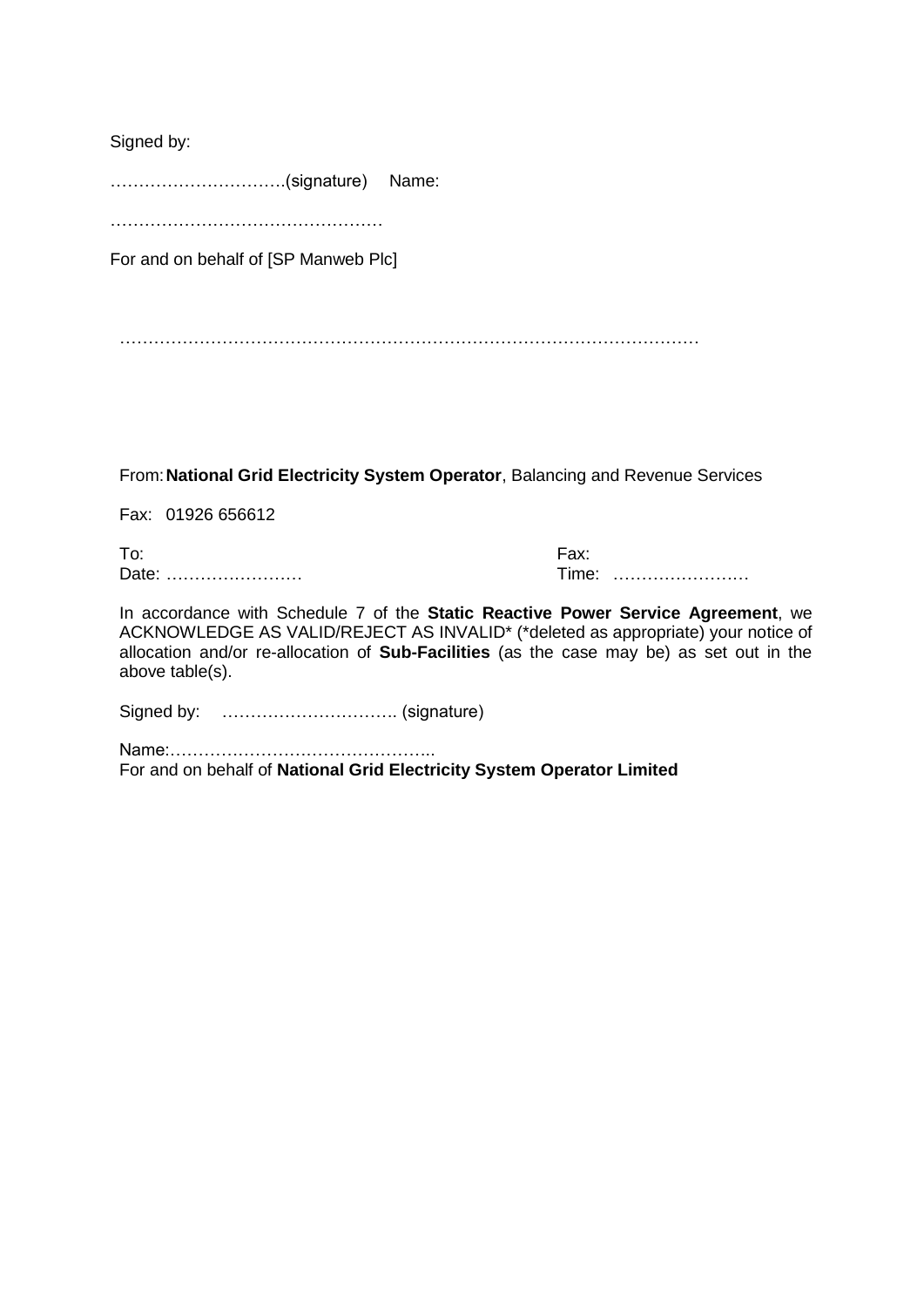Signed by:

………………………….(signature)     Name:

…………………………………………

For and on behalf of [SP Manweb Plc]

………………………………………………………………………………………

From: **National Grid Electricity System Operator**, Balancing and Revenue Services

Fax: 01926 656612

To:

Fax:

Date: ……………………

Time: ……………………

In accordance with Schedule 7 of the **Static Reactive Power Service Agreement**, we ACKNOWLEDGE AS VALID/REJECT AS INVALID* (*deleted as appropriate) your notice of allocation and/or re-allocation of **Sub-Facilities** (as the case may be) as set out in the above table(s).

Signed by: …………………………. (signature)

Name:………………………………………..

For and on behalf of **National Grid Electricity System Operator Limited**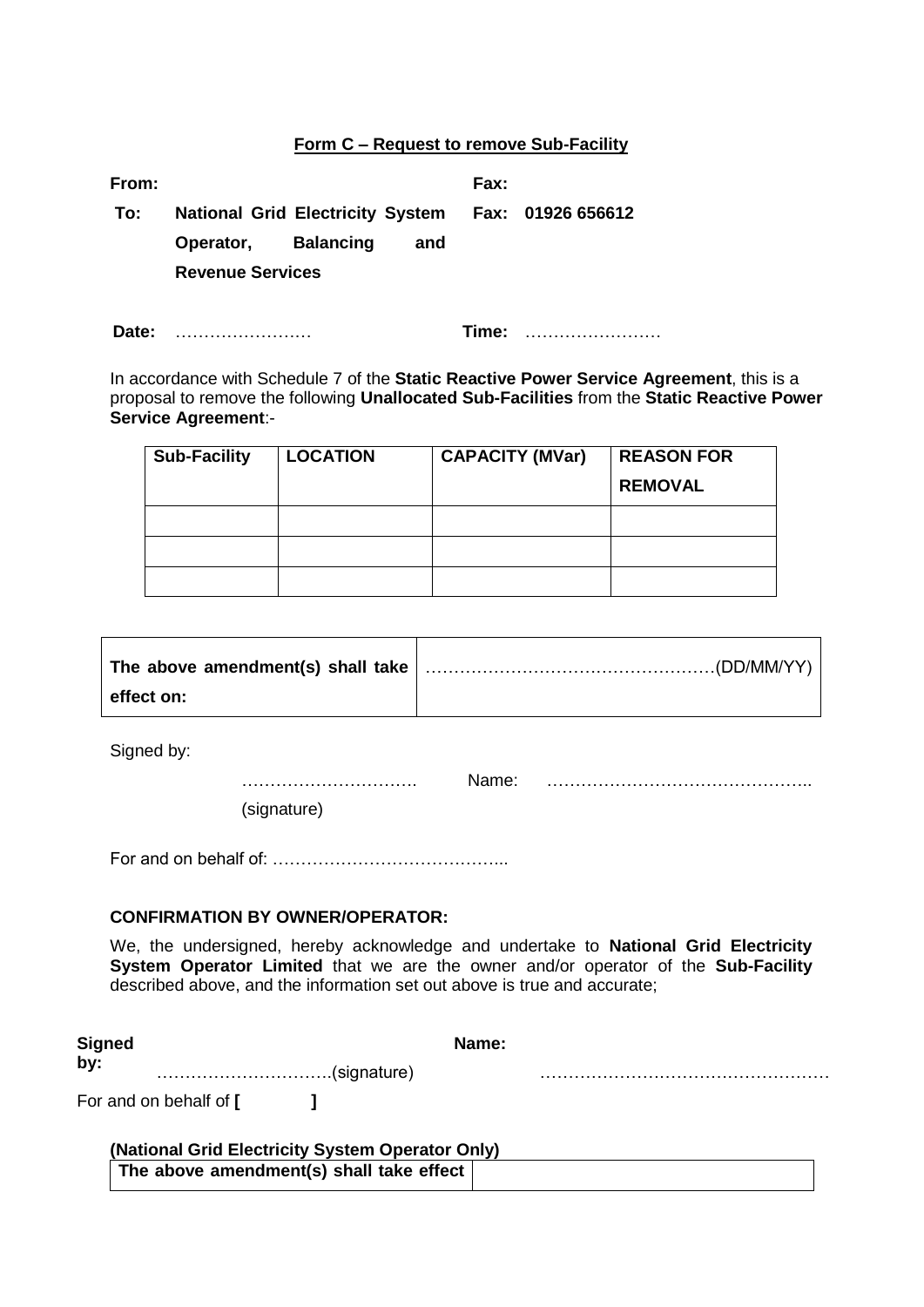## Form C – Request to remove Sub-Facility

**From:** 　　　　　　　　　　　　　　　　**Fax:**

**To:** **National Grid Electricity System Operator, Balancing and Revenue Services** 　　**Fax: 01926 656612**

**Date:** …………………… 　　　　　　**Time:** ……………………

In accordance with Schedule 7 of the **Static Reactive Power Service Agreement**, this is a proposal to remove the following **Unallocated Sub-Facilities** from the **Static Reactive Power Service Agreement**:-

| Sub-Facility | LOCATION | CAPACITY (MVar) | REASON FOR REMOVAL |
|---|---|---|---|
| | | | |
| | | | |
| | | | |

| The above amendment(s) shall take effect on: | ……………………………………………(DD/MM/YY) |
|---|---|

Signed by:

…………………………. 　Name: ………………………………………..

(signature)

For and on behalf of: …………………………………..

**CONFIRMATION BY OWNER/OPERATOR:**

We, the undersigned, hereby acknowledge and undertake to **National Grid Electricity System Operator Limited** that we are the owner and/or operator of the **Sub-Facility** described above, and the information set out above is true and accurate;

**Signed by:** ………………………….(signature) 　　**Name:** ……………………………………………

For and on behalf of **[ ]**

**(National Grid Electricity System Operator Only)**

| The above amendment(s) shall take effect | |
|---|---|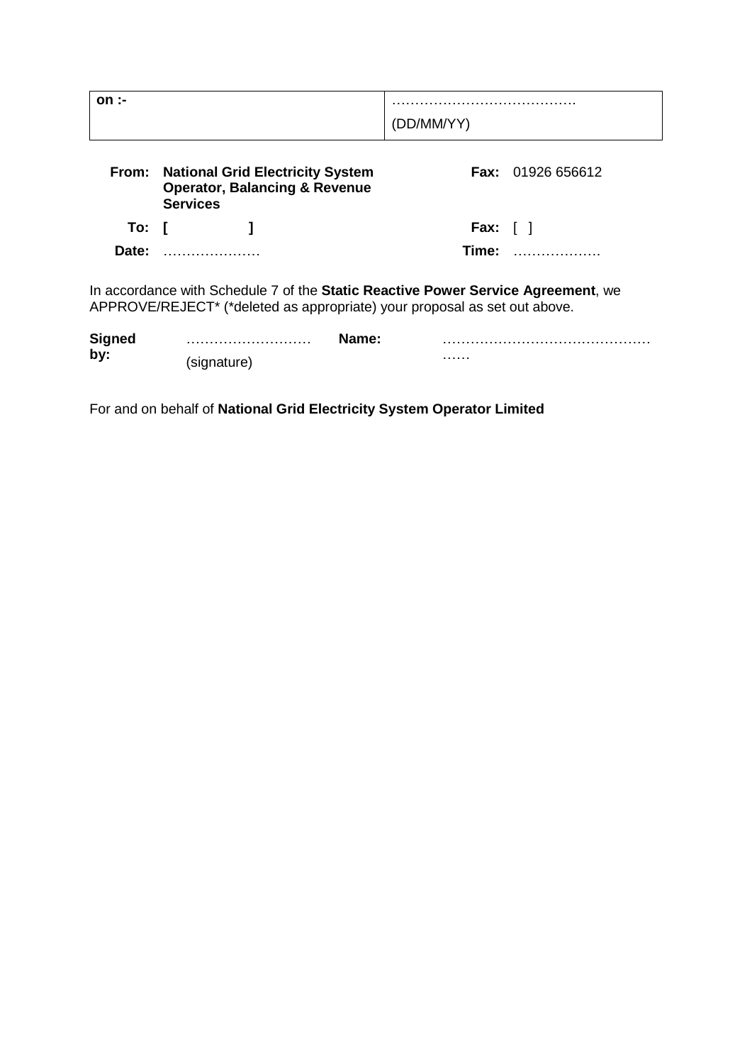| | |
|---|---|
| **on :-** | ………………………………….<br>(DD/MM/YY) |

| | | | |
|---|---|---|---|
| **From:** | **National Grid Electricity System Operator, Balancing & Revenue Services** | **Fax:** | 01926 656612 |
| **To:** | **[ ]** | **Fax:** | [ ] |
| **Date:** | ………………… | **Time:** | ………………. |

In accordance with Schedule 7 of the **Static Reactive Power Service Agreement**, we APPROVE/REJECT* (*deleted as appropriate) your proposal as set out above.

| | | | |
|---|---|---|---|
| **Signed by:** | ………………………<br>(signature) | **Name:** | ……………………………………………… |

For and on behalf of **National Grid Electricity System Operator Limited**